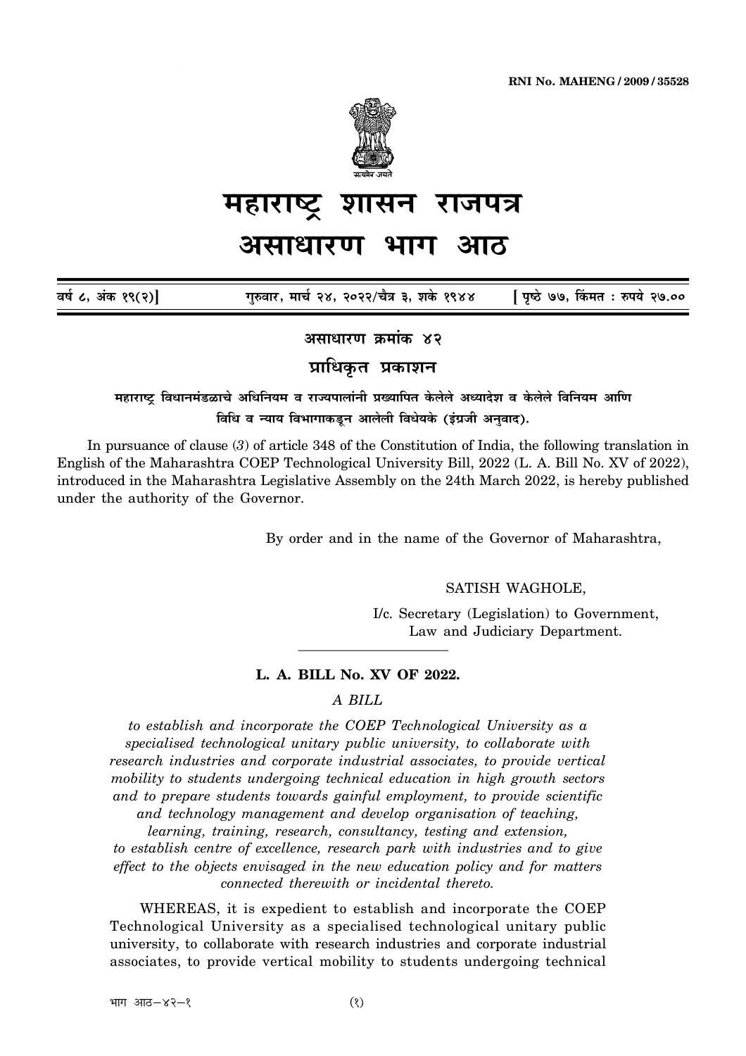RNI No. MAHENG / 2009 / 35528

सत्यमेव जयते

# महाराष्ट्र शासन राजपत्र

# असाधारण भाग आठ

वर्ष ८, अंक १९(२)] गुरुवार, मार्च २४, २०२२/चैत्र ३, शके १९४४ [ पृष्ठे ७७, किंमत : रुपये २७.००

## असाधारण क्रमांक ४२

## प्राधिकृत प्रकाशन

**महाराष्ट्र विधानमंडळाचे अधिनियम व राज्यपालांनी प्रख्यापित केलेले अध्यादेश व केलेले विनियम आणि विधि व न्याय विभागाकडून आलेली विधेयके (इंग्रजी अनुवाद).**

In pursuance of clause (*3*) of article 348 of the Constitution of India, the following translation in English of the Maharashtra COEP Technological University Bill, 2022 (L. A. Bill No. XV of 2022), introduced in the Maharashtra Legislative Assembly on the 24th March 2022, is hereby published under the authority of the Governor.

By order and in the name of the Governor of Maharashtra,

SATISH WAGHOLE,

I/c. Secretary (Legislation) to Government,
Law and Judiciary Department.

---

**L. A. BILL No. XV OF 2022.**

*A BILL*

*to establish and incorporate the COEP Technological University as a specialised technological unitary public university, to collaborate with research industries and corporate industrial associates, to provide vertical mobility to students undergoing technical education in high growth sectors and to prepare students towards gainful employment, to provide scientific and technology management and develop organisation of teaching, learning, training, research, consultancy, testing and extension, to establish centre of excellence, research park with industries and to give effect to the objects envisaged in the new education policy and for matters connected therewith or incidental thereto.*

WHEREAS, it is expedient to establish and incorporate the COEP Technological University as a specialised technological unitary public university, to collaborate with research industries and corporate industrial associates, to provide vertical mobility to students undergoing technical

भाग आठ—४२—१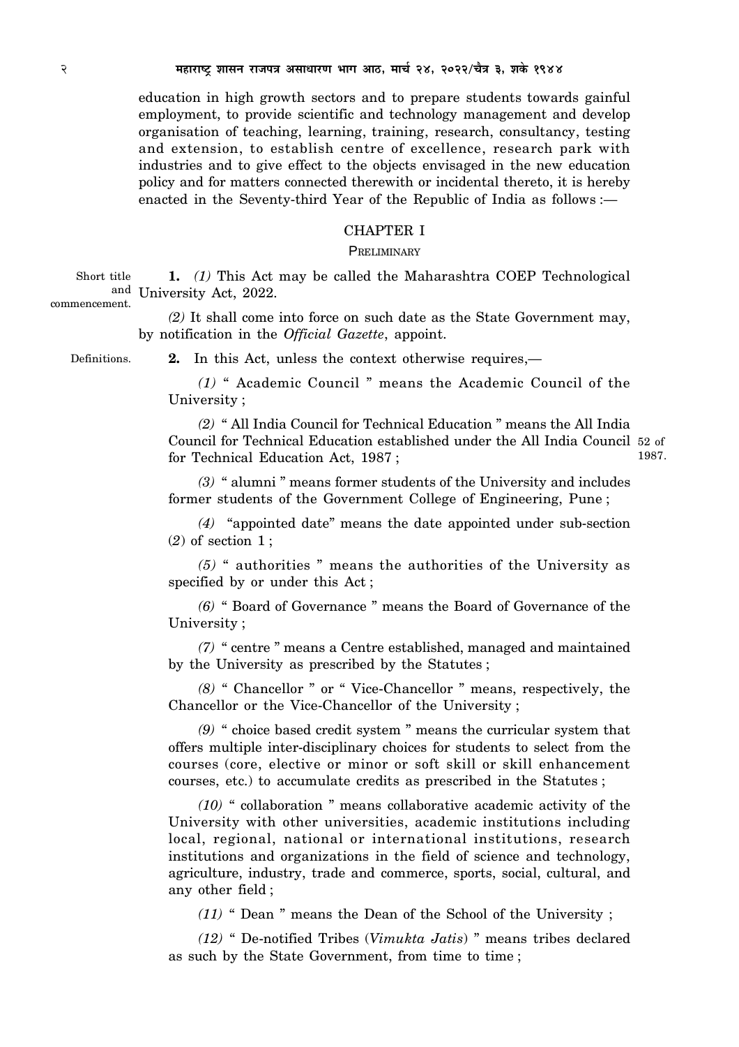education in high growth sectors and to prepare students towards gainful employment, to provide scientific and technology management and develop organisation of teaching, learning, training, research, consultancy, testing and extension, to establish centre of excellence, research park with industries and to give effect to the objects envisaged in the new education policy and for matters connected therewith or incidental thereto, it is hereby enacted in the Seventy-third Year of the Republic of India as follows :—

## CHAPTER I

### PRELIMINARY

Short title and commencement.

**1.** *(1)* This Act may be called the Maharashtra COEP Technological University Act, 2022.

*(2)* It shall come into force on such date as the State Government may, by notification in the *Official Gazette*, appoint.

Definitions.

**2.** In this Act, unless the context otherwise requires,—

*(1)* " Academic Council " means the Academic Council of the University ;

*(2)* " All India Council for Technical Education " means the All India Council for Technical Education established under the All India Council for Technical Education Act, 1987 ; 52 of 1987.

*(3)* " alumni " means former students of the University and includes former students of the Government College of Engineering, Pune ;

*(4)* "appointed date" means the date appointed under sub-section (*2*) of section 1 ;

*(5)* " authorities " means the authorities of the University as specified by or under this Act ;

*(6)* " Board of Governance " means the Board of Governance of the University ;

*(7)* " centre " means a Centre established, managed and maintained by the University as prescribed by the Statutes ;

*(8)* " Chancellor " or " Vice-Chancellor " means, respectively, the Chancellor or the Vice-Chancellor of the University ;

*(9)* " choice based credit system " means the curricular system that offers multiple inter-disciplinary choices for students to select from the courses (core, elective or minor or soft skill or skill enhancement courses, etc.) to accumulate credits as prescribed in the Statutes ;

*(10)* " collaboration " means collaborative academic activity of the University with other universities, academic institutions including local, regional, national or international institutions, research institutions and organizations in the field of science and technology, agriculture, industry, trade and commerce, sports, social, cultural, and any other field ;

*(11)* " Dean " means the Dean of the School of the University ;

*(12)* " De-notified Tribes (*Vimukta Jatis*) " means tribes declared as such by the State Government, from time to time ;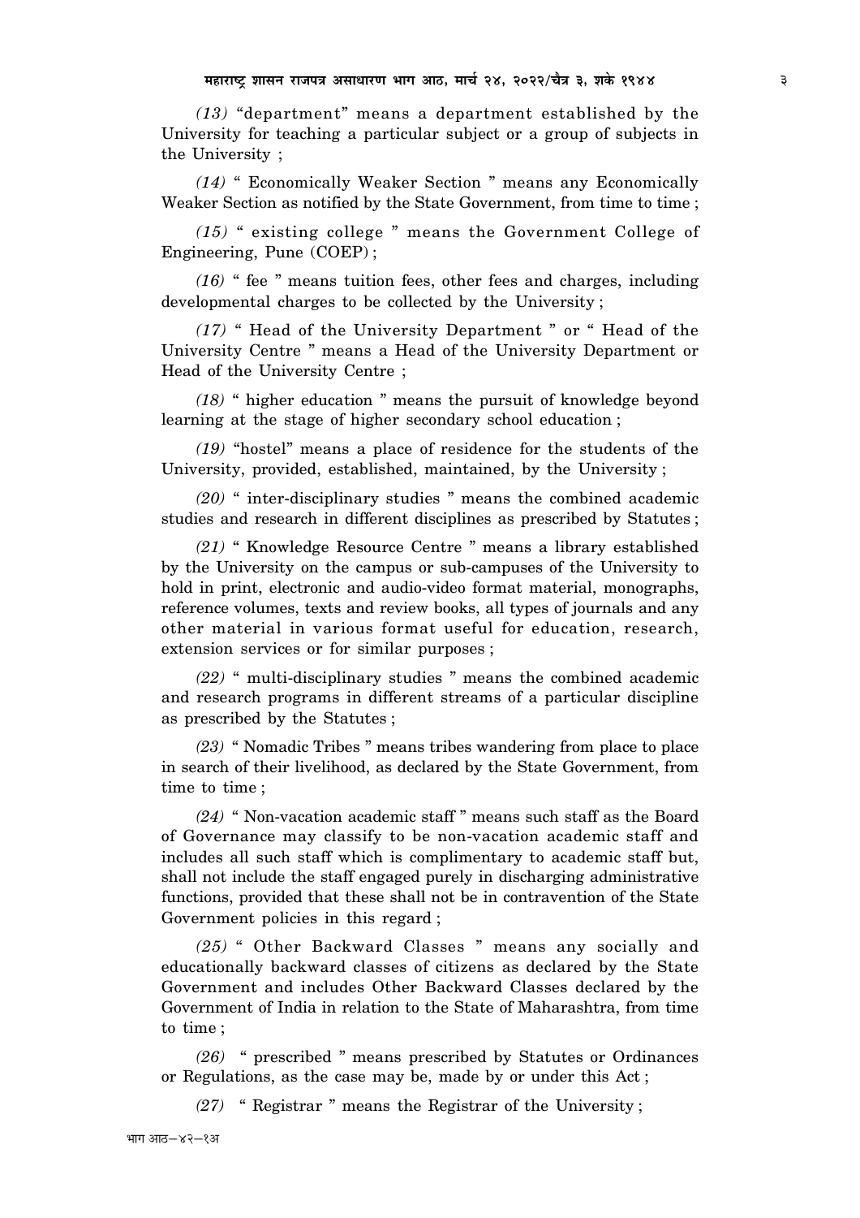*(13)* "department" means a department established by the University for teaching a particular subject or a group of subjects in the University ;

*(14)* " Economically Weaker Section " means any Economically Weaker Section as notified by the State Government, from time to time ;

*(15)* " existing college " means the Government College of Engineering, Pune (COEP) ;

*(16)* " fee " means tuition fees, other fees and charges, including developmental charges to be collected by the University ;

*(17)* " Head of the University Department " or " Head of the University Centre " means a Head of the University Department or Head of the University Centre ;

*(18)* " higher education " means the pursuit of knowledge beyond learning at the stage of higher secondary school education ;

*(19)* "hostel" means a place of residence for the students of the University, provided, established, maintained, by the University ;

*(20)* " inter-disciplinary studies " means the combined academic studies and research in different disciplines as prescribed by Statutes ;

*(21)* " Knowledge Resource Centre " means a library established by the University on the campus or sub-campuses of the University to hold in print, electronic and audio-video format material, monographs, reference volumes, texts and review books, all types of journals and any other material in various format useful for education, research, extension services or for similar purposes ;

*(22)* " multi-disciplinary studies " means the combined academic and research programs in different streams of a particular discipline as prescribed by the Statutes ;

*(23)* " Nomadic Tribes " means tribes wandering from place to place in search of their livelihood, as declared by the State Government, from time to time ;

*(24)* " Non-vacation academic staff " means such staff as the Board of Governance may classify to be non-vacation academic staff and includes all such staff which is complimentary to academic staff but, shall not include the staff engaged purely in discharging administrative functions, provided that these shall not be in contravention of the State Government policies in this regard ;

*(25)* " Other Backward Classes " means any socially and educationally backward classes of citizens as declared by the State Government and includes Other Backward Classes declared by the Government of India in relation to the State of Maharashtra, from time to time ;

*(26)* " prescribed " means prescribed by Statutes or Ordinances or Regulations, as the case may be, made by or under this Act ;

*(27)* " Registrar " means the Registrar of the University ;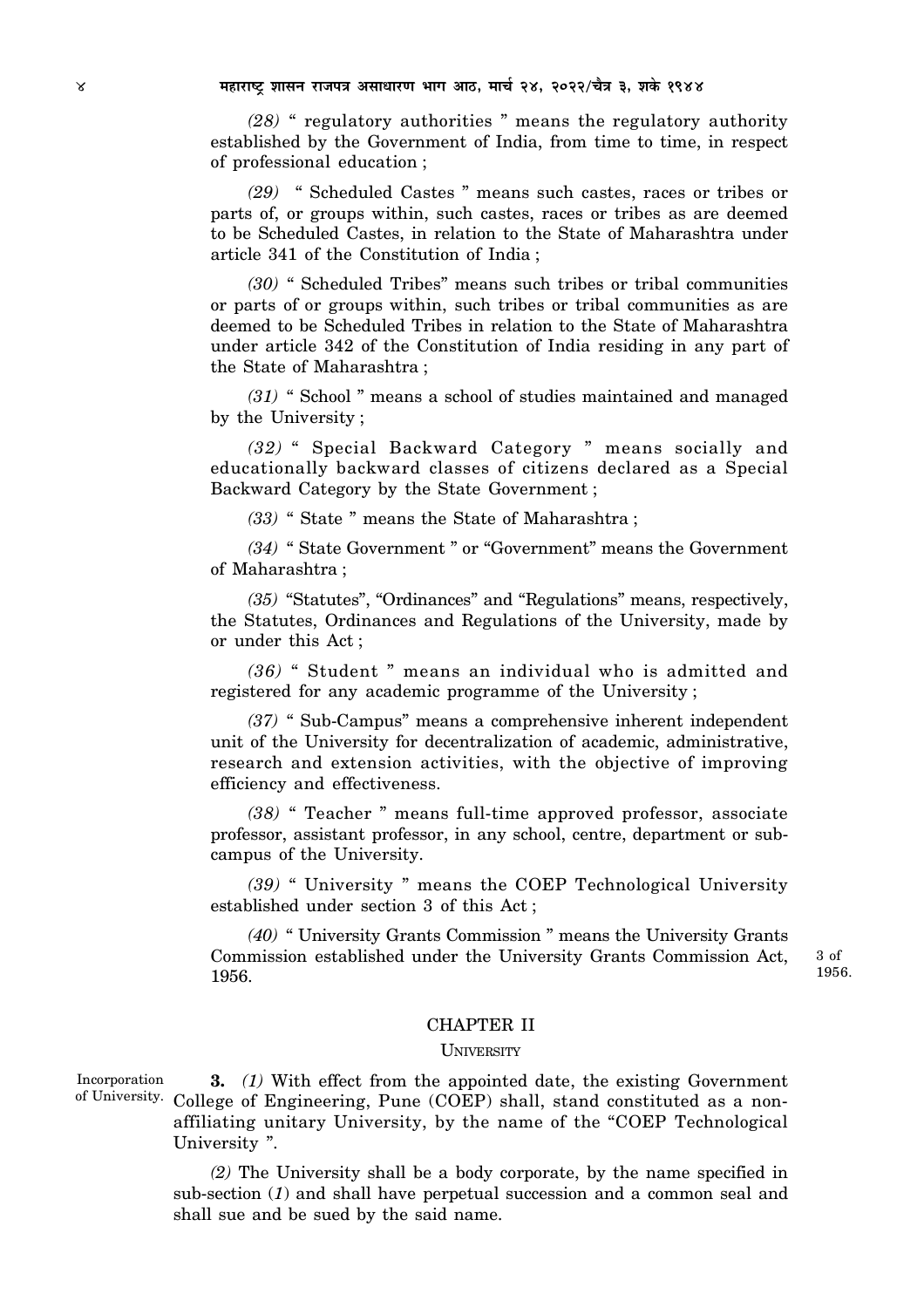*(28)* " regulatory authorities " means the regulatory authority established by the Government of India, from time to time, in respect of professional education ;

*(29)* " Scheduled Castes " means such castes, races or tribes or parts of, or groups within, such castes, races or tribes as are deemed to be Scheduled Castes, in relation to the State of Maharashtra under article 341 of the Constitution of India ;

*(30)* " Scheduled Tribes" means such tribes or tribal communities or parts of or groups within, such tribes or tribal communities as are deemed to be Scheduled Tribes in relation to the State of Maharashtra under article 342 of the Constitution of India residing in any part of the State of Maharashtra ;

*(31)* " School " means a school of studies maintained and managed by the University ;

*(32)* " Special Backward Category " means socially and educationally backward classes of citizens declared as a Special Backward Category by the State Government ;

*(33)* " State " means the State of Maharashtra ;

*(34)* " State Government " or "Government" means the Government of Maharashtra ;

*(35)* "Statutes", "Ordinances" and "Regulations" means, respectively, the Statutes, Ordinances and Regulations of the University, made by or under this Act ;

*(36)* " Student " means an individual who is admitted and registered for any academic programme of the University ;

*(37)* " Sub-Campus" means a comprehensive inherent independent unit of the University for decentralization of academic, administrative, research and extension activities, with the objective of improving efficiency and effectiveness.

*(38)* " Teacher " means full-time approved professor, associate professor, assistant professor, in any school, centre, department or sub-campus of the University.

*(39)* " University " means the COEP Technological University established under section 3 of this Act ;

*(40)* " University Grants Commission " means the University Grants Commission established under the University Grants Commission Act, 1956. 3 of 1956.

## CHAPTER II

### UNIVERSITY

Incorporation of University.

**3.** *(1)* With effect from the appointed date, the existing Government College of Engineering, Pune (COEP) shall, stand constituted as a non-affiliating unitary University, by the name of the "COEP Technological University ".

*(2)* The University shall be a body corporate, by the name specified in sub-section (*1*) and shall have perpetual succession and a common seal and shall sue and be sued by the said name.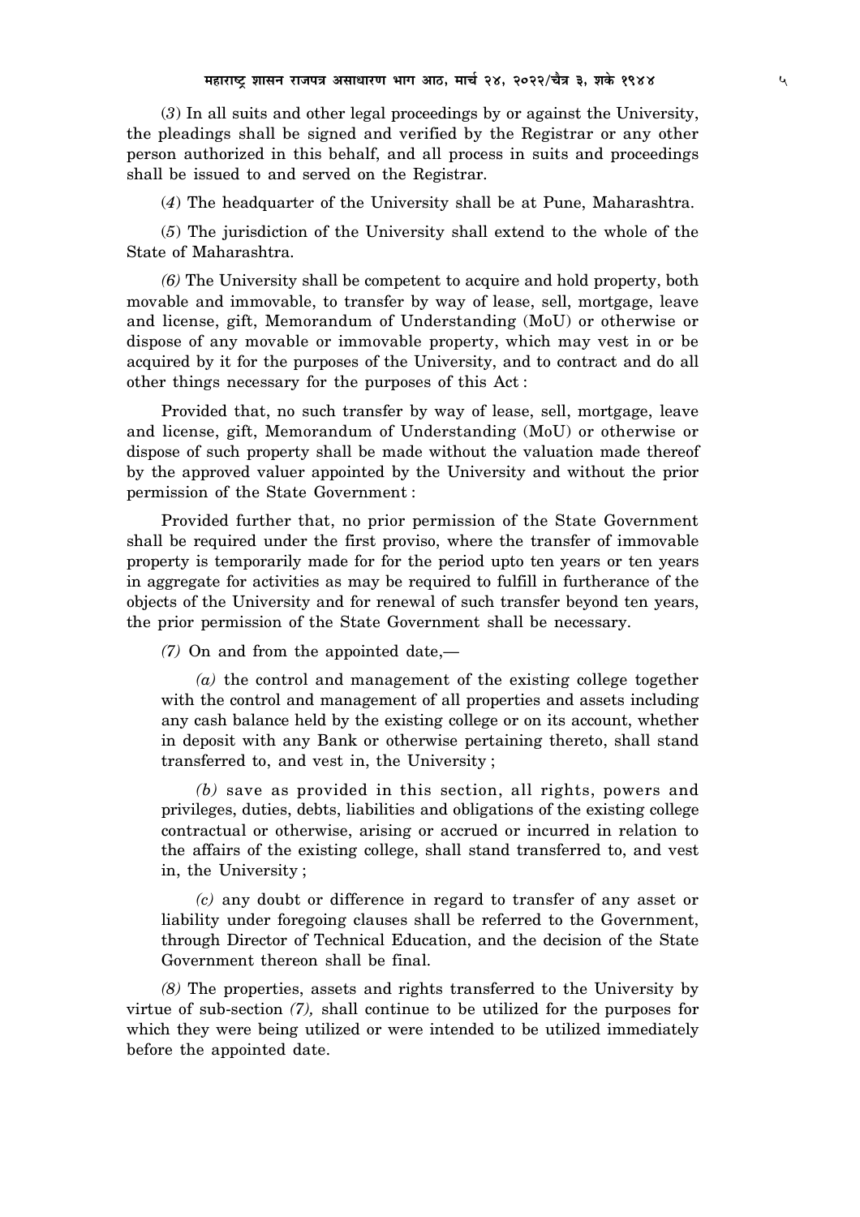(*3*) In all suits and other legal proceedings by or against the University, the pleadings shall be signed and verified by the Registrar or any other person authorized in this behalf, and all process in suits and proceedings shall be issued to and served on the Registrar.

(*4*) The headquarter of the University shall be at Pune, Maharashtra.

(*5*) The jurisdiction of the University shall extend to the whole of the State of Maharashtra.

*(6)* The University shall be competent to acquire and hold property, both movable and immovable, to transfer by way of lease, sell, mortgage, leave and license, gift, Memorandum of Understanding (MoU) or otherwise or dispose of any movable or immovable property, which may vest in or be acquired by it for the purposes of the University, and to contract and do all other things necessary for the purposes of this Act :

Provided that, no such transfer by way of lease, sell, mortgage, leave and license, gift, Memorandum of Understanding (MoU) or otherwise or dispose of such property shall be made without the valuation made thereof by the approved valuer appointed by the University and without the prior permission of the State Government :

Provided further that, no prior permission of the State Government shall be required under the first proviso, where the transfer of immovable property is temporarily made for for the period upto ten years or ten years in aggregate for activities as may be required to fulfill in furtherance of the objects of the University and for renewal of such transfer beyond ten years, the prior permission of the State Government shall be necessary.

*(7)* On and from the appointed date,—

*(a)* the control and management of the existing college together with the control and management of all properties and assets including any cash balance held by the existing college or on its account, whether in deposit with any Bank or otherwise pertaining thereto, shall stand transferred to, and vest in, the University ;

*(b)* save as provided in this section, all rights, powers and privileges, duties, debts, liabilities and obligations of the existing college contractual or otherwise, arising or accrued or incurred in relation to the affairs of the existing college, shall stand transferred to, and vest in, the University ;

*(c)* any doubt or difference in regard to transfer of any asset or liability under foregoing clauses shall be referred to the Government, through Director of Technical Education, and the decision of the State Government thereon shall be final.

*(8)* The properties, assets and rights transferred to the University by virtue of sub-section *(7),* shall continue to be utilized for the purposes for which they were being utilized or were intended to be utilized immediately before the appointed date.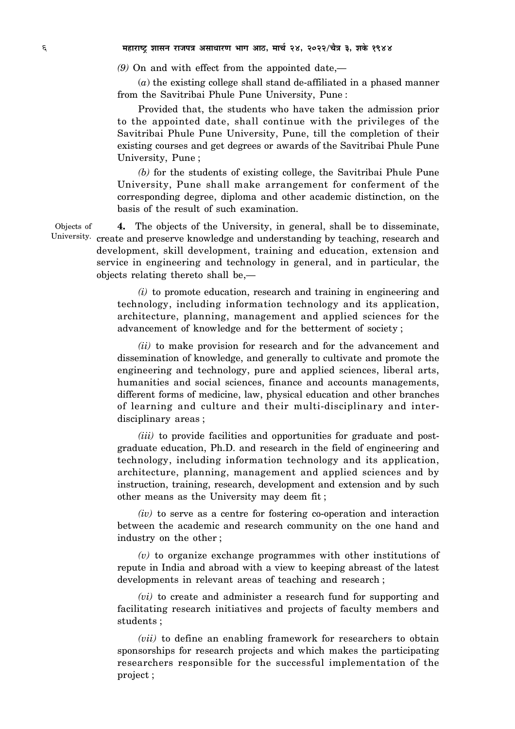*(9)* On and with effect from the appointed date,—

(*a*) the existing college shall stand de-affiliated in a phased manner from the Savitribai Phule Pune University, Pune :

Provided that, the students who have taken the admission prior to the appointed date, shall continue with the privileges of the Savitribai Phule Pune University, Pune, till the completion of their existing courses and get degrees or awards of the Savitribai Phule Pune University, Pune ;

*(b)* for the students of existing college, the Savitribai Phule Pune University, Pune shall make arrangement for conferment of the corresponding degree, diploma and other academic distinction, on the basis of the result of such examination.

Objects of University.

**4.** The objects of the University, in general, shall be to disseminate, create and preserve knowledge and understanding by teaching, research and development, skill development, training and education, extension and service in engineering and technology in general, and in particular, the objects relating thereto shall be,—

*(i)* to promote education, research and training in engineering and technology, including information technology and its application, architecture, planning, management and applied sciences for the advancement of knowledge and for the betterment of society ;

*(ii)* to make provision for research and for the advancement and dissemination of knowledge, and generally to cultivate and promote the engineering and technology, pure and applied sciences, liberal arts, humanities and social sciences, finance and accounts managements, different forms of medicine, law, physical education and other branches of learning and culture and their multi-disciplinary and inter-disciplinary areas ;

*(iii)* to provide facilities and opportunities for graduate and post-graduate education, Ph.D. and research in the field of engineering and technology, including information technology and its application, architecture, planning, management and applied sciences and by instruction, training, research, development and extension and by such other means as the University may deem fit ;

*(iv)* to serve as a centre for fostering co-operation and interaction between the academic and research community on the one hand and industry on the other ;

*(v)* to organize exchange programmes with other institutions of repute in India and abroad with a view to keeping abreast of the latest developments in relevant areas of teaching and research ;

*(vi)* to create and administer a research fund for supporting and facilitating research initiatives and projects of faculty members and students ;

*(vii)* to define an enabling framework for researchers to obtain sponsorships for research projects and which makes the participating researchers responsible for the successful implementation of the project ;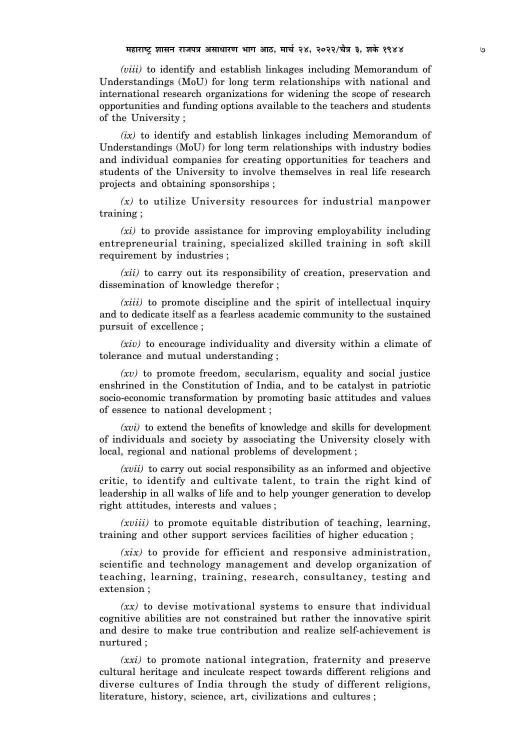*(viii)* to identify and establish linkages including Memorandum of Understandings (MoU) for long term relationships with national and international research organizations for widening the scope of research opportunities and funding options available to the teachers and students of the University ;

*(ix)* to identify and establish linkages including Memorandum of Understandings (MoU) for long term relationships with industry bodies and individual companies for creating opportunities for teachers and students of the University to involve themselves in real life research projects and obtaining sponsorships ;

*(x)* to utilize University resources for industrial manpower training ;

*(xi)* to provide assistance for improving employability including entrepreneurial training, specialized skilled training in soft skill requirement by industries ;

*(xii)* to carry out its responsibility of creation, preservation and dissemination of knowledge therefor ;

*(xiii)* to promote discipline and the spirit of intellectual inquiry and to dedicate itself as a fearless academic community to the sustained pursuit of excellence ;

*(xiv)* to encourage individuality and diversity within a climate of tolerance and mutual understanding ;

*(xv)* to promote freedom, secularism, equality and social justice enshrined in the Constitution of India, and to be catalyst in patriotic socio-economic transformation by promoting basic attitudes and values of essence to national development ;

*(xvi)* to extend the benefits of knowledge and skills for development of individuals and society by associating the University closely with local, regional and national problems of development ;

*(xvii)* to carry out social responsibility as an informed and objective critic, to identify and cultivate talent, to train the right kind of leadership in all walks of life and to help younger generation to develop right attitudes, interests and values ;

*(xviii)* to promote equitable distribution of teaching, learning, training and other support services facilities of higher education ;

*(xix)* to provide for efficient and responsive administration, scientific and technology management and develop organization of teaching, learning, training, research, consultancy, testing and extension ;

*(xx)* to devise motivational systems to ensure that individual cognitive abilities are not constrained but rather the innovative spirit and desire to make true contribution and realize self-achievement is nurtured ;

*(xxi)* to promote national integration, fraternity and preserve cultural heritage and inculcate respect towards different religions and diverse cultures of India through the study of different religions, literature, history, science, art, civilizations and cultures ;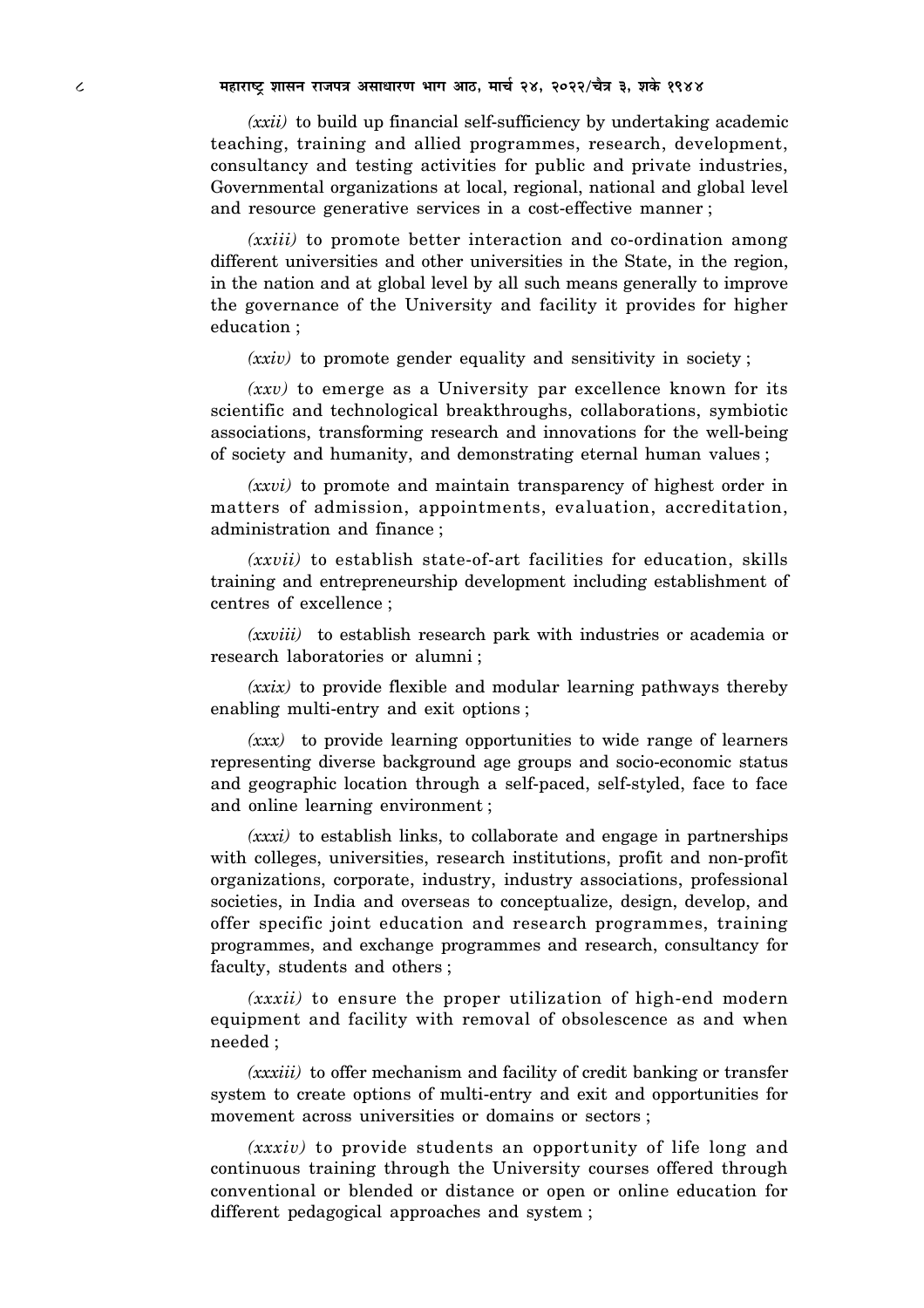*(xxii)* to build up financial self-sufficiency by undertaking academic teaching, training and allied programmes, research, development, consultancy and testing activities for public and private industries, Governmental organizations at local, regional, national and global level and resource generative services in a cost-effective manner ;

*(xxiii)* to promote better interaction and co-ordination among different universities and other universities in the State, in the region, in the nation and at global level by all such means generally to improve the governance of the University and facility it provides for higher education ;

*(xxiv)* to promote gender equality and sensitivity in society ;

*(xxv)* to emerge as a University par excellence known for its scientific and technological breakthroughs, collaborations, symbiotic associations, transforming research and innovations for the well-being of society and humanity, and demonstrating eternal human values ;

*(xxvi)* to promote and maintain transparency of highest order in matters of admission, appointments, evaluation, accreditation, administration and finance ;

*(xxvii)* to establish state-of-art facilities for education, skills training and entrepreneurship development including establishment of centres of excellence ;

*(xxviii)* to establish research park with industries or academia or research laboratories or alumni ;

*(xxix)* to provide flexible and modular learning pathways thereby enabling multi-entry and exit options ;

*(xxx)* to provide learning opportunities to wide range of learners representing diverse background age groups and socio-economic status and geographic location through a self-paced, self-styled, face to face and online learning environment ;

*(xxxi)* to establish links, to collaborate and engage in partnerships with colleges, universities, research institutions, profit and non-profit organizations, corporate, industry, industry associations, professional societies, in India and overseas to conceptualize, design, develop, and offer specific joint education and research programmes, training programmes, and exchange programmes and research, consultancy for faculty, students and others ;

*(xxxii)* to ensure the proper utilization of high-end modern equipment and facility with removal of obsolescence as and when needed ;

*(xxxiii)* to offer mechanism and facility of credit banking or transfer system to create options of multi-entry and exit and opportunities for movement across universities or domains or sectors ;

*(xxxiv)* to provide students an opportunity of life long and continuous training through the University courses offered through conventional or blended or distance or open or online education for different pedagogical approaches and system ;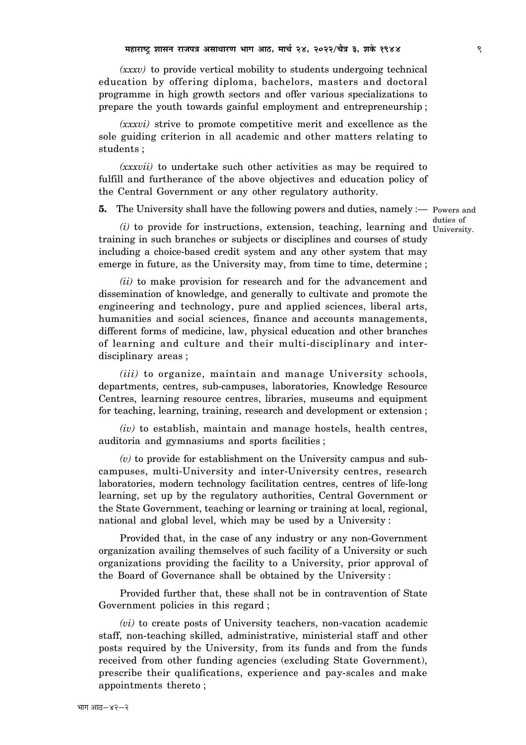*(xxxv)* to provide vertical mobility to students undergoing technical education by offering diploma, bachelors, masters and doctoral programme in high growth sectors and offer various specializations to prepare the youth towards gainful employment and entrepreneurship ;

*(xxxvi)* strive to promote competitive merit and excellence as the sole guiding criterion in all academic and other matters relating to students ;

*(xxxvii)* to undertake such other activities as may be required to fulfill and furtherance of the above objectives and education policy of the Central Government or any other regulatory authority.

Powers and duties of University.

**5.** The University shall have the following powers and duties, namely :—

*(i)* to provide for instructions, extension, teaching, learning and training in such branches or subjects or disciplines and courses of study including a choice-based credit system and any other system that may emerge in future, as the University may, from time to time, determine ;

*(ii)* to make provision for research and for the advancement and dissemination of knowledge, and generally to cultivate and promote the engineering and technology, pure and applied sciences, liberal arts, humanities and social sciences, finance and accounts managements, different forms of medicine, law, physical education and other branches of learning and culture and their multi-disciplinary and inter-disciplinary areas ;

*(iii)* to organize, maintain and manage University schools, departments, centres, sub-campuses, laboratories, Knowledge Resource Centres, learning resource centres, libraries, museums and equipment for teaching, learning, training, research and development or extension ;

*(iv)* to establish, maintain and manage hostels, health centres, auditoria and gymnasiums and sports facilities ;

*(v)* to provide for establishment on the University campus and sub-campuses, multi-University and inter-University centres, research laboratories, modern technology facilitation centres, centres of life-long learning, set up by the regulatory authorities, Central Government or the State Government, teaching or learning or training at local, regional, national and global level, which may be used by a University :

Provided that, in the case of any industry or any non-Government organization availing themselves of such facility of a University or such organizations providing the facility to a University, prior approval of the Board of Governance shall be obtained by the University :

Provided further that, these shall not be in contravention of State Government policies in this regard ;

*(vi)* to create posts of University teachers, non-vacation academic staff, non-teaching skilled, administrative, ministerial staff and other posts required by the University, from its funds and from the funds received from other funding agencies (excluding State Government), prescribe their qualifications, experience and pay-scales and make appointments thereto ;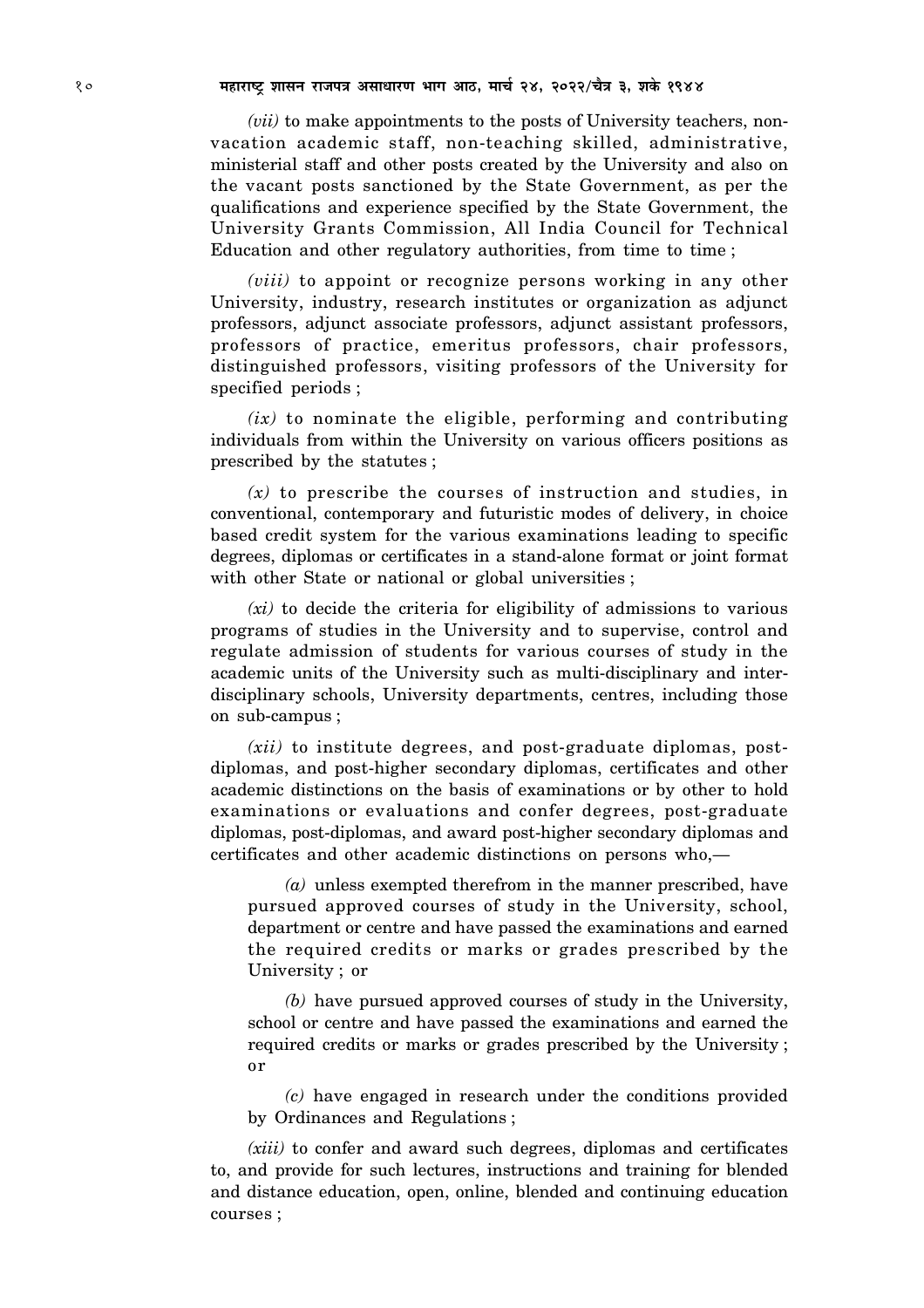*(vii)* to make appointments to the posts of University teachers, non-vacation academic staff, non-teaching skilled, administrative, ministerial staff and other posts created by the University and also on the vacant posts sanctioned by the State Government, as per the qualifications and experience specified by the State Government, the University Grants Commission, All India Council for Technical Education and other regulatory authorities, from time to time ;

*(viii)* to appoint or recognize persons working in any other University, industry, research institutes or organization as adjunct professors, adjunct associate professors, adjunct assistant professors, professors of practice, emeritus professors, chair professors, distinguished professors, visiting professors of the University for specified periods ;

*(ix)* to nominate the eligible, performing and contributing individuals from within the University on various officers positions as prescribed by the statutes ;

*(x)* to prescribe the courses of instruction and studies, in conventional, contemporary and futuristic modes of delivery, in choice based credit system for the various examinations leading to specific degrees, diplomas or certificates in a stand-alone format or joint format with other State or national or global universities ;

*(xi)* to decide the criteria for eligibility of admissions to various programs of studies in the University and to supervise, control and regulate admission of students for various courses of study in the academic units of the University such as multi-disciplinary and inter-disciplinary schools, University departments, centres, including those on sub-campus ;

*(xii)* to institute degrees, and post-graduate diplomas, post-diplomas, and post-higher secondary diplomas, certificates and other academic distinctions on the basis of examinations or by other to hold examinations or evaluations and confer degrees, post-graduate diplomas, post-diplomas, and award post-higher secondary diplomas and certificates and other academic distinctions on persons who,—

*(a)* unless exempted therefrom in the manner prescribed, have pursued approved courses of study in the University, school, department or centre and have passed the examinations and earned the required credits or marks or grades prescribed by the University ; or

*(b)* have pursued approved courses of study in the University, school or centre and have passed the examinations and earned the required credits or marks or grades prescribed by the University ; or

*(c)* have engaged in research under the conditions provided by Ordinances and Regulations ;

*(xiii)* to confer and award such degrees, diplomas and certificates to, and provide for such lectures, instructions and training for blended and distance education, open, online, blended and continuing education courses ;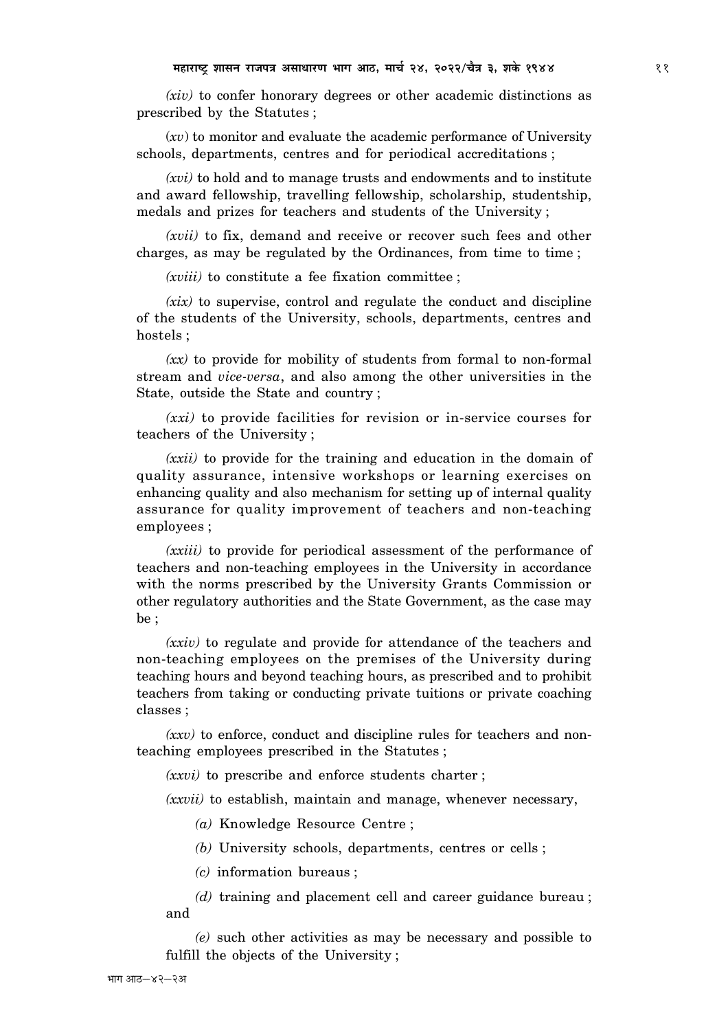*(xiv)* to confer honorary degrees or other academic distinctions as prescribed by the Statutes ;

(*xv*) to monitor and evaluate the academic performance of University schools, departments, centres and for periodical accreditations ;

*(xvi)* to hold and to manage trusts and endowments and to institute and award fellowship, travelling fellowship, scholarship, studentship, medals and prizes for teachers and students of the University ;

*(xvii)* to fix, demand and receive or recover such fees and other charges, as may be regulated by the Ordinances, from time to time ;

*(xviii)* to constitute a fee fixation committee ;

*(xix)* to supervise, control and regulate the conduct and discipline of the students of the University, schools, departments, centres and hostels ;

*(xx)* to provide for mobility of students from formal to non-formal stream and *vice-versa*, and also among the other universities in the State, outside the State and country ;

*(xxi)* to provide facilities for revision or in-service courses for teachers of the University ;

*(xxii)* to provide for the training and education in the domain of quality assurance, intensive workshops or learning exercises on enhancing quality and also mechanism for setting up of internal quality assurance for quality improvement of teachers and non-teaching employees ;

*(xxiii)* to provide for periodical assessment of the performance of teachers and non-teaching employees in the University in accordance with the norms prescribed by the University Grants Commission or other regulatory authorities and the State Government, as the case may be ;

*(xxiv)* to regulate and provide for attendance of the teachers and non-teaching employees on the premises of the University during teaching hours and beyond teaching hours, as prescribed and to prohibit teachers from taking or conducting private tuitions or private coaching classes ;

*(xxv)* to enforce, conduct and discipline rules for teachers and non-teaching employees prescribed in the Statutes ;

*(xxvi)* to prescribe and enforce students charter ;

*(xxvii)* to establish, maintain and manage, whenever necessary,

*(a)* Knowledge Resource Centre ;

*(b)* University schools, departments, centres or cells ;

*(c)* information bureaus ;

*(d)* training and placement cell and career guidance bureau ; and

*(e)* such other activities as may be necessary and possible to fulfill the objects of the University ;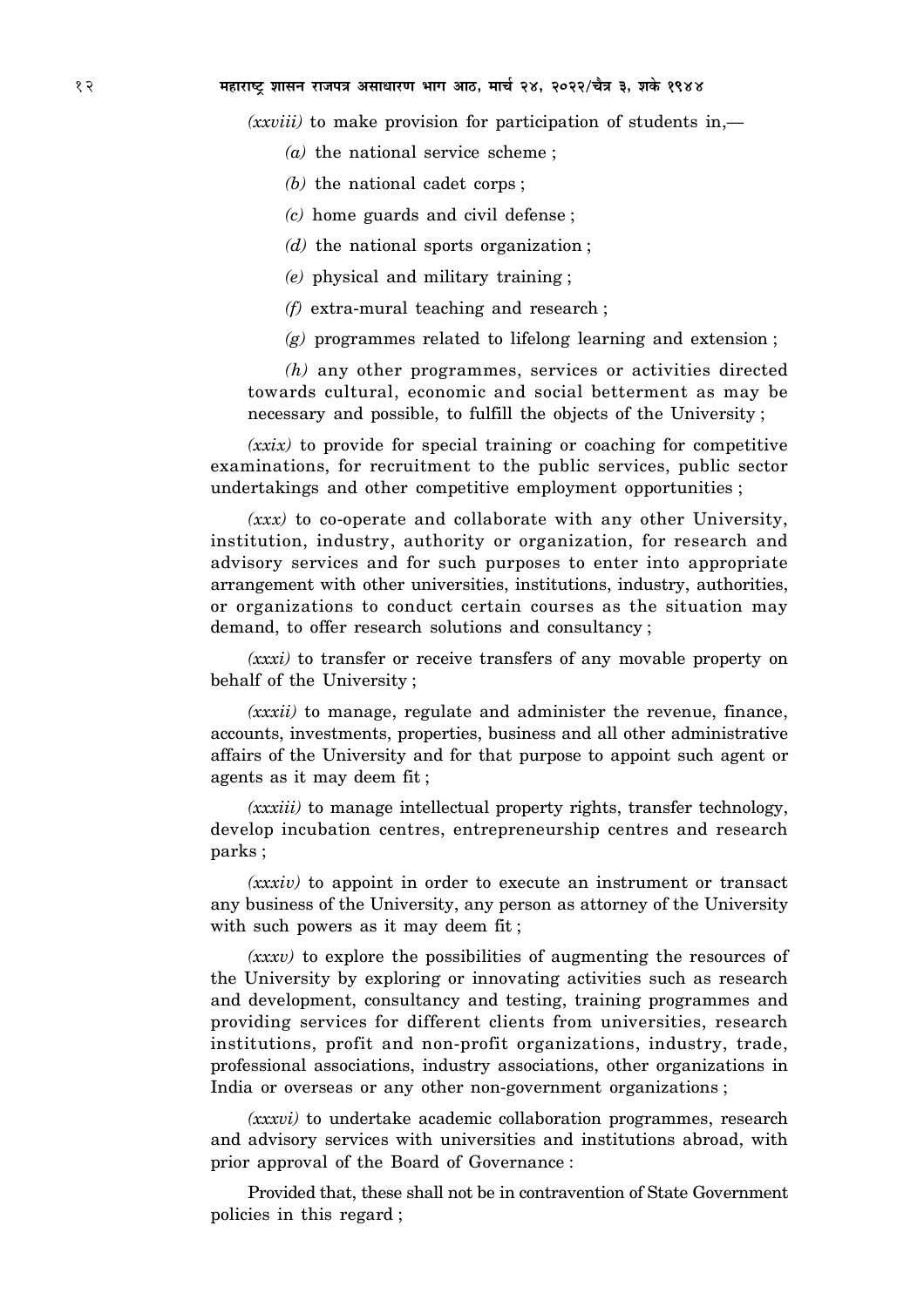*(xxviii)* to make provision for participation of students in,—

*(a)* the national service scheme ;

*(b)* the national cadet corps ;

*(c)* home guards and civil defense ;

*(d)* the national sports organization ;

*(e)* physical and military training ;

*(f)* extra-mural teaching and research ;

*(g)* programmes related to lifelong learning and extension ;

*(h)* any other programmes, services or activities directed towards cultural, economic and social betterment as may be necessary and possible, to fulfill the objects of the University ;

*(xxix)* to provide for special training or coaching for competitive examinations, for recruitment to the public services, public sector undertakings and other competitive employment opportunities ;

*(xxx)* to co-operate and collaborate with any other University, institution, industry, authority or organization, for research and advisory services and for such purposes to enter into appropriate arrangement with other universities, institutions, industry, authorities, or organizations to conduct certain courses as the situation may demand, to offer research solutions and consultancy ;

*(xxxi)* to transfer or receive transfers of any movable property on behalf of the University ;

*(xxxii)* to manage, regulate and administer the revenue, finance, accounts, investments, properties, business and all other administrative affairs of the University and for that purpose to appoint such agent or agents as it may deem fit ;

*(xxxiii)* to manage intellectual property rights, transfer technology, develop incubation centres, entrepreneurship centres and research parks ;

*(xxxiv)* to appoint in order to execute an instrument or transact any business of the University, any person as attorney of the University with such powers as it may deem fit ;

*(xxxv)* to explore the possibilities of augmenting the resources of the University by exploring or innovating activities such as research and development, consultancy and testing, training programmes and providing services for different clients from universities, research institutions, profit and non-profit organizations, industry, trade, professional associations, industry associations, other organizations in India or overseas or any other non-government organizations ;

*(xxxvi)* to undertake academic collaboration programmes, research and advisory services with universities and institutions abroad, with prior approval of the Board of Governance :

Provided that, these shall not be in contravention of State Government policies in this regard ;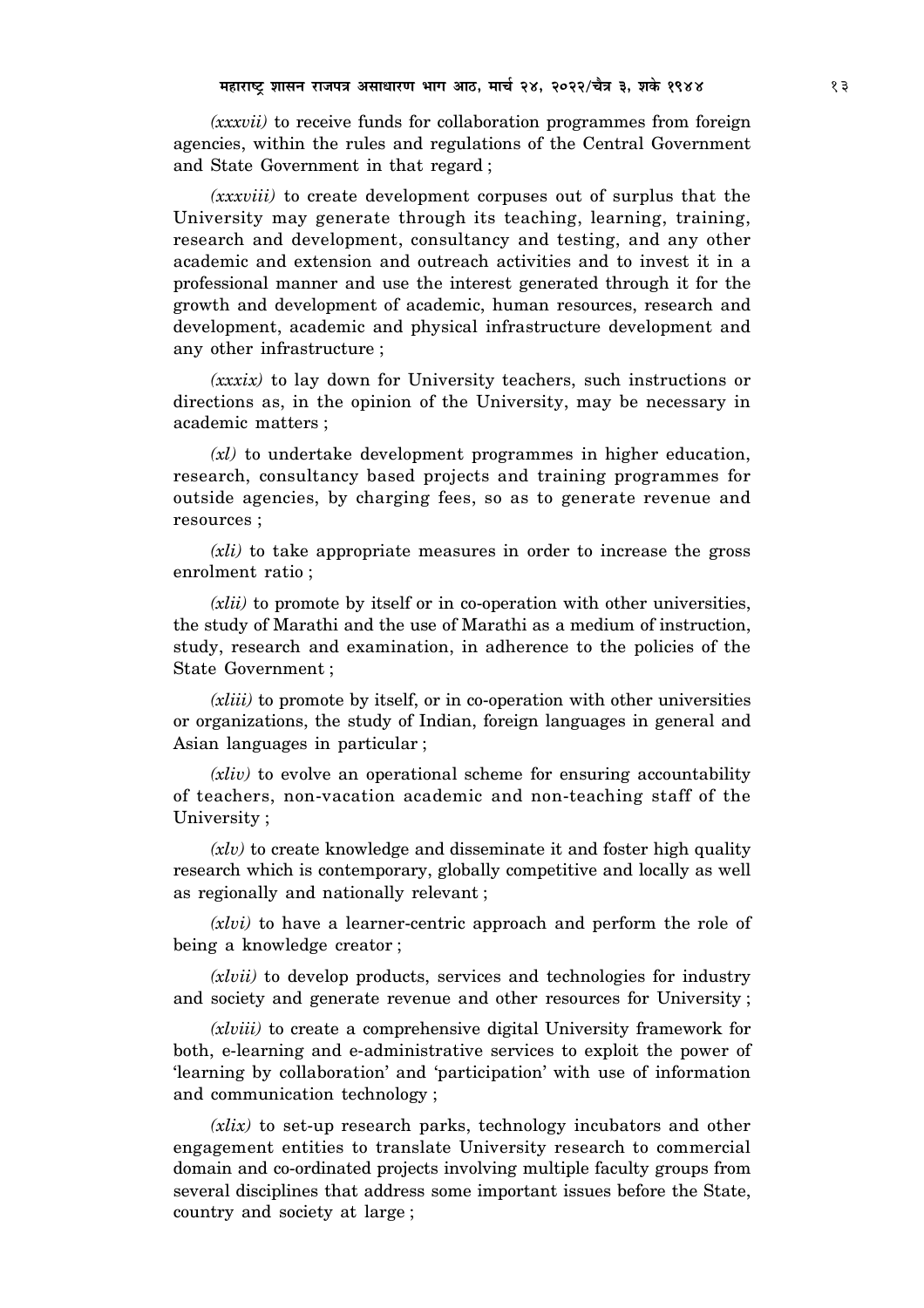*(xxxvii)* to receive funds for collaboration programmes from foreign agencies, within the rules and regulations of the Central Government and State Government in that regard ;

*(xxxviii)* to create development corpuses out of surplus that the University may generate through its teaching, learning, training, research and development, consultancy and testing, and any other academic and extension and outreach activities and to invest it in a professional manner and use the interest generated through it for the growth and development of academic, human resources, research and development, academic and physical infrastructure development and any other infrastructure ;

*(xxxix)* to lay down for University teachers, such instructions or directions as, in the opinion of the University, may be necessary in academic matters ;

*(xl)* to undertake development programmes in higher education, research, consultancy based projects and training programmes for outside agencies, by charging fees, so as to generate revenue and resources ;

*(xli)* to take appropriate measures in order to increase the gross enrolment ratio ;

*(xlii)* to promote by itself or in co-operation with other universities, the study of Marathi and the use of Marathi as a medium of instruction, study, research and examination, in adherence to the policies of the State Government ;

*(xliii)* to promote by itself, or in co-operation with other universities or organizations, the study of Indian, foreign languages in general and Asian languages in particular ;

*(xliv)* to evolve an operational scheme for ensuring accountability of teachers, non-vacation academic and non-teaching staff of the University ;

*(xlv)* to create knowledge and disseminate it and foster high quality research which is contemporary, globally competitive and locally as well as regionally and nationally relevant ;

*(xlvi)* to have a learner-centric approach and perform the role of being a knowledge creator ;

*(xlvii)* to develop products, services and technologies for industry and society and generate revenue and other resources for University ;

*(xlviii)* to create a comprehensive digital University framework for both, e-learning and e-administrative services to exploit the power of 'learning by collaboration' and 'participation' with use of information and communication technology ;

*(xlix)* to set-up research parks, technology incubators and other engagement entities to translate University research to commercial domain and co-ordinated projects involving multiple faculty groups from several disciplines that address some important issues before the State, country and society at large ;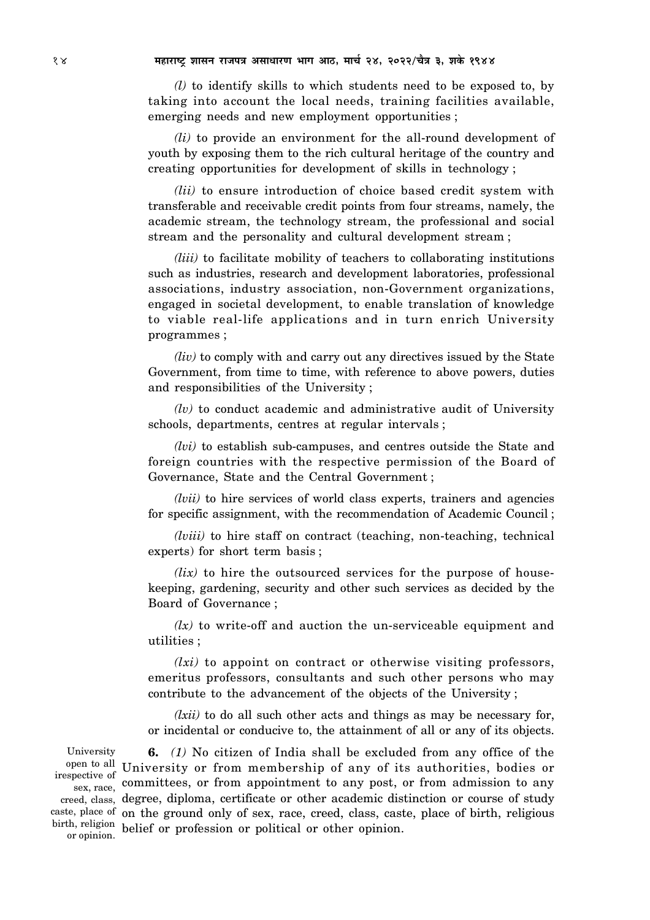*(l)* to identify skills to which students need to be exposed to, by taking into account the local needs, training facilities available, emerging needs and new employment opportunities ;

*(li)* to provide an environment for the all-round development of youth by exposing them to the rich cultural heritage of the country and creating opportunities for development of skills in technology ;

*(lii)* to ensure introduction of choice based credit system with transferable and receivable credit points from four streams, namely, the academic stream, the technology stream, the professional and social stream and the personality and cultural development stream ;

*(liii)* to facilitate mobility of teachers to collaborating institutions such as industries, research and development laboratories, professional associations, industry association, non-Government organizations, engaged in societal development, to enable translation of knowledge to viable real-life applications and in turn enrich University programmes ;

*(liv)* to comply with and carry out any directives issued by the State Government, from time to time, with reference to above powers, duties and responsibilities of the University ;

*(lv)* to conduct academic and administrative audit of University schools, departments, centres at regular intervals ;

*(lvi)* to establish sub-campuses, and centres outside the State and foreign countries with the respective permission of the Board of Governance, State and the Central Government ;

*(lvii)* to hire services of world class experts, trainers and agencies for specific assignment, with the recommendation of Academic Council ;

*(lviii)* to hire staff on contract (teaching, non-teaching, technical experts) for short term basis ;

*(lix)* to hire the outsourced services for the purpose of house-keeping, gardening, security and other such services as decided by the Board of Governance ;

*(lx)* to write-off and auction the un-serviceable equipment and utilities ;

*(lxi)* to appoint on contract or otherwise visiting professors, emeritus professors, consultants and such other persons who may contribute to the advancement of the objects of the University ;

*(lxii)* to do all such other acts and things as may be necessary for, or incidental or conducive to, the attainment of all or any of its objects.

University open to all irespective of sex, race, creed, class, caste, place of birth, religion or opinion.

**6.** *(1)* No citizen of India shall be excluded from any office of the University or from membership of any of its authorities, bodies or committees, or from appointment to any post, or from admission to any degree, diploma, certificate or other academic distinction or course of study on the ground only of sex, race, creed, class, caste, place of birth, religious belief or profession or political or other opinion.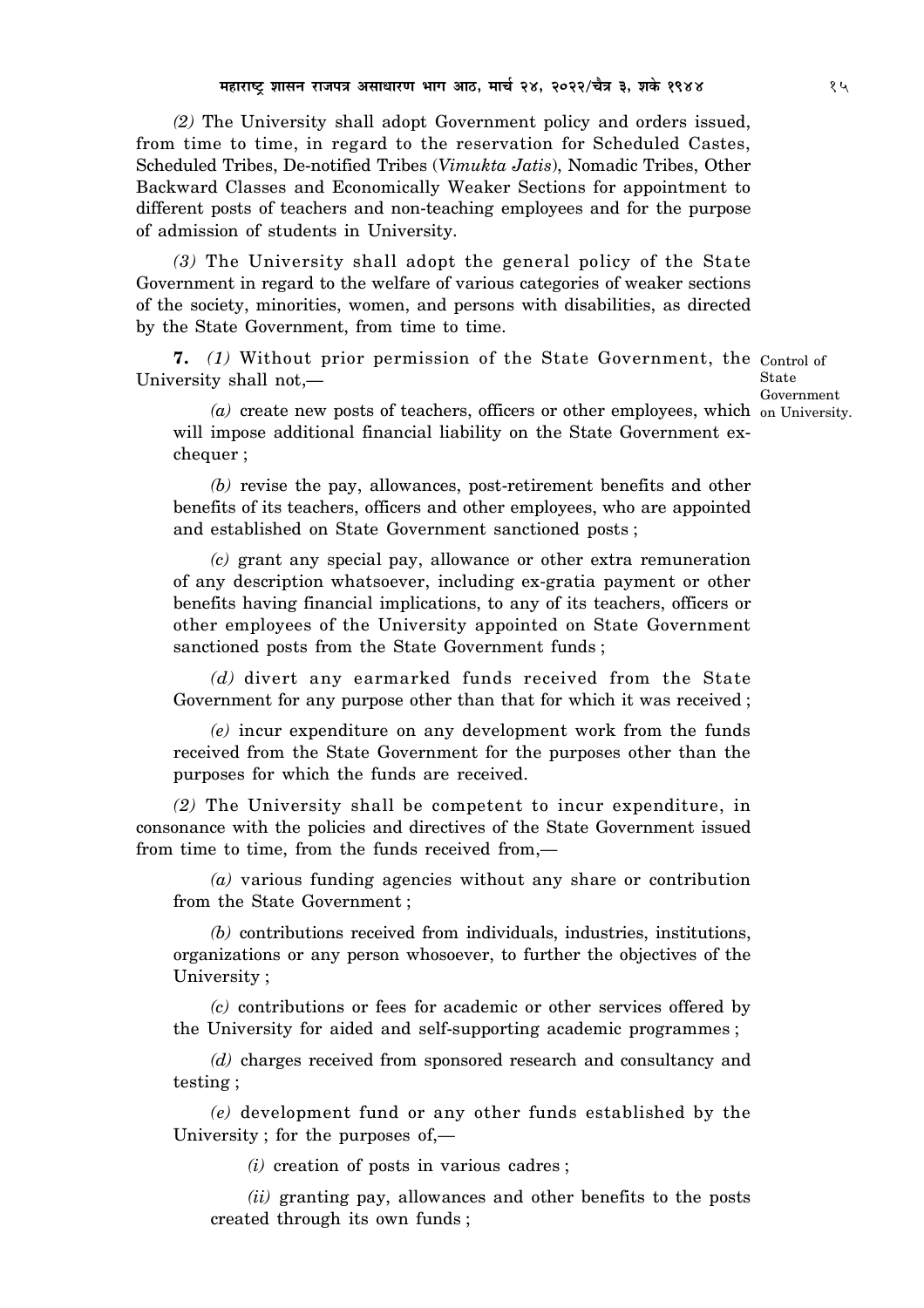(2) The University shall adopt Government policy and orders issued, from time to time, in regard to the reservation for Scheduled Castes, Scheduled Tribes, De-notified Tribes (*Vimukta Jatis*), Nomadic Tribes, Other Backward Classes and Economically Weaker Sections for appointment to different posts of teachers and non-teaching employees and for the purpose of admission of students in University.

(3) The University shall adopt the general policy of the State Government in regard to the welfare of various categories of weaker sections of the society, minorities, women, and persons with disabilities, as directed by the State Government, from time to time.

**7.** *(1)* Without prior permission of the State Government, the University shall not,—

Control of State Government on University.

*(a)* create new posts of teachers, officers or other employees, which will impose additional financial liability on the State Government exchequer ;

*(b)* revise the pay, allowances, post-retirement benefits and other benefits of its teachers, officers and other employees, who are appointed and established on State Government sanctioned posts ;

*(c)* grant any special pay, allowance or other extra remuneration of any description whatsoever, including ex-gratia payment or other benefits having financial implications, to any of its teachers, officers or other employees of the University appointed on State Government sanctioned posts from the State Government funds ;

*(d)* divert any earmarked funds received from the State Government for any purpose other than that for which it was received ;

*(e)* incur expenditure on any development work from the funds received from the State Government for the purposes other than the purposes for which the funds are received.

*(2)* The University shall be competent to incur expenditure, in consonance with the policies and directives of the State Government issued from time to time, from the funds received from,—

*(a)* various funding agencies without any share or contribution from the State Government ;

*(b)* contributions received from individuals, industries, institutions, organizations or any person whosoever, to further the objectives of the University ;

*(c)* contributions or fees for academic or other services offered by the University for aided and self-supporting academic programmes ;

*(d)* charges received from sponsored research and consultancy and testing ;

*(e)* development fund or any other funds established by the University ; for the purposes of,—

*(i)* creation of posts in various cadres ;

*(ii)* granting pay, allowances and other benefits to the posts created through its own funds ;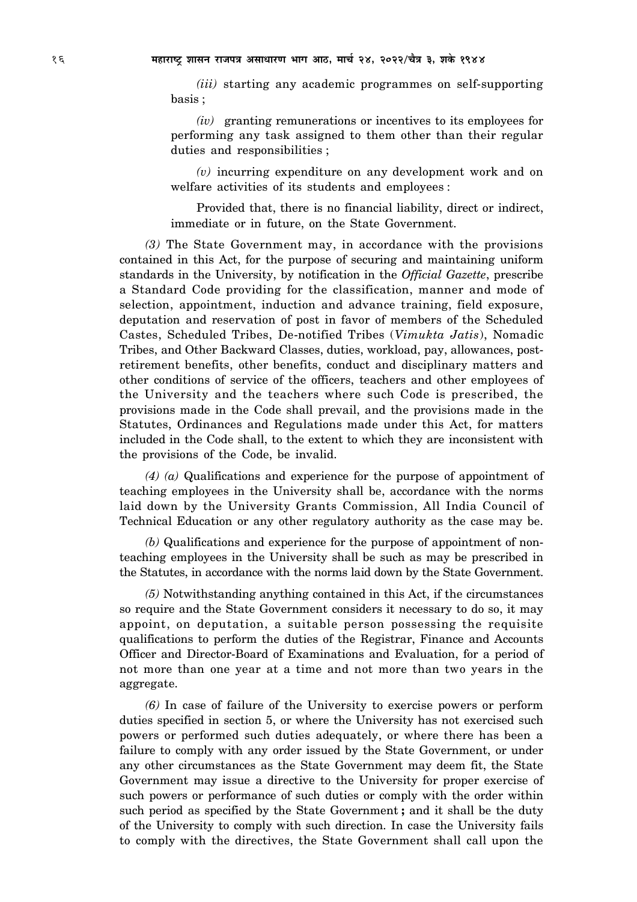*(iii)* starting any academic programmes on self-supporting basis ;

*(iv)* granting remunerations or incentives to its employees for performing any task assigned to them other than their regular duties and responsibilities ;

*(v)* incurring expenditure on any development work and on welfare activities of its students and employees :

Provided that, there is no financial liability, direct or indirect, immediate or in future, on the State Government.

*(3)* The State Government may, in accordance with the provisions contained in this Act, for the purpose of securing and maintaining uniform standards in the University, by notification in the *Official Gazette*, prescribe a Standard Code providing for the classification, manner and mode of selection, appointment, induction and advance training, field exposure, deputation and reservation of post in favor of members of the Scheduled Castes, Scheduled Tribes, De-notified Tribes (*Vimukta Jatis*), Nomadic Tribes, and Other Backward Classes, duties, workload, pay, allowances, post-retirement benefits, other benefits, conduct and disciplinary matters and other conditions of service of the officers, teachers and other employees of the University and the teachers where such Code is prescribed, the provisions made in the Code shall prevail, and the provisions made in the Statutes, Ordinances and Regulations made under this Act, for matters included in the Code shall, to the extent to which they are inconsistent with the provisions of the Code, be invalid.

*(4) (a)* Qualifications and experience for the purpose of appointment of teaching employees in the University shall be, accordance with the norms laid down by the University Grants Commission, All India Council of Technical Education or any other regulatory authority as the case may be.

*(b)* Qualifications and experience for the purpose of appointment of non-teaching employees in the University shall be such as may be prescribed in the Statutes, in accordance with the norms laid down by the State Government.

*(5)* Notwithstanding anything contained in this Act, if the circumstances so require and the State Government considers it necessary to do so, it may appoint, on deputation, a suitable person possessing the requisite qualifications to perform the duties of the Registrar, Finance and Accounts Officer and Director-Board of Examinations and Evaluation, for a period of not more than one year at a time and not more than two years in the aggregate.

*(6)* In case of failure of the University to exercise powers or perform duties specified in section 5, or where the University has not exercised such powers or performed such duties adequately, or where there has been a failure to comply with any order issued by the State Government, or under any other circumstances as the State Government may deem fit, the State Government may issue a directive to the University for proper exercise of such powers or performance of such duties or comply with the order within such period as specified by the State Government **;** and it shall be the duty of the University to comply with such direction. In case the University fails to comply with the directives, the State Government shall call upon the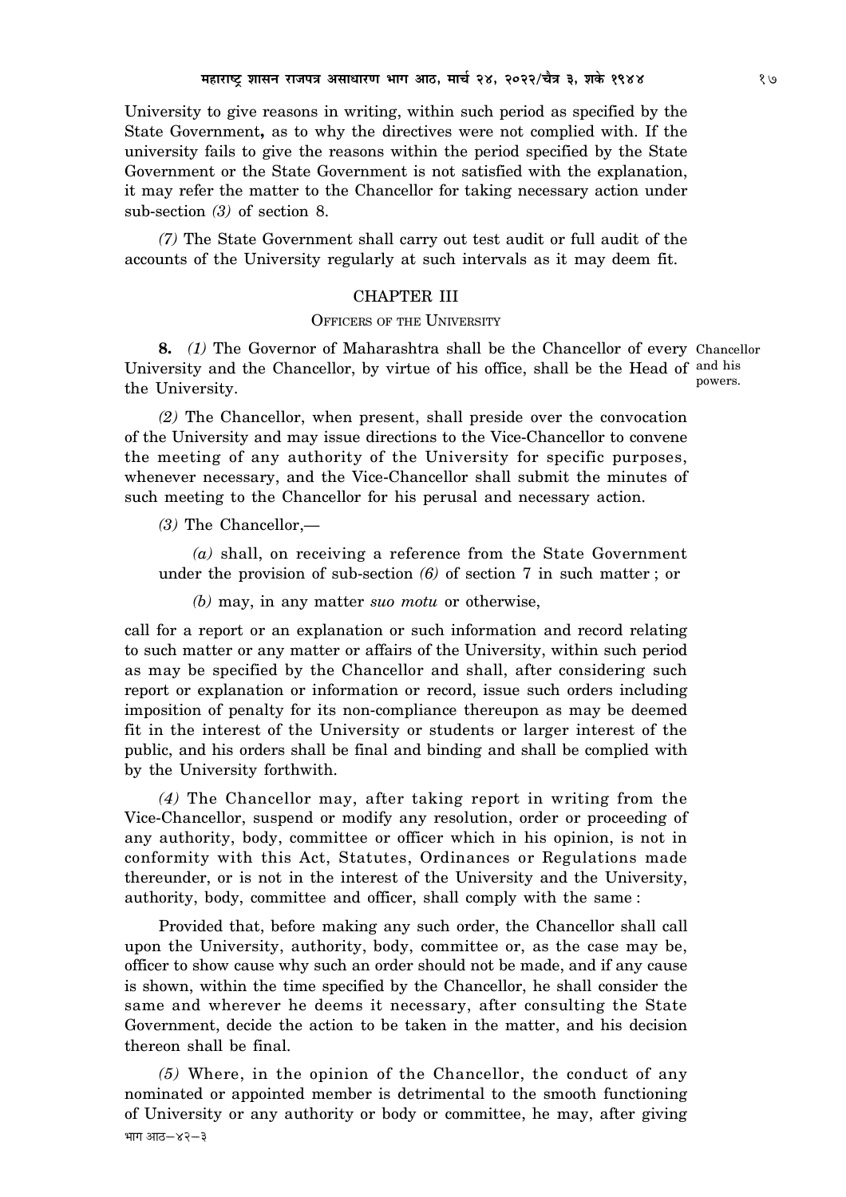University to give reasons in writing, within such period as specified by the State Government**,** as to why the directives were not complied with. If the university fails to give the reasons within the period specified by the State Government or the State Government is not satisfied with the explanation, it may refer the matter to the Chancellor for taking necessary action under sub-section *(3)* of section 8.

*(7)* The State Government shall carry out test audit or full audit of the accounts of the University regularly at such intervals as it may deem fit.

## CHAPTER III

### OFFICERS OF THE UNIVERSITY

Chancellor and his powers.

**8.** *(1)* The Governor of Maharashtra shall be the Chancellor of every University and the Chancellor, by virtue of his office, shall be the Head of the University.

*(2)* The Chancellor, when present, shall preside over the convocation of the University and may issue directions to the Vice-Chancellor to convene the meeting of any authority of the University for specific purposes, whenever necessary, and the Vice-Chancellor shall submit the minutes of such meeting to the Chancellor for his perusal and necessary action.

*(3)* The Chancellor,—

*(a)* shall, on receiving a reference from the State Government under the provision of sub-section *(6)* of section 7 in such matter ; or

*(b)* may, in any matter *suo motu* or otherwise,

call for a report or an explanation or such information and record relating to such matter or any matter or affairs of the University, within such period as may be specified by the Chancellor and shall, after considering such report or explanation or information or record, issue such orders including imposition of penalty for its non-compliance thereupon as may be deemed fit in the interest of the University or students or larger interest of the public, and his orders shall be final and binding and shall be complied with by the University forthwith.

*(4)* The Chancellor may, after taking report in writing from the Vice-Chancellor, suspend or modify any resolution, order or proceeding of any authority, body, committee or officer which in his opinion, is not in conformity with this Act, Statutes, Ordinances or Regulations made thereunder, or is not in the interest of the University and the University, authority, body, committee and officer, shall comply with the same :

Provided that, before making any such order, the Chancellor shall call upon the University, authority, body, committee or, as the case may be, officer to show cause why such an order should not be made, and if any cause is shown, within the time specified by the Chancellor, he shall consider the same and wherever he deems it necessary, after consulting the State Government, decide the action to be taken in the matter, and his decision thereon shall be final.

*(5)* Where, in the opinion of the Chancellor, the conduct of any nominated or appointed member is detrimental to the smooth functioning of University or any authority or body or committee, he may, after giving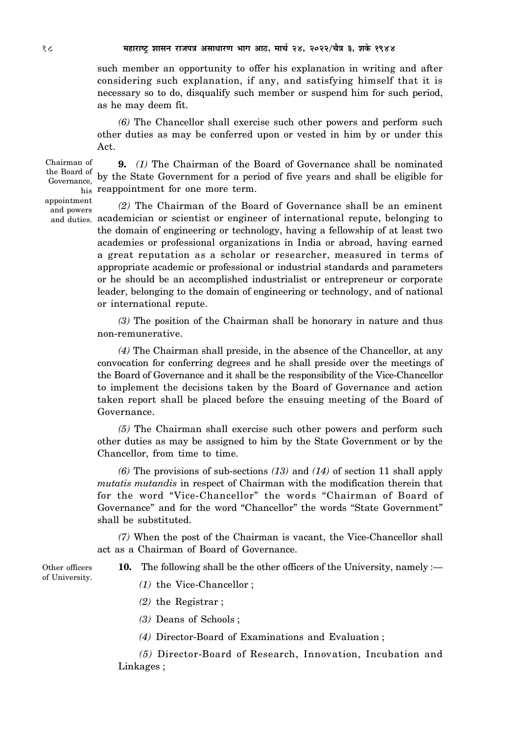such member an opportunity to offer his explanation in writing and after considering such explanation, if any, and satisfying himself that it is necessary so to do, disqualify such member or suspend him for such period, as he may deem fit.

*(6)* The Chancellor shall exercise such other powers and perform such other duties as may be conferred upon or vested in him by or under this Act.

Chairman of the Board of Governance, his appointment and powers and duties.

**9.** *(1)* The Chairman of the Board of Governance shall be nominated by the State Government for a period of five years and shall be eligible for reappointment for one more term.

*(2)* The Chairman of the Board of Governance shall be an eminent academician or scientist or engineer of international repute, belonging to the domain of engineering or technology, having a fellowship of at least two academies or professional organizations in India or abroad, having earned a great reputation as a scholar or researcher, measured in terms of appropriate academic or professional or industrial standards and parameters or he should be an accomplished industrialist or entrepreneur or corporate leader, belonging to the domain of engineering or technology, and of national or international repute.

*(3)* The position of the Chairman shall be honorary in nature and thus non-remunerative.

*(4)* The Chairman shall preside, in the absence of the Chancellor, at any convocation for conferring degrees and he shall preside over the meetings of the Board of Governance and it shall be the responsibility of the Vice-Chancellor to implement the decisions taken by the Board of Governance and action taken report shall be placed before the ensuing meeting of the Board of Governance.

*(5)* The Chairman shall exercise such other powers and perform such other duties as may be assigned to him by the State Government or by the Chancellor, from time to time.

*(6)* The provisions of sub-sections *(13)* and *(14)* of section 11 shall apply *mutatis mutandis* in respect of Chairman with the modification therein that for the word "Vice-Chancellor" the words "Chairman of Board of Governance" and for the word "Chancellor" the words "State Government" shall be substituted.

*(7)* When the post of the Chairman is vacant, the Vice-Chancellor shall act as a Chairman of Board of Governance.

Other officers of University.

**10.** The following shall be the other officers of the University, namely :—

*(1)* the Vice-Chancellor ;

*(2)* the Registrar ;

*(3)* Deans of Schools ;

*(4)* Director-Board of Examinations and Evaluation ;

*(5)* Director-Board of Research, Innovation, Incubation and Linkages ;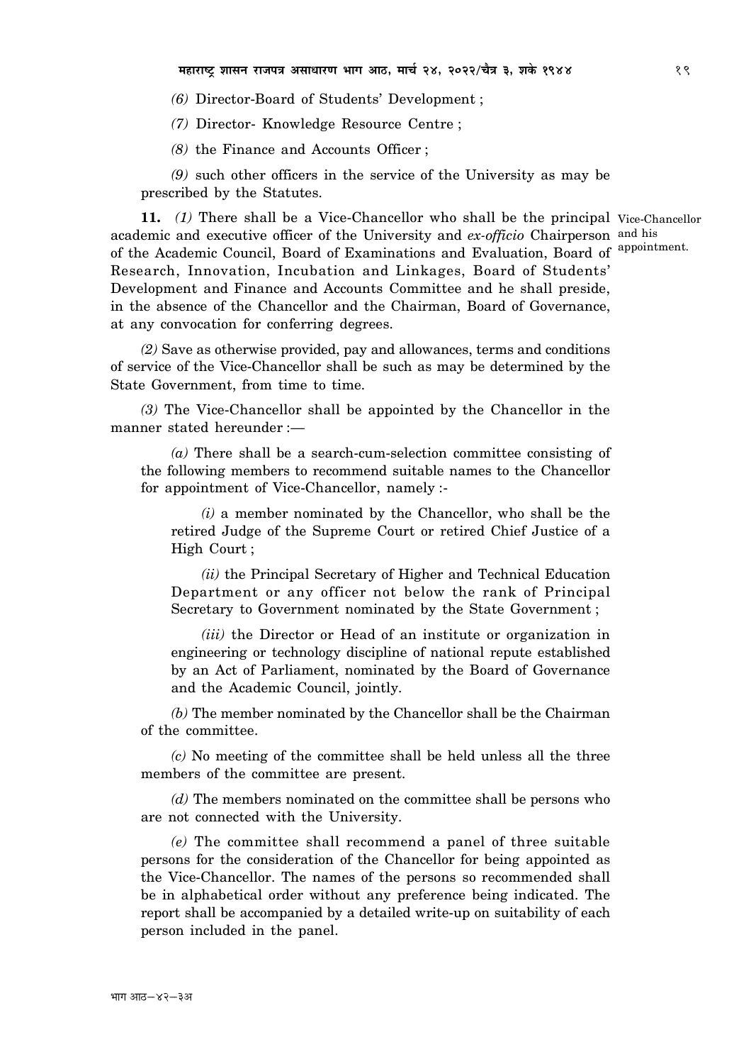*(6)* Director-Board of Students' Development ;

*(7)* Director- Knowledge Resource Centre ;

*(8)* the Finance and Accounts Officer ;

*(9)* such other officers in the service of the University as may be prescribed by the Statutes.

Vice-Chancellor and his appointment.

**11.** *(1)* There shall be a Vice-Chancellor who shall be the principal academic and executive officer of the University and *ex-officio* Chairperson of the Academic Council, Board of Examinations and Evaluation, Board of Research, Innovation, Incubation and Linkages, Board of Students' Development and Finance and Accounts Committee and he shall preside, in the absence of the Chancellor and the Chairman, Board of Governance, at any convocation for conferring degrees.

*(2)* Save as otherwise provided, pay and allowances, terms and conditions of service of the Vice-Chancellor shall be such as may be determined by the State Government, from time to time.

*(3)* The Vice-Chancellor shall be appointed by the Chancellor in the manner stated hereunder :—

*(a)* There shall be a search-cum-selection committee consisting of the following members to recommend suitable names to the Chancellor for appointment of Vice-Chancellor, namely :-

*(i)* a member nominated by the Chancellor, who shall be the retired Judge of the Supreme Court or retired Chief Justice of a High Court ;

*(ii)* the Principal Secretary of Higher and Technical Education Department or any officer not below the rank of Principal Secretary to Government nominated by the State Government ;

*(iii)* the Director or Head of an institute or organization in engineering or technology discipline of national repute established by an Act of Parliament, nominated by the Board of Governance and the Academic Council, jointly.

*(b)* The member nominated by the Chancellor shall be the Chairman of the committee.

*(c)* No meeting of the committee shall be held unless all the three members of the committee are present.

*(d)* The members nominated on the committee shall be persons who are not connected with the University.

*(e)* The committee shall recommend a panel of three suitable persons for the consideration of the Chancellor for being appointed as the Vice-Chancellor. The names of the persons so recommended shall be in alphabetical order without any preference being indicated. The report shall be accompanied by a detailed write-up on suitability of each person included in the panel.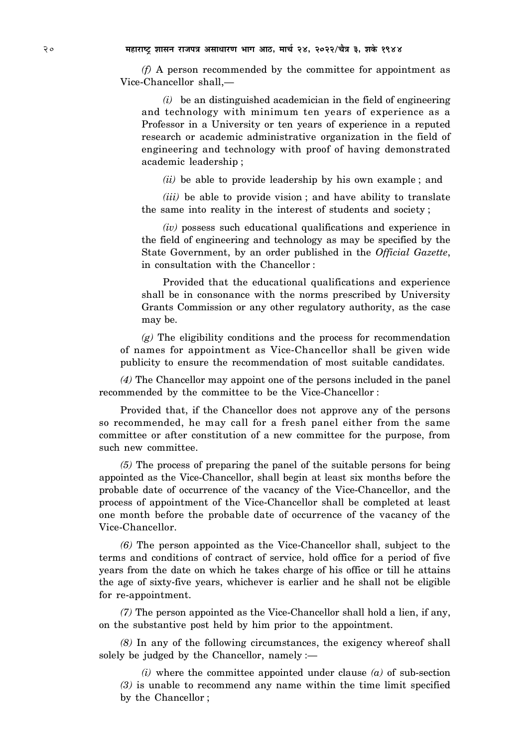*(f)* A person recommended by the committee for appointment as Vice-Chancellor shall,—

*(i)* be an distinguished academician in the field of engineering and technology with minimum ten years of experience as a Professor in a University or ten years of experience in a reputed research or academic administrative organization in the field of engineering and technology with proof of having demonstrated academic leadership ;

*(ii)* be able to provide leadership by his own example ; and

*(iii)* be able to provide vision ; and have ability to translate the same into reality in the interest of students and society ;

*(iv)* possess such educational qualifications and experience in the field of engineering and technology as may be specified by the State Government, by an order published in the *Official Gazette*, in consultation with the Chancellor :

Provided that the educational qualifications and experience shall be in consonance with the norms prescribed by University Grants Commission or any other regulatory authority, as the case may be.

*(g)* The eligibility conditions and the process for recommendation of names for appointment as Vice-Chancellor shall be given wide publicity to ensure the recommendation of most suitable candidates.

*(4)* The Chancellor may appoint one of the persons included in the panel recommended by the committee to be the Vice-Chancellor :

Provided that, if the Chancellor does not approve any of the persons so recommended, he may call for a fresh panel either from the same committee or after constitution of a new committee for the purpose, from such new committee.

*(5)* The process of preparing the panel of the suitable persons for being appointed as the Vice-Chancellor, shall begin at least six months before the probable date of occurrence of the vacancy of the Vice-Chancellor, and the process of appointment of the Vice-Chancellor shall be completed at least one month before the probable date of occurrence of the vacancy of the Vice-Chancellor.

*(6)* The person appointed as the Vice-Chancellor shall, subject to the terms and conditions of contract of service, hold office for a period of five years from the date on which he takes charge of his office or till he attains the age of sixty-five years, whichever is earlier and he shall not be eligible for re-appointment.

*(7)* The person appointed as the Vice-Chancellor shall hold a lien, if any, on the substantive post held by him prior to the appointment.

*(8)* In any of the following circumstances, the exigency whereof shall solely be judged by the Chancellor, namely :—

*(i)* where the committee appointed under clause *(a)* of sub-section *(3)* is unable to recommend any name within the time limit specified by the Chancellor ;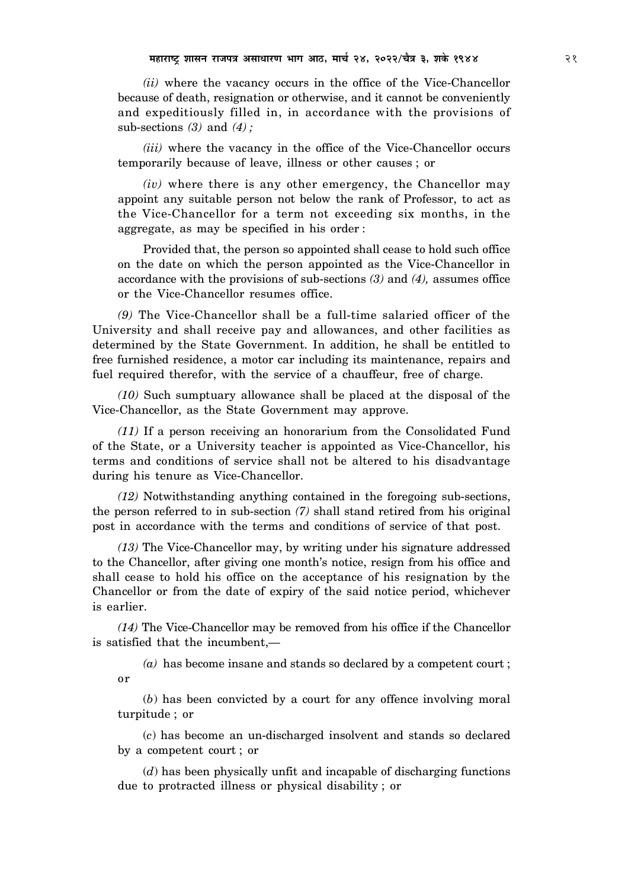*(ii)* where the vacancy occurs in the office of the Vice-Chancellor because of death, resignation or otherwise, and it cannot be conveniently and expeditiously filled in, in accordance with the provisions of sub-sections *(3)* and *(4)*;

*(iii)* where the vacancy in the office of the Vice-Chancellor occurs temporarily because of leave, illness or other causes ; or

*(iv)* where there is any other emergency, the Chancellor may appoint any suitable person not below the rank of Professor, to act as the Vice-Chancellor for a term not exceeding six months, in the aggregate, as may be specified in his order :

Provided that, the person so appointed shall cease to hold such office on the date on which the person appointed as the Vice-Chancellor in accordance with the provisions of sub-sections *(3)* and *(4),* assumes office or the Vice-Chancellor resumes office.

*(9)* The Vice-Chancellor shall be a full-time salaried officer of the University and shall receive pay and allowances, and other facilities as determined by the State Government. In addition, he shall be entitled to free furnished residence, a motor car including its maintenance, repairs and fuel required therefor, with the service of a chauffeur, free of charge.

*(10)* Such sumptuary allowance shall be placed at the disposal of the Vice-Chancellor, as the State Government may approve.

*(11)* If a person receiving an honorarium from the Consolidated Fund of the State, or a University teacher is appointed as Vice-Chancellor, his terms and conditions of service shall not be altered to his disadvantage during his tenure as Vice-Chancellor.

*(12)* Notwithstanding anything contained in the foregoing sub-sections, the person referred to in sub-section *(7)* shall stand retired from his original post in accordance with the terms and conditions of service of that post.

*(13)* The Vice-Chancellor may, by writing under his signature addressed to the Chancellor, after giving one month's notice, resign from his office and shall cease to hold his office on the acceptance of his resignation by the Chancellor or from the date of expiry of the said notice period, whichever is earlier.

*(14)* The Vice-Chancellor may be removed from his office if the Chancellor is satisfied that the incumbent,—

*(a)* has become insane and stands so declared by a competent court ; or

(*b*) has been convicted by a court for any offence involving moral turpitude ; or

(*c*) has become an un-discharged insolvent and stands so declared by a competent court ; or

(*d*) has been physically unfit and incapable of discharging functions due to protracted illness or physical disability ; or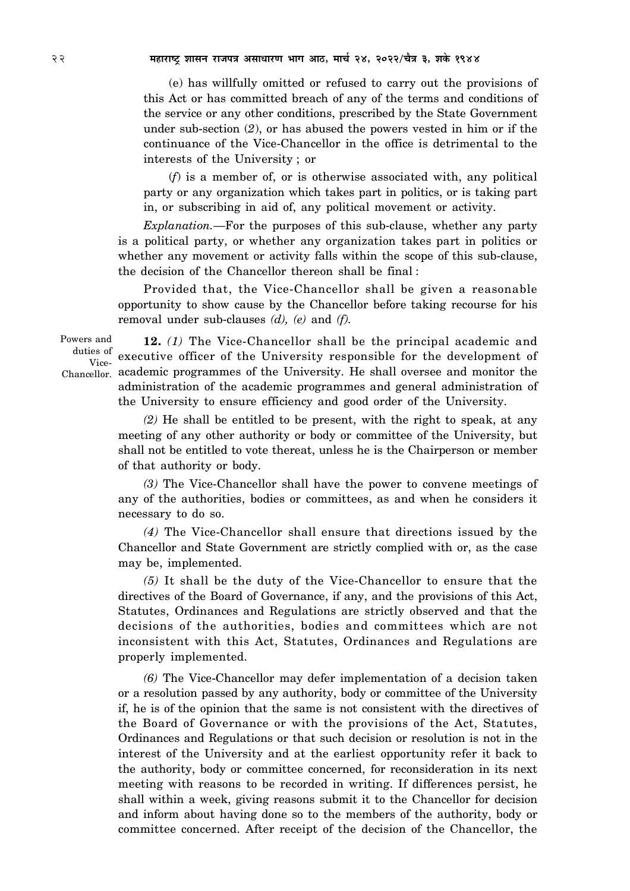(e) has willfully omitted or refused to carry out the provisions of this Act or has committed breach of any of the terms and conditions of the service or any other conditions, prescribed by the State Government under sub-section (*2*), or has abused the powers vested in him or if the continuance of the Vice-Chancellor in the office is detrimental to the interests of the University ; or

(*f*) is a member of, or is otherwise associated with, any political party or any organization which takes part in politics, or is taking part in, or subscribing in aid of, any political movement or activity.

*Explanation.*—For the purposes of this sub-clause, whether any party is a political party, or whether any organization takes part in politics or whether any movement or activity falls within the scope of this sub-clause, the decision of the Chancellor thereon shall be final :

Provided that, the Vice-Chancellor shall be given a reasonable opportunity to show cause by the Chancellor before taking recourse for his removal under sub-clauses *(d), (e)* and *(f)*.

Powers and duties of Vice-Chancellor.

**12.** *(1)* The Vice-Chancellor shall be the principal academic and executive officer of the University responsible for the development of academic programmes of the University. He shall oversee and monitor the administration of the academic programmes and general administration of the University to ensure efficiency and good order of the University.

*(2)* He shall be entitled to be present, with the right to speak, at any meeting of any other authority or body or committee of the University, but shall not be entitled to vote thereat, unless he is the Chairperson or member of that authority or body.

*(3)* The Vice-Chancellor shall have the power to convene meetings of any of the authorities, bodies or committees, as and when he considers it necessary to do so.

*(4)* The Vice-Chancellor shall ensure that directions issued by the Chancellor and State Government are strictly complied with or, as the case may be, implemented.

*(5)* It shall be the duty of the Vice-Chancellor to ensure that the directives of the Board of Governance, if any, and the provisions of this Act, Statutes, Ordinances and Regulations are strictly observed and that the decisions of the authorities, bodies and committees which are not inconsistent with this Act, Statutes, Ordinances and Regulations are properly implemented.

*(6)* The Vice-Chancellor may defer implementation of a decision taken or a resolution passed by any authority, body or committee of the University if, he is of the opinion that the same is not consistent with the directives of the Board of Governance or with the provisions of the Act, Statutes, Ordinances and Regulations or that such decision or resolution is not in the interest of the University and at the earliest opportunity refer it back to the authority, body or committee concerned, for reconsideration in its next meeting with reasons to be recorded in writing. If differences persist, he shall within a week, giving reasons submit it to the Chancellor for decision and inform about having done so to the members of the authority, body or committee concerned. After receipt of the decision of the Chancellor, the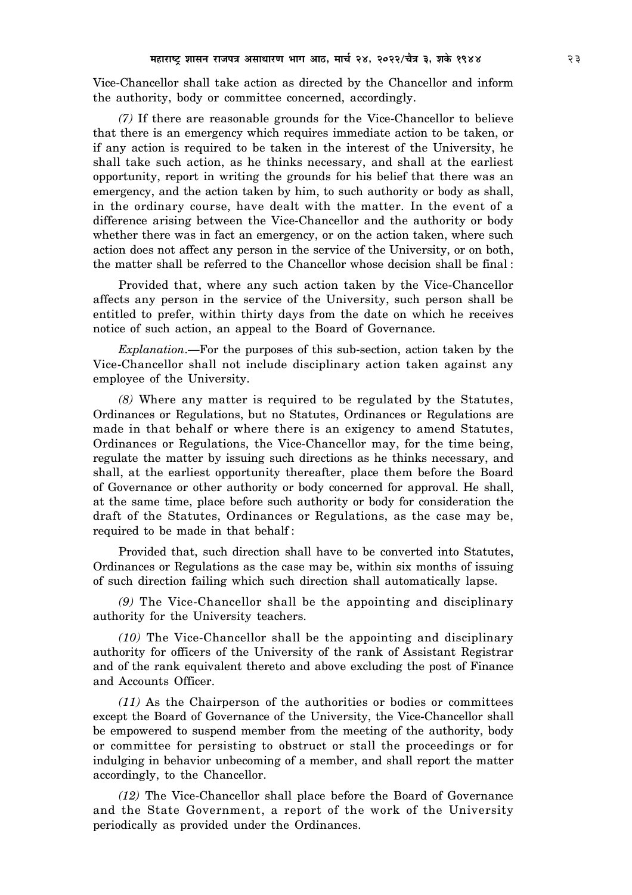Vice-Chancellor shall take action as directed by the Chancellor and inform the authority, body or committee concerned, accordingly.

*(7)* If there are reasonable grounds for the Vice-Chancellor to believe that there is an emergency which requires immediate action to be taken, or if any action is required to be taken in the interest of the University, he shall take such action, as he thinks necessary, and shall at the earliest opportunity, report in writing the grounds for his belief that there was an emergency, and the action taken by him, to such authority or body as shall, in the ordinary course, have dealt with the matter. In the event of a difference arising between the Vice-Chancellor and the authority or body whether there was in fact an emergency, or on the action taken, where such action does not affect any person in the service of the University, or on both, the matter shall be referred to the Chancellor whose decision shall be final :

Provided that, where any such action taken by the Vice-Chancellor affects any person in the service of the University, such person shall be entitled to prefer, within thirty days from the date on which he receives notice of such action, an appeal to the Board of Governance.

*Explanation*.—For the purposes of this sub-section, action taken by the Vice-Chancellor shall not include disciplinary action taken against any employee of the University.

*(8)* Where any matter is required to be regulated by the Statutes, Ordinances or Regulations, but no Statutes, Ordinances or Regulations are made in that behalf or where there is an exigency to amend Statutes, Ordinances or Regulations, the Vice-Chancellor may, for the time being, regulate the matter by issuing such directions as he thinks necessary, and shall, at the earliest opportunity thereafter, place them before the Board of Governance or other authority or body concerned for approval. He shall, at the same time, place before such authority or body for consideration the draft of the Statutes, Ordinances or Regulations, as the case may be, required to be made in that behalf :

Provided that, such direction shall have to be converted into Statutes, Ordinances or Regulations as the case may be, within six months of issuing of such direction failing which such direction shall automatically lapse.

*(9)* The Vice-Chancellor shall be the appointing and disciplinary authority for the University teachers.

*(10)* The Vice-Chancellor shall be the appointing and disciplinary authority for officers of the University of the rank of Assistant Registrar and of the rank equivalent thereto and above excluding the post of Finance and Accounts Officer.

*(11)* As the Chairperson of the authorities or bodies or committees except the Board of Governance of the University, the Vice-Chancellor shall be empowered to suspend member from the meeting of the authority, body or committee for persisting to obstruct or stall the proceedings or for indulging in behavior unbecoming of a member, and shall report the matter accordingly, to the Chancellor.

*(12)* The Vice-Chancellor shall place before the Board of Governance and the State Government, a report of the work of the University periodically as provided under the Ordinances.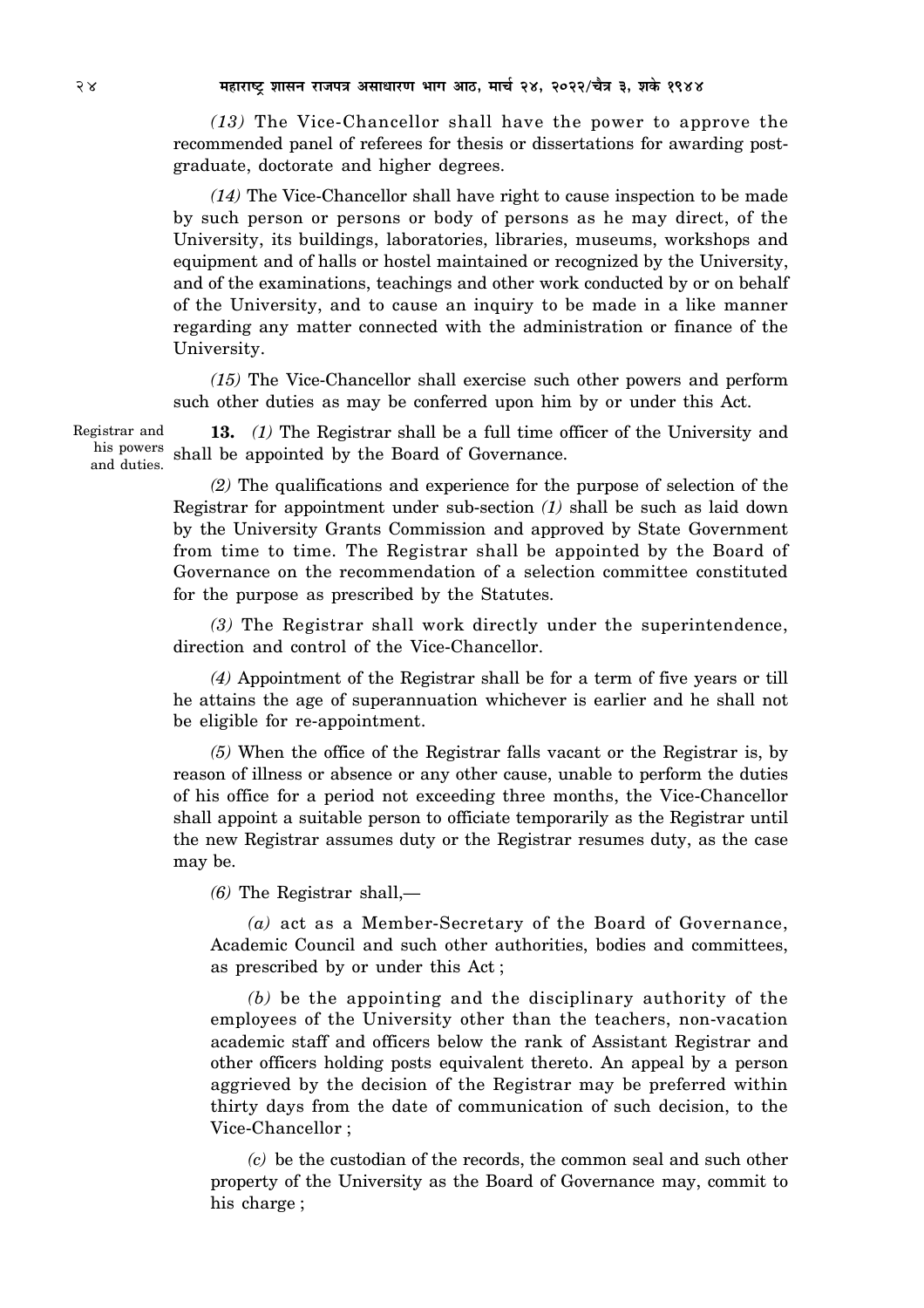*(13)* The Vice-Chancellor shall have the power to approve the recommended panel of referees for thesis or dissertations for awarding post-graduate, doctorate and higher degrees.

*(14)* The Vice-Chancellor shall have right to cause inspection to be made by such person or persons or body of persons as he may direct, of the University, its buildings, laboratories, libraries, museums, workshops and equipment and of halls or hostel maintained or recognized by the University, and of the examinations, teachings and other work conducted by or on behalf of the University, and to cause an inquiry to be made in a like manner regarding any matter connected with the administration or finance of the University.

*(15)* The Vice-Chancellor shall exercise such other powers and perform such other duties as may be conferred upon him by or under this Act.

Registrar and his powers and duties.

**13.** *(1)* The Registrar shall be a full time officer of the University and shall be appointed by the Board of Governance.

*(2)* The qualifications and experience for the purpose of selection of the Registrar for appointment under sub-section *(1)* shall be such as laid down by the University Grants Commission and approved by State Government from time to time. The Registrar shall be appointed by the Board of Governance on the recommendation of a selection committee constituted for the purpose as prescribed by the Statutes.

*(3)* The Registrar shall work directly under the superintendence, direction and control of the Vice-Chancellor.

*(4)* Appointment of the Registrar shall be for a term of five years or till he attains the age of superannuation whichever is earlier and he shall not be eligible for re-appointment.

*(5)* When the office of the Registrar falls vacant or the Registrar is, by reason of illness or absence or any other cause, unable to perform the duties of his office for a period not exceeding three months, the Vice-Chancellor shall appoint a suitable person to officiate temporarily as the Registrar until the new Registrar assumes duty or the Registrar resumes duty, as the case may be.

*(6)* The Registrar shall,—

*(a)* act as a Member-Secretary of the Board of Governance, Academic Council and such other authorities, bodies and committees, as prescribed by or under this Act ;

*(b)* be the appointing and the disciplinary authority of the employees of the University other than the teachers, non-vacation academic staff and officers below the rank of Assistant Registrar and other officers holding posts equivalent thereto. An appeal by a person aggrieved by the decision of the Registrar may be preferred within thirty days from the date of communication of such decision, to the Vice-Chancellor ;

*(c)* be the custodian of the records, the common seal and such other property of the University as the Board of Governance may, commit to his charge ;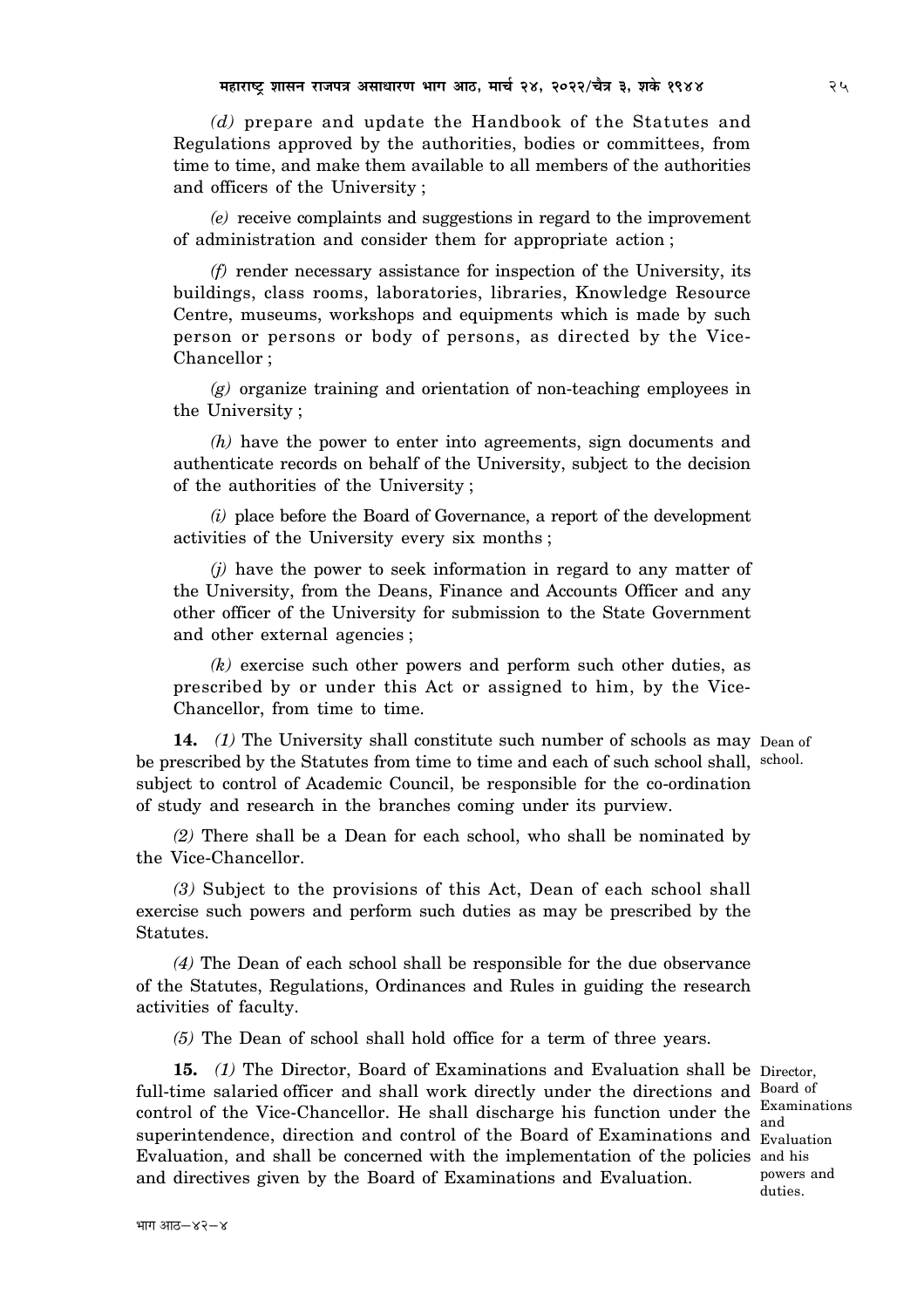*(d)* prepare and update the Handbook of the Statutes and Regulations approved by the authorities, bodies or committees, from time to time, and make them available to all members of the authorities and officers of the University ;

*(e)* receive complaints and suggestions in regard to the improvement of administration and consider them for appropriate action ;

*(f)* render necessary assistance for inspection of the University, its buildings, class rooms, laboratories, libraries, Knowledge Resource Centre, museums, workshops and equipments which is made by such person or persons or body of persons, as directed by the Vice-Chancellor ;

*(g)* organize training and orientation of non-teaching employees in the University ;

*(h)* have the power to enter into agreements, sign documents and authenticate records on behalf of the University, subject to the decision of the authorities of the University ;

*(i)* place before the Board of Governance, a report of the development activities of the University every six months ;

*(j)* have the power to seek information in regard to any matter of the University, from the Deans, Finance and Accounts Officer and any other officer of the University for submission to the State Government and other external agencies ;

*(k)* exercise such other powers and perform such other duties, as prescribed by or under this Act or assigned to him, by the Vice-Chancellor, from time to time.

Dean of school.

**14.** *(1)* The University shall constitute such number of schools as may be prescribed by the Statutes from time to time and each of such school shall, subject to control of Academic Council, be responsible for the co-ordination of study and research in the branches coming under its purview.

*(2)* There shall be a Dean for each school, who shall be nominated by the Vice-Chancellor.

*(3)* Subject to the provisions of this Act, Dean of each school shall exercise such powers and perform such duties as may be prescribed by the Statutes.

*(4)* The Dean of each school shall be responsible for the due observance of the Statutes, Regulations, Ordinances and Rules in guiding the research activities of faculty.

*(5)* The Dean of school shall hold office for a term of three years.

Director, Board of Examinations and Evaluation and his powers and duties.

**15.** *(1)* The Director, Board of Examinations and Evaluation shall be full-time salaried officer and shall work directly under the directions and control of the Vice-Chancellor. He shall discharge his function under the superintendence, direction and control of the Board of Examinations and Evaluation, and shall be concerned with the implementation of the policies and directives given by the Board of Examinations and Evaluation.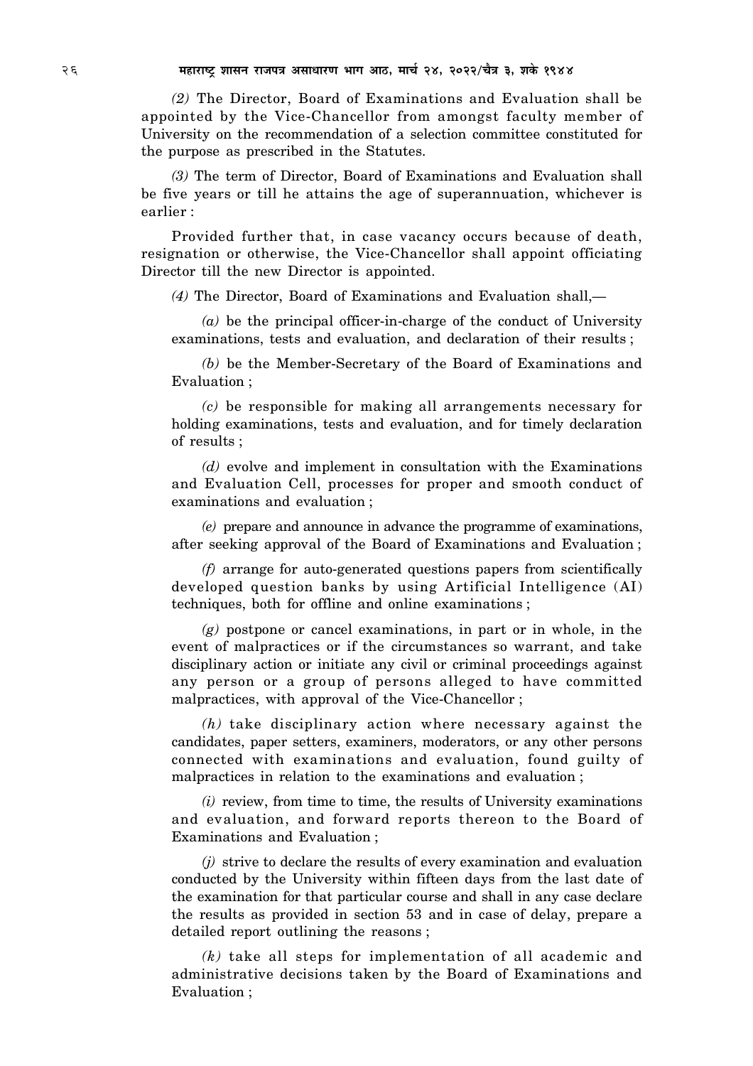*(2)* The Director, Board of Examinations and Evaluation shall be appointed by the Vice-Chancellor from amongst faculty member of University on the recommendation of a selection committee constituted for the purpose as prescribed in the Statutes.

*(3)* The term of Director, Board of Examinations and Evaluation shall be five years or till he attains the age of superannuation, whichever is earlier :

Provided further that, in case vacancy occurs because of death, resignation or otherwise, the Vice-Chancellor shall appoint officiating Director till the new Director is appointed.

*(4)* The Director, Board of Examinations and Evaluation shall,—

*(a)* be the principal officer-in-charge of the conduct of University examinations, tests and evaluation, and declaration of their results ;

*(b)* be the Member-Secretary of the Board of Examinations and Evaluation ;

*(c)* be responsible for making all arrangements necessary for holding examinations, tests and evaluation, and for timely declaration of results ;

*(d)* evolve and implement in consultation with the Examinations and Evaluation Cell, processes for proper and smooth conduct of examinations and evaluation ;

*(e)* prepare and announce in advance the programme of examinations, after seeking approval of the Board of Examinations and Evaluation ;

*(f)* arrange for auto-generated questions papers from scientifically developed question banks by using Artificial Intelligence (AI) techniques, both for offline and online examinations ;

*(g)* postpone or cancel examinations, in part or in whole, in the event of malpractices or if the circumstances so warrant, and take disciplinary action or initiate any civil or criminal proceedings against any person or a group of persons alleged to have committed malpractices, with approval of the Vice-Chancellor ;

*(h)* take disciplinary action where necessary against the candidates, paper setters, examiners, moderators, or any other persons connected with examinations and evaluation, found guilty of malpractices in relation to the examinations and evaluation ;

*(i)* review, from time to time, the results of University examinations and evaluation, and forward reports thereon to the Board of Examinations and Evaluation ;

*(j)* strive to declare the results of every examination and evaluation conducted by the University within fifteen days from the last date of the examination for that particular course and shall in any case declare the results as provided in section 53 and in case of delay, prepare a detailed report outlining the reasons ;

*(k)* take all steps for implementation of all academic and administrative decisions taken by the Board of Examinations and Evaluation ;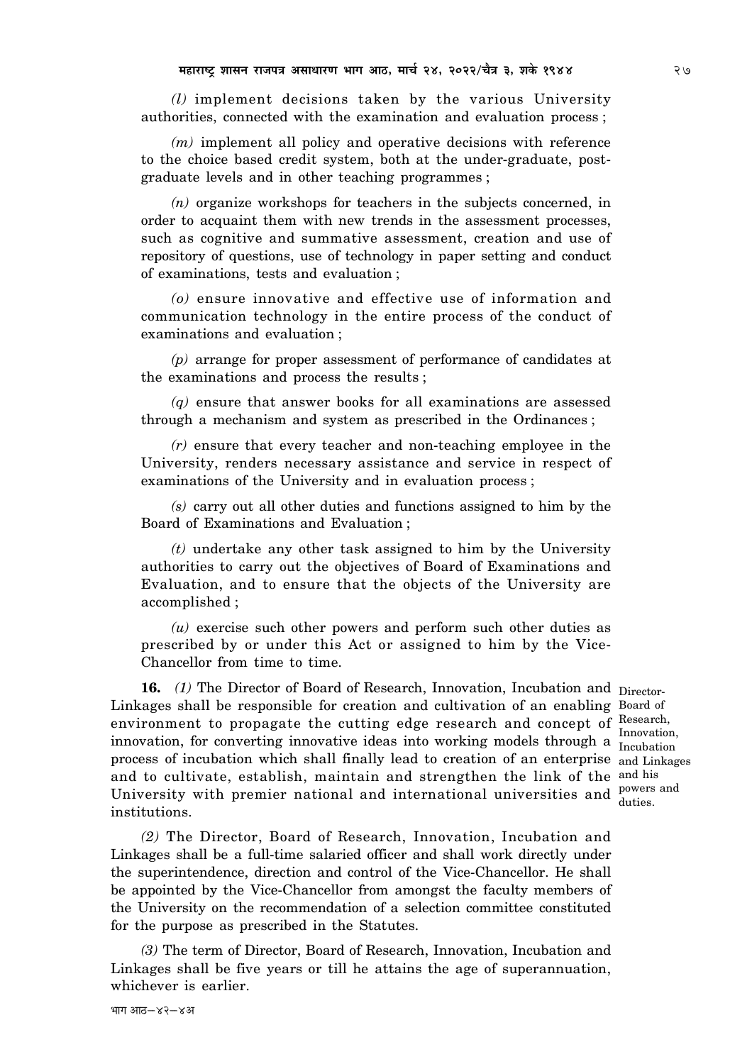*(l)* implement decisions taken by the various University authorities, connected with the examination and evaluation process ;

*(m)* implement all policy and operative decisions with reference to the choice based credit system, both at the under-graduate, post-graduate levels and in other teaching programmes ;

*(n)* organize workshops for teachers in the subjects concerned, in order to acquaint them with new trends in the assessment processes, such as cognitive and summative assessment, creation and use of repository of questions, use of technology in paper setting and conduct of examinations, tests and evaluation ;

*(o)* ensure innovative and effective use of information and communication technology in the entire process of the conduct of examinations and evaluation ;

*(p)* arrange for proper assessment of performance of candidates at the examinations and process the results ;

*(q)* ensure that answer books for all examinations are assessed through a mechanism and system as prescribed in the Ordinances ;

*(r)* ensure that every teacher and non-teaching employee in the University, renders necessary assistance and service in respect of examinations of the University and in evaluation process ;

*(s)* carry out all other duties and functions assigned to him by the Board of Examinations and Evaluation ;

*(t)* undertake any other task assigned to him by the University authorities to carry out the objectives of Board of Examinations and Evaluation, and to ensure that the objects of the University are accomplished ;

*(u)* exercise such other powers and perform such other duties as prescribed by or under this Act or assigned to him by the Vice-Chancellor from time to time.

Director-Board of Research, Innovation, Incubation and Linkages and his powers and duties.

**16.** *(1)* The Director of Board of Research, Innovation, Incubation and Linkages shall be responsible for creation and cultivation of an enabling environment to propagate the cutting edge research and concept of innovation, for converting innovative ideas into working models through a process of incubation which shall finally lead to creation of an enterprise and to cultivate, establish, maintain and strengthen the link of the University with premier national and international universities and institutions.

*(2)* The Director, Board of Research, Innovation, Incubation and Linkages shall be a full-time salaried officer and shall work directly under the superintendence, direction and control of the Vice-Chancellor. He shall be appointed by the Vice-Chancellor from amongst the faculty members of the University on the recommendation of a selection committee constituted for the purpose as prescribed in the Statutes.

*(3)* The term of Director, Board of Research, Innovation, Incubation and Linkages shall be five years or till he attains the age of superannuation, whichever is earlier.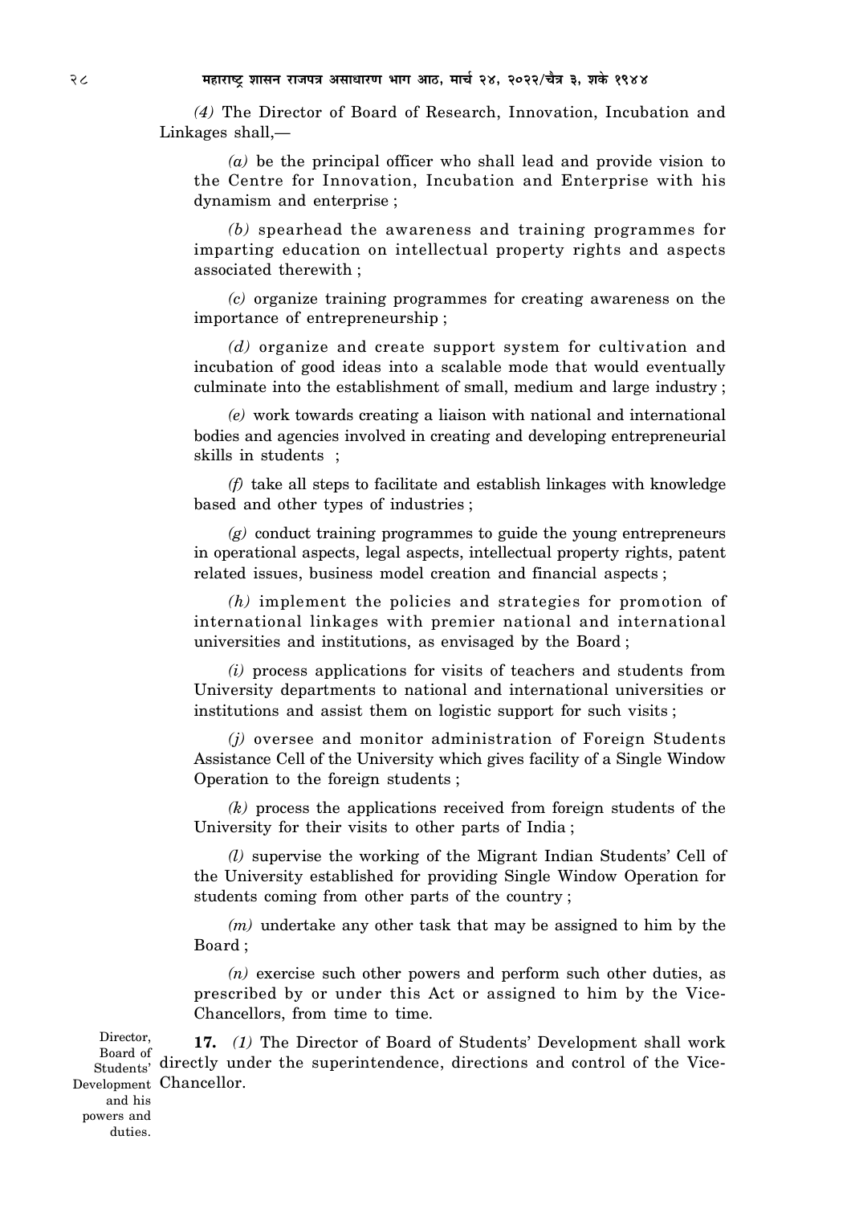*(4)* The Director of Board of Research, Innovation, Incubation and Linkages shall,—

*(a)* be the principal officer who shall lead and provide vision to the Centre for Innovation, Incubation and Enterprise with his dynamism and enterprise ;

*(b)* spearhead the awareness and training programmes for imparting education on intellectual property rights and aspects associated therewith ;

*(c)* organize training programmes for creating awareness on the importance of entrepreneurship ;

*(d)* organize and create support system for cultivation and incubation of good ideas into a scalable mode that would eventually culminate into the establishment of small, medium and large industry ;

*(e)* work towards creating a liaison with national and international bodies and agencies involved in creating and developing entrepreneurial skills in students ;

*(f)* take all steps to facilitate and establish linkages with knowledge based and other types of industries ;

*(g)* conduct training programmes to guide the young entrepreneurs in operational aspects, legal aspects, intellectual property rights, patent related issues, business model creation and financial aspects ;

*(h)* implement the policies and strategies for promotion of international linkages with premier national and international universities and institutions, as envisaged by the Board ;

*(i)* process applications for visits of teachers and students from University departments to national and international universities or institutions and assist them on logistic support for such visits ;

*(j)* oversee and monitor administration of Foreign Students Assistance Cell of the University which gives facility of a Single Window Operation to the foreign students ;

*(k)* process the applications received from foreign students of the University for their visits to other parts of India ;

*(l)* supervise the working of the Migrant Indian Students' Cell of the University established for providing Single Window Operation for students coming from other parts of the country ;

*(m)* undertake any other task that may be assigned to him by the Board ;

*(n)* exercise such other powers and perform such other duties, as prescribed by or under this Act or assigned to him by the Vice-Chancellors, from time to time.

Director, Board of Students' Development and his powers and duties.

**17.** *(1)* The Director of Board of Students' Development shall work directly under the superintendence, directions and control of the Vice-Chancellor.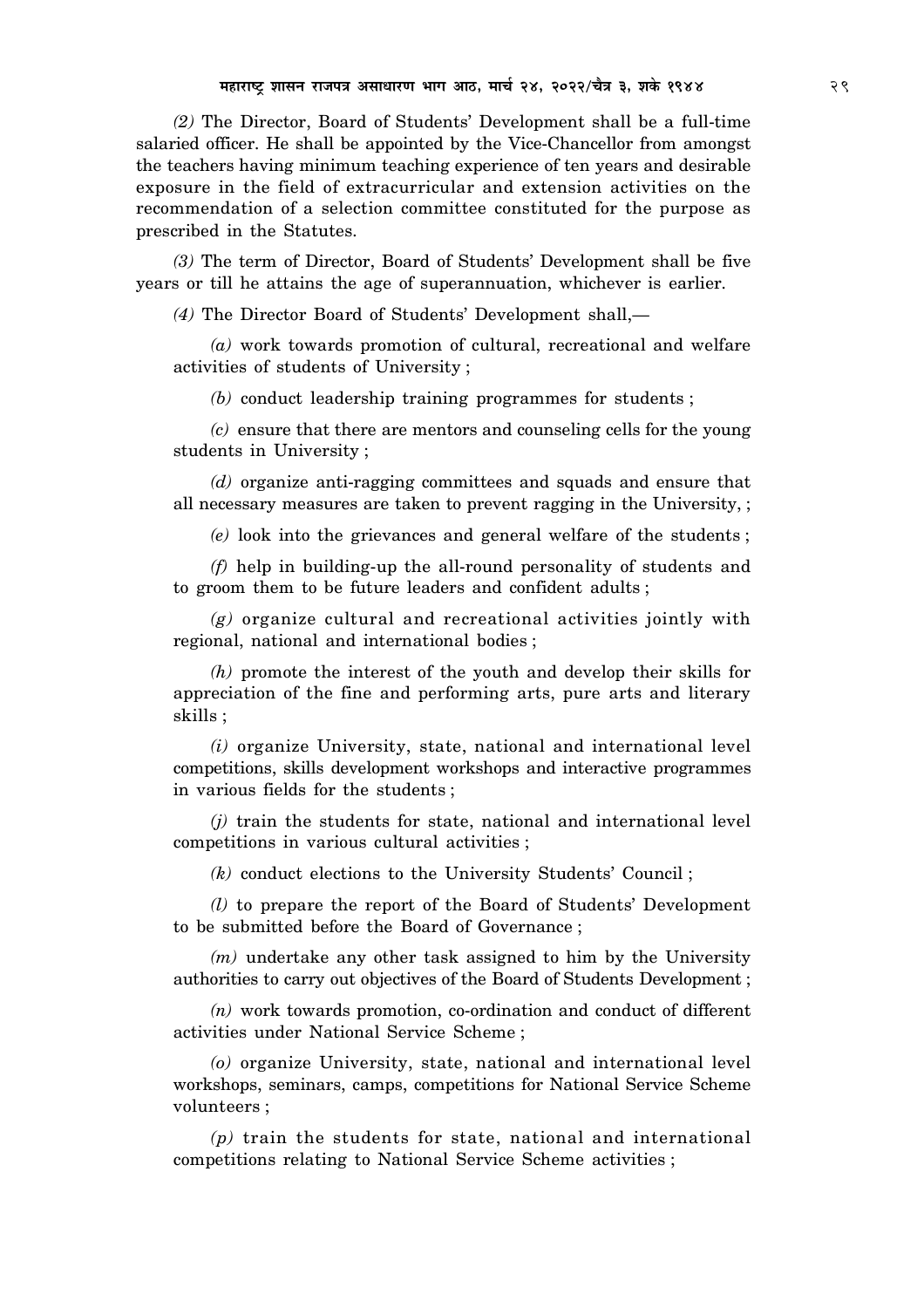*(2)* The Director, Board of Students' Development shall be a full-time salaried officer. He shall be appointed by the Vice-Chancellor from amongst the teachers having minimum teaching experience of ten years and desirable exposure in the field of extracurricular and extension activities on the recommendation of a selection committee constituted for the purpose as prescribed in the Statutes.

*(3)* The term of Director, Board of Students' Development shall be five years or till he attains the age of superannuation, whichever is earlier.

*(4)* The Director Board of Students' Development shall,—

*(a)* work towards promotion of cultural, recreational and welfare activities of students of University ;

*(b)* conduct leadership training programmes for students ;

*(c)* ensure that there are mentors and counseling cells for the young students in University ;

*(d)* organize anti-ragging committees and squads and ensure that all necessary measures are taken to prevent ragging in the University, ;

*(e)* look into the grievances and general welfare of the students ;

*(f)* help in building-up the all-round personality of students and to groom them to be future leaders and confident adults ;

*(g)* organize cultural and recreational activities jointly with regional, national and international bodies ;

*(h)* promote the interest of the youth and develop their skills for appreciation of the fine and performing arts, pure arts and literary skills ;

*(i)* organize University, state, national and international level competitions, skills development workshops and interactive programmes in various fields for the students ;

*(j)* train the students for state, national and international level competitions in various cultural activities ;

*(k)* conduct elections to the University Students' Council ;

*(l)* to prepare the report of the Board of Students' Development to be submitted before the Board of Governance ;

*(m)* undertake any other task assigned to him by the University authorities to carry out objectives of the Board of Students Development ;

*(n)* work towards promotion, co-ordination and conduct of different activities under National Service Scheme ;

*(o)* organize University, state, national and international level workshops, seminars, camps, competitions for National Service Scheme volunteers ;

*(p)* train the students for state, national and international competitions relating to National Service Scheme activities ;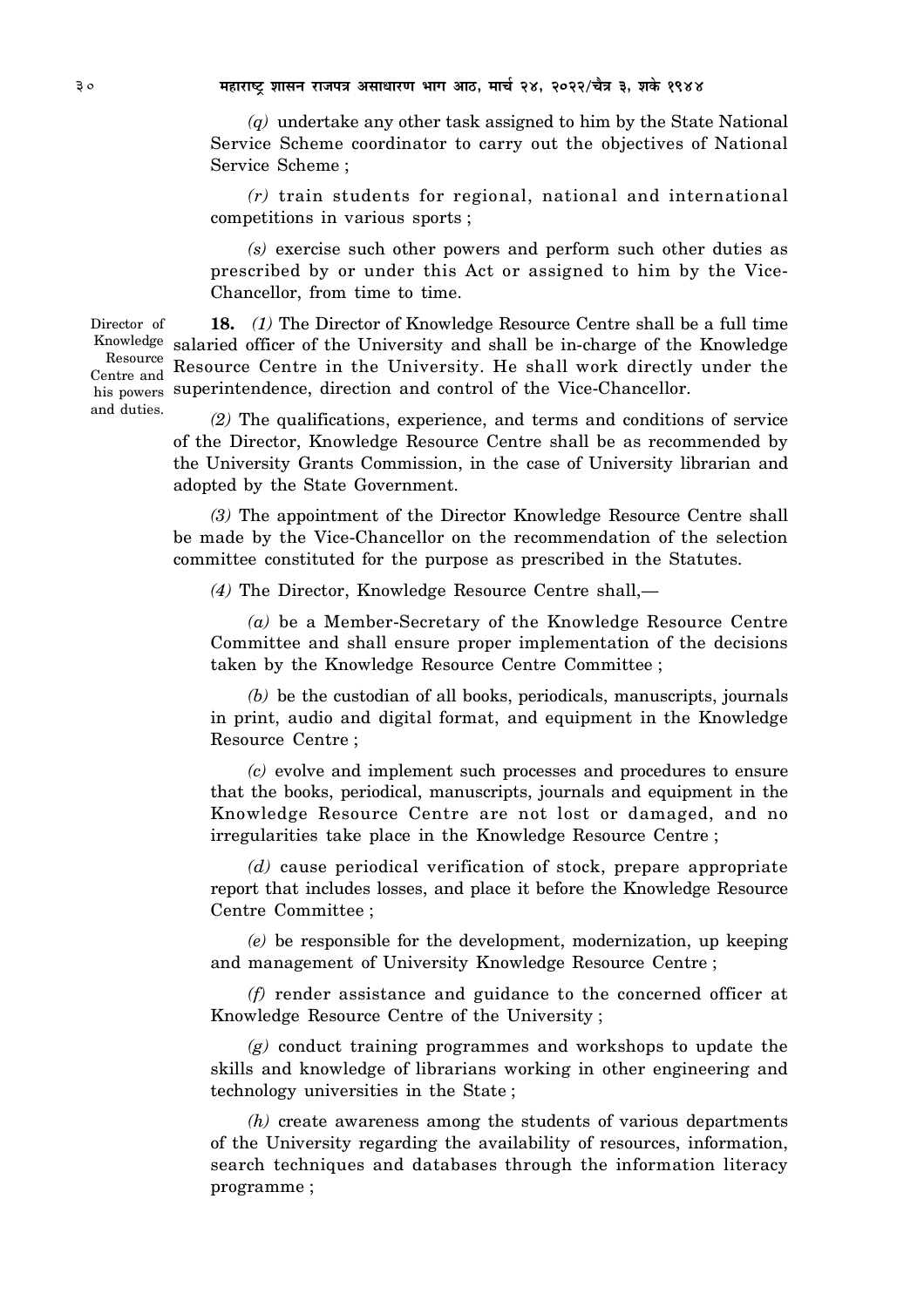*(q)* undertake any other task assigned to him by the State National Service Scheme coordinator to carry out the objectives of National Service Scheme ;

*(r)* train students for regional, national and international competitions in various sports ;

*(s)* exercise such other powers and perform such other duties as prescribed by or under this Act or assigned to him by the Vice-Chancellor, from time to time.

Director of Knowledge Resource Centre and his powers and duties.

**18.** *(1)* The Director of Knowledge Resource Centre shall be a full time salaried officer of the University and shall be in-charge of the Knowledge Resource Centre in the University. He shall work directly under the superintendence, direction and control of the Vice-Chancellor.

*(2)* The qualifications, experience, and terms and conditions of service of the Director, Knowledge Resource Centre shall be as recommended by the University Grants Commission, in the case of University librarian and adopted by the State Government.

*(3)* The appointment of the Director Knowledge Resource Centre shall be made by the Vice-Chancellor on the recommendation of the selection committee constituted for the purpose as prescribed in the Statutes.

*(4)* The Director, Knowledge Resource Centre shall,—

*(a)* be a Member-Secretary of the Knowledge Resource Centre Committee and shall ensure proper implementation of the decisions taken by the Knowledge Resource Centre Committee ;

*(b)* be the custodian of all books, periodicals, manuscripts, journals in print, audio and digital format, and equipment in the Knowledge Resource Centre ;

*(c)* evolve and implement such processes and procedures to ensure that the books, periodical, manuscripts, journals and equipment in the Knowledge Resource Centre are not lost or damaged, and no irregularities take place in the Knowledge Resource Centre ;

*(d)* cause periodical verification of stock, prepare appropriate report that includes losses, and place it before the Knowledge Resource Centre Committee ;

*(e)* be responsible for the development, modernization, up keeping and management of University Knowledge Resource Centre ;

*(f)* render assistance and guidance to the concerned officer at Knowledge Resource Centre of the University ;

*(g)* conduct training programmes and workshops to update the skills and knowledge of librarians working in other engineering and technology universities in the State ;

*(h)* create awareness among the students of various departments of the University regarding the availability of resources, information, search techniques and databases through the information literacy programme ;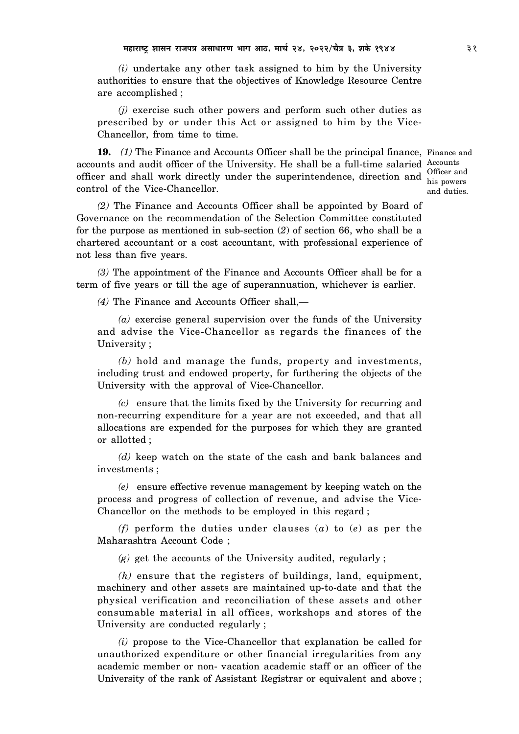*(i)* undertake any other task assigned to him by the University authorities to ensure that the objectives of Knowledge Resource Centre are accomplished ;

*(j)* exercise such other powers and perform such other duties as prescribed by or under this Act or assigned to him by the Vice-Chancellor, from time to time.

Finance and Accounts Officer and his powers and duties.

**19.** *(1)* The Finance and Accounts Officer shall be the principal finance, accounts and audit officer of the University. He shall be a full-time salaried officer and shall work directly under the superintendence, direction and control of the Vice-Chancellor.

*(2)* The Finance and Accounts Officer shall be appointed by Board of Governance on the recommendation of the Selection Committee constituted for the purpose as mentioned in sub-section (*2*) of section 66, who shall be a chartered accountant or a cost accountant, with professional experience of not less than five years.

*(3)* The appointment of the Finance and Accounts Officer shall be for a term of five years or till the age of superannuation, whichever is earlier.

*(4)* The Finance and Accounts Officer shall,—

*(a)* exercise general supervision over the funds of the University and advise the Vice-Chancellor as regards the finances of the University ;

*(b)* hold and manage the funds, property and investments, including trust and endowed property, for furthering the objects of the University with the approval of Vice-Chancellor.

*(c)* ensure that the limits fixed by the University for recurring and non-recurring expenditure for a year are not exceeded, and that all allocations are expended for the purposes for which they are granted or allotted ;

*(d)* keep watch on the state of the cash and bank balances and investments ;

*(e)* ensure effective revenue management by keeping watch on the process and progress of collection of revenue, and advise the Vice-Chancellor on the methods to be employed in this regard ;

*(f)* perform the duties under clauses (*a*) to (*e*) as per the Maharashtra Account Code ;

*(g)* get the accounts of the University audited, regularly ;

*(h)* ensure that the registers of buildings, land, equipment, machinery and other assets are maintained up-to-date and that the physical verification and reconciliation of these assets and other consumable material in all offices, workshops and stores of the University are conducted regularly ;

*(i)* propose to the Vice-Chancellor that explanation be called for unauthorized expenditure or other financial irregularities from any academic member or non- vacation academic staff or an officer of the University of the rank of Assistant Registrar or equivalent and above ;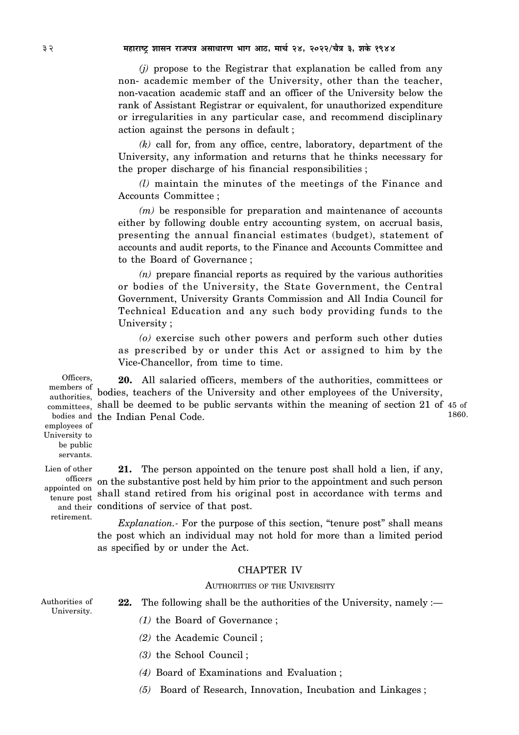*(j)* propose to the Registrar that explanation be called from any non- academic member of the University, other than the teacher, non-vacation academic staff and an officer of the University below the rank of Assistant Registrar or equivalent, for unauthorized expenditure or irregularities in any particular case, and recommend disciplinary action against the persons in default ;

*(k)* call for, from any office, centre, laboratory, department of the University, any information and returns that he thinks necessary for the proper discharge of his financial responsibilities ;

*(l)* maintain the minutes of the meetings of the Finance and Accounts Committee ;

*(m)* be responsible for preparation and maintenance of accounts either by following double entry accounting system, on accrual basis, presenting the annual financial estimates (budget), statement of accounts and audit reports, to the Finance and Accounts Committee and to the Board of Governance ;

*(n)* prepare financial reports as required by the various authorities or bodies of the University, the State Government, the Central Government, University Grants Commission and All India Council for Technical Education and any such body providing funds to the University ;

*(o)* exercise such other powers and perform such other duties as prescribed by or under this Act or assigned to him by the Vice-Chancellor, from time to time.

Officers, members of authorities, committees, bodies and employees of University to be public servants.

**20.** All salaried officers, members of the authorities, committees or bodies, teachers of the University and other employees of the University, shall be deemed to be public servants within the meaning of section 21 of the Indian Penal Code. (45 of 1860.)

Lien of other officers appointed on tenure post and their retirement.

**21.** The person appointed on the tenure post shall hold a lien, if any, on the substantive post held by him prior to the appointment and such person shall stand retired from his original post in accordance with terms and conditions of service of that post.

*Explanation.-* For the purpose of this section, "tenure post" shall means the post which an individual may not hold for more than a limited period as specified by or under the Act.

## CHAPTER IV

### AUTHORITIES OF THE UNIVERSITY

Authorities of University.

**22.** The following shall be the authorities of the University, namely :—

*(1)* the Board of Governance ;

*(2)* the Academic Council ;

*(3)* the School Council ;

*(4)* Board of Examinations and Evaluation ;

*(5)* Board of Research, Innovation, Incubation and Linkages ;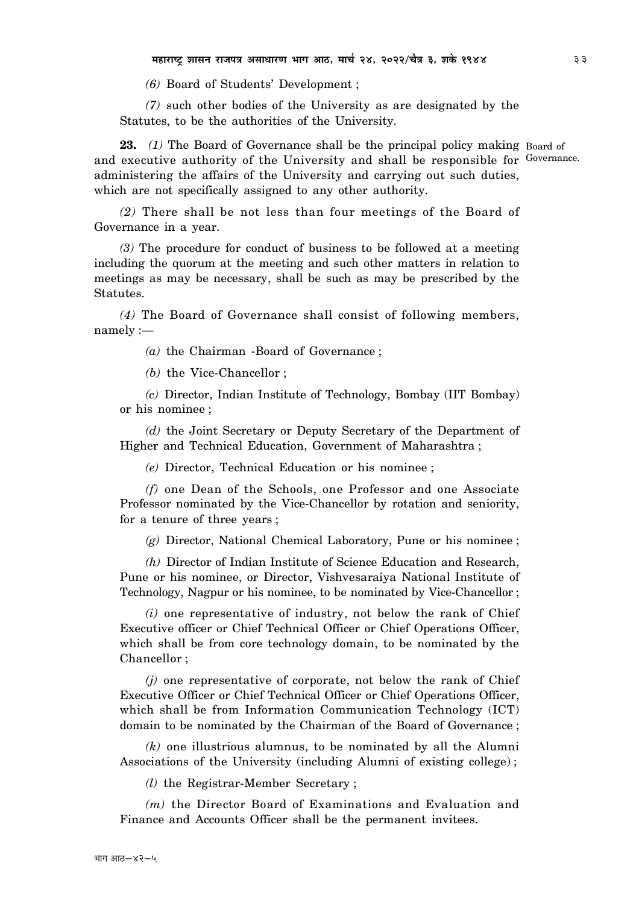*(6)* Board of Students' Development ;

*(7)* such other bodies of the University as are designated by the Statutes, to be the authorities of the University.

**23.** *(1)* The Board of Governance shall be the principal policy making and executive authority of the University and shall be responsible for administering the affairs of the University and carrying out such duties, which are not specifically assigned to any other authority.

Board of Governance.

*(2)* There shall be not less than four meetings of the Board of Governance in a year.

*(3)* The procedure for conduct of business to be followed at a meeting including the quorum at the meeting and such other matters in relation to meetings as may be necessary, shall be such as may be prescribed by the Statutes.

*(4)* The Board of Governance shall consist of following members, namely :—

*(a)* the Chairman -Board of Governance ;

*(b)* the Vice-Chancellor ;

*(c)* Director, Indian Institute of Technology, Bombay (IIT Bombay) or his nominee ;

*(d)* the Joint Secretary or Deputy Secretary of the Department of Higher and Technical Education, Government of Maharashtra ;

*(e)* Director, Technical Education or his nominee ;

*(f)* one Dean of the Schools, one Professor and one Associate Professor nominated by the Vice-Chancellor by rotation and seniority, for a tenure of three years ;

*(g)* Director, National Chemical Laboratory, Pune or his nominee ;

*(h)* Director of Indian Institute of Science Education and Research, Pune or his nominee, or Director, Vishvesaraiya National Institute of Technology, Nagpur or his nominee, to be nominated by Vice-Chancellor ;

*(i)* one representative of industry, not below the rank of Chief Executive officer or Chief Technical Officer or Chief Operations Officer, which shall be from core technology domain, to be nominated by the Chancellor ;

*(j)* one representative of corporate, not below the rank of Chief Executive Officer or Chief Technical Officer or Chief Operations Officer, which shall be from Information Communication Technology (ICT) domain to be nominated by the Chairman of the Board of Governance ;

*(k)* one illustrious alumnus, to be nominated by all the Alumni Associations of the University (including Alumni of existing college) ;

*(l)* the Registrar-Member Secretary ;

*(m)* the Director Board of Examinations and Evaluation and Finance and Accounts Officer shall be the permanent invitees.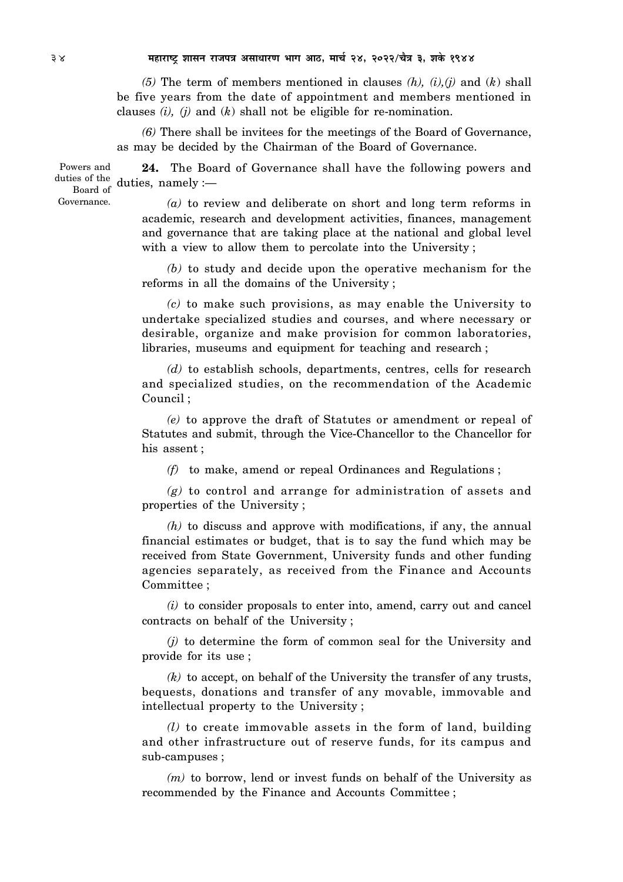*(5)* The term of members mentioned in clauses *(h), (i),(j)* and *(k)* shall be five years from the date of appointment and members mentioned in clauses *(i), (j)* and *(k)* shall not be eligible for re-nomination.

*(6)* There shall be invitees for the meetings of the Board of Governance, as may be decided by the Chairman of the Board of Governance.

Powers and duties of the Board of Governance.

**24.** The Board of Governance shall have the following powers and duties, namely :—

*(a)* to review and deliberate on short and long term reforms in academic, research and development activities, finances, management and governance that are taking place at the national and global level with a view to allow them to percolate into the University ;

*(b)* to study and decide upon the operative mechanism for the reforms in all the domains of the University ;

*(c)* to make such provisions, as may enable the University to undertake specialized studies and courses, and where necessary or desirable, organize and make provision for common laboratories, libraries, museums and equipment for teaching and research ;

*(d)* to establish schools, departments, centres, cells for research and specialized studies, on the recommendation of the Academic Council ;

*(e)* to approve the draft of Statutes or amendment or repeal of Statutes and submit, through the Vice-Chancellor to the Chancellor for his assent ;

*(f)* to make, amend or repeal Ordinances and Regulations ;

*(g)* to control and arrange for administration of assets and properties of the University ;

*(h)* to discuss and approve with modifications, if any, the annual financial estimates or budget, that is to say the fund which may be received from State Government, University funds and other funding agencies separately, as received from the Finance and Accounts Committee ;

*(i)* to consider proposals to enter into, amend, carry out and cancel contracts on behalf of the University ;

*(j)* to determine the form of common seal for the University and provide for its use ;

*(k)* to accept, on behalf of the University the transfer of any trusts, bequests, donations and transfer of any movable, immovable and intellectual property to the University ;

*(l)* to create immovable assets in the form of land, building and other infrastructure out of reserve funds, for its campus and sub-campuses ;

*(m)* to borrow, lend or invest funds on behalf of the University as recommended by the Finance and Accounts Committee ;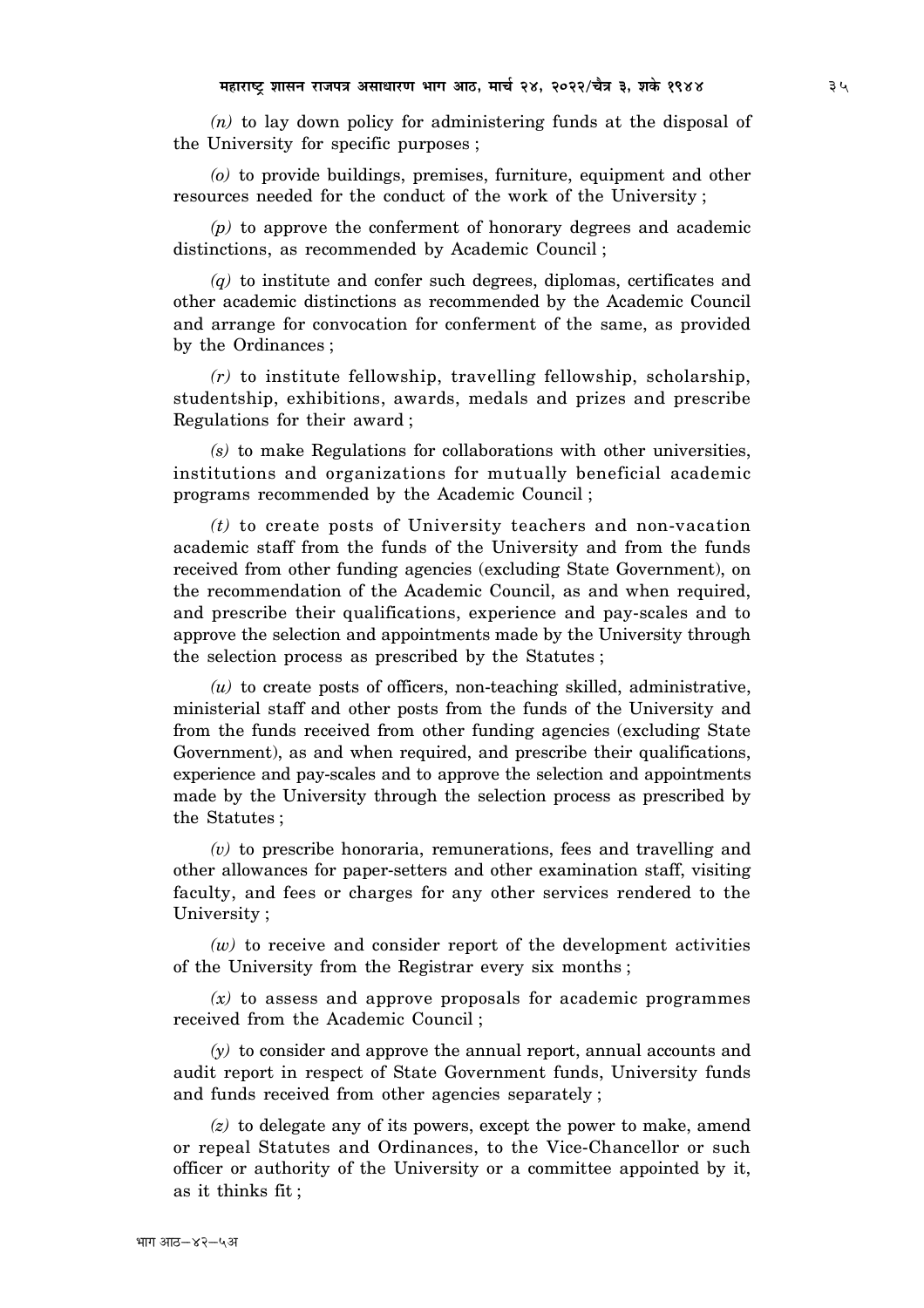*(n)* to lay down policy for administering funds at the disposal of the University for specific purposes ;

*(o)* to provide buildings, premises, furniture, equipment and other resources needed for the conduct of the work of the University ;

*(p)* to approve the conferment of honorary degrees and academic distinctions, as recommended by Academic Council ;

*(q)* to institute and confer such degrees, diplomas, certificates and other academic distinctions as recommended by the Academic Council and arrange for convocation for conferment of the same, as provided by the Ordinances ;

*(r)* to institute fellowship, travelling fellowship, scholarship, studentship, exhibitions, awards, medals and prizes and prescribe Regulations for their award ;

*(s)* to make Regulations for collaborations with other universities, institutions and organizations for mutually beneficial academic programs recommended by the Academic Council ;

*(t)* to create posts of University teachers and non-vacation academic staff from the funds of the University and from the funds received from other funding agencies (excluding State Government), on the recommendation of the Academic Council, as and when required, and prescribe their qualifications, experience and pay-scales and to approve the selection and appointments made by the University through the selection process as prescribed by the Statutes ;

*(u)* to create posts of officers, non-teaching skilled, administrative, ministerial staff and other posts from the funds of the University and from the funds received from other funding agencies (excluding State Government), as and when required, and prescribe their qualifications, experience and pay-scales and to approve the selection and appointments made by the University through the selection process as prescribed by the Statutes ;

*(v)* to prescribe honoraria, remunerations, fees and travelling and other allowances for paper-setters and other examination staff, visiting faculty, and fees or charges for any other services rendered to the University ;

*(w)* to receive and consider report of the development activities of the University from the Registrar every six months ;

*(x)* to assess and approve proposals for academic programmes received from the Academic Council ;

*(y)* to consider and approve the annual report, annual accounts and audit report in respect of State Government funds, University funds and funds received from other agencies separately ;

*(z)* to delegate any of its powers, except the power to make, amend or repeal Statutes and Ordinances, to the Vice-Chancellor or such officer or authority of the University or a committee appointed by it, as it thinks fit ;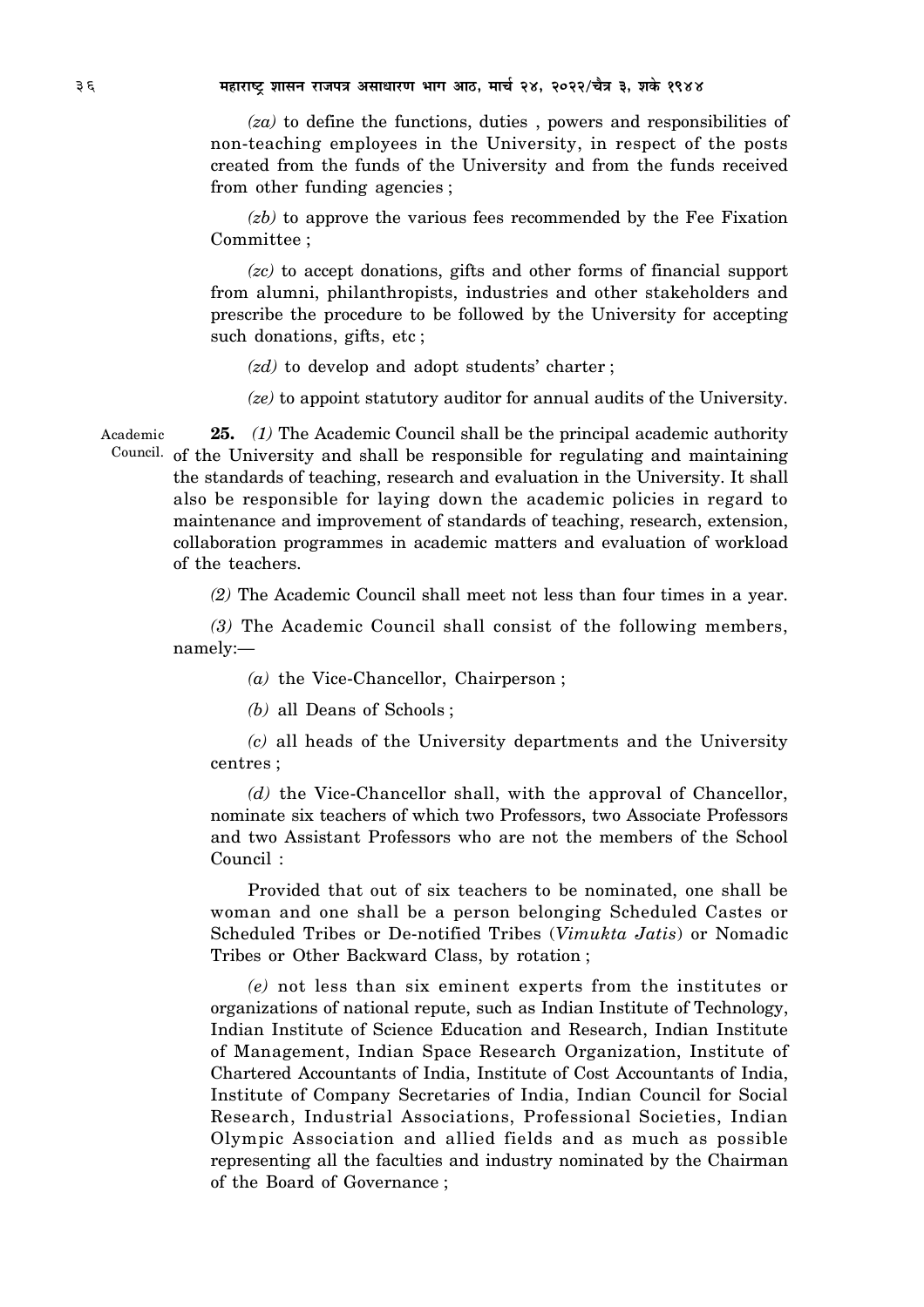*(za)* to define the functions, duties , powers and responsibilities of non-teaching employees in the University, in respect of the posts created from the funds of the University and from the funds received from other funding agencies ;

*(zb)* to approve the various fees recommended by the Fee Fixation Committee ;

*(zc)* to accept donations, gifts and other forms of financial support from alumni, philanthropists, industries and other stakeholders and prescribe the procedure to be followed by the University for accepting such donations, gifts, etc ;

*(zd)* to develop and adopt students' charter ;

*(ze)* to appoint statutory auditor for annual audits of the University.

Academic Council.

**25.** *(1)* The Academic Council shall be the principal academic authority of the University and shall be responsible for regulating and maintaining the standards of teaching, research and evaluation in the University. It shall also be responsible for laying down the academic policies in regard to maintenance and improvement of standards of teaching, research, extension, collaboration programmes in academic matters and evaluation of workload of the teachers.

*(2)* The Academic Council shall meet not less than four times in a year.

*(3)* The Academic Council shall consist of the following members, namely:—

*(a)* the Vice-Chancellor, Chairperson ;

*(b)* all Deans of Schools ;

*(c)* all heads of the University departments and the University centres ;

*(d)* the Vice-Chancellor shall, with the approval of Chancellor, nominate six teachers of which two Professors, two Associate Professors and two Assistant Professors who are not the members of the School Council :

Provided that out of six teachers to be nominated, one shall be woman and one shall be a person belonging Scheduled Castes or Scheduled Tribes or De-notified Tribes (*Vimukta Jatis*) or Nomadic Tribes or Other Backward Class, by rotation ;

*(e)* not less than six eminent experts from the institutes or organizations of national repute, such as Indian Institute of Technology, Indian Institute of Science Education and Research, Indian Institute of Management, Indian Space Research Organization, Institute of Chartered Accountants of India, Institute of Cost Accountants of India, Institute of Company Secretaries of India, Indian Council for Social Research, Industrial Associations, Professional Societies, Indian Olympic Association and allied fields and as much as possible representing all the faculties and industry nominated by the Chairman of the Board of Governance ;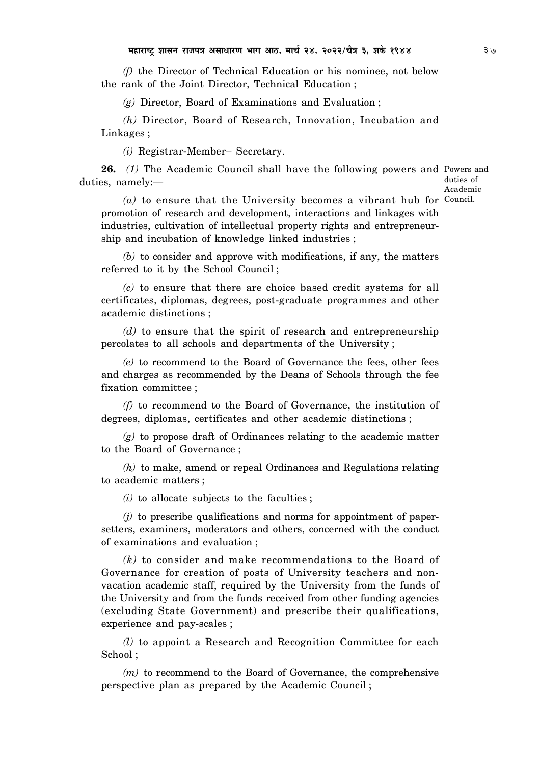*(f)* the Director of Technical Education or his nominee, not below the rank of the Joint Director, Technical Education ;

*(g)* Director, Board of Examinations and Evaluation ;

*(h)* Director, Board of Research, Innovation, Incubation and Linkages ;

*(i)* Registrar-Member– Secretary.

Powers and duties of Academic Council.

**26.** *(1)* The Academic Council shall have the following powers and duties, namely:—

*(a)* to ensure that the University becomes a vibrant hub for promotion of research and development, interactions and linkages with industries, cultivation of intellectual property rights and entrepreneurship and incubation of knowledge linked industries ;

*(b)* to consider and approve with modifications, if any, the matters referred to it by the School Council ;

*(c)* to ensure that there are choice based credit systems for all certificates, diplomas, degrees, post-graduate programmes and other academic distinctions ;

*(d)* to ensure that the spirit of research and entrepreneurship percolates to all schools and departments of the University ;

*(e)* to recommend to the Board of Governance the fees, other fees and charges as recommended by the Deans of Schools through the fee fixation committee ;

*(f)* to recommend to the Board of Governance, the institution of degrees, diplomas, certificates and other academic distinctions ;

*(g)* to propose draft of Ordinances relating to the academic matter to the Board of Governance ;

*(h)* to make, amend or repeal Ordinances and Regulations relating to academic matters ;

*(i)* to allocate subjects to the faculties ;

*(j)* to prescribe qualifications and norms for appointment of paper-setters, examiners, moderators and others, concerned with the conduct of examinations and evaluation ;

*(k)* to consider and make recommendations to the Board of Governance for creation of posts of University teachers and non-vacation academic staff, required by the University from the funds of the University and from the funds received from other funding agencies (excluding State Government) and prescribe their qualifications, experience and pay-scales ;

*(l)* to appoint a Research and Recognition Committee for each School ;

*(m)* to recommend to the Board of Governance, the comprehensive perspective plan as prepared by the Academic Council ;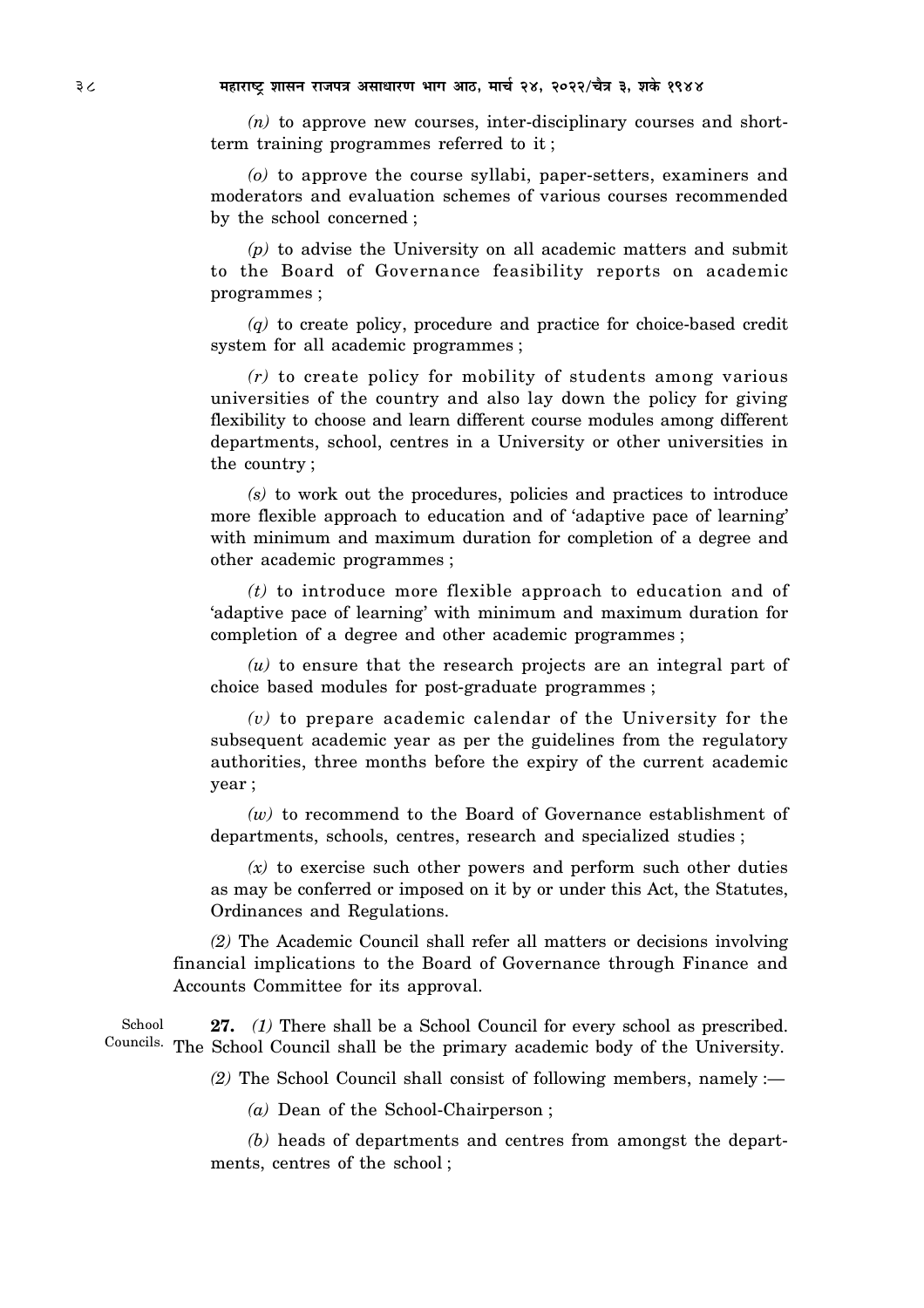*(n)* to approve new courses, inter-disciplinary courses and short-term training programmes referred to it ;

*(o)* to approve the course syllabi, paper-setters, examiners and moderators and evaluation schemes of various courses recommended by the school concerned ;

*(p)* to advise the University on all academic matters and submit to the Board of Governance feasibility reports on academic programmes ;

*(q)* to create policy, procedure and practice for choice-based credit system for all academic programmes ;

*(r)* to create policy for mobility of students among various universities of the country and also lay down the policy for giving flexibility to choose and learn different course modules among different departments, school, centres in a University or other universities in the country ;

*(s)* to work out the procedures, policies and practices to introduce more flexible approach to education and of 'adaptive pace of learning' with minimum and maximum duration for completion of a degree and other academic programmes ;

*(t)* to introduce more flexible approach to education and of 'adaptive pace of learning' with minimum and maximum duration for completion of a degree and other academic programmes ;

*(u)* to ensure that the research projects are an integral part of choice based modules for post-graduate programmes ;

*(v)* to prepare academic calendar of the University for the subsequent academic year as per the guidelines from the regulatory authorities, three months before the expiry of the current academic year ;

*(w)* to recommend to the Board of Governance establishment of departments, schools, centres, research and specialized studies ;

*(x)* to exercise such other powers and perform such other duties as may be conferred or imposed on it by or under this Act, the Statutes, Ordinances and Regulations.

*(2)* The Academic Council shall refer all matters or decisions involving financial implications to the Board of Governance through Finance and Accounts Committee for its approval.

School Councils.

**27.** *(1)* There shall be a School Council for every school as prescribed. The School Council shall be the primary academic body of the University.

*(2)* The School Council shall consist of following members, namely :—

*(a)* Dean of the School-Chairperson ;

*(b)* heads of departments and centres from amongst the departments, centres of the school ;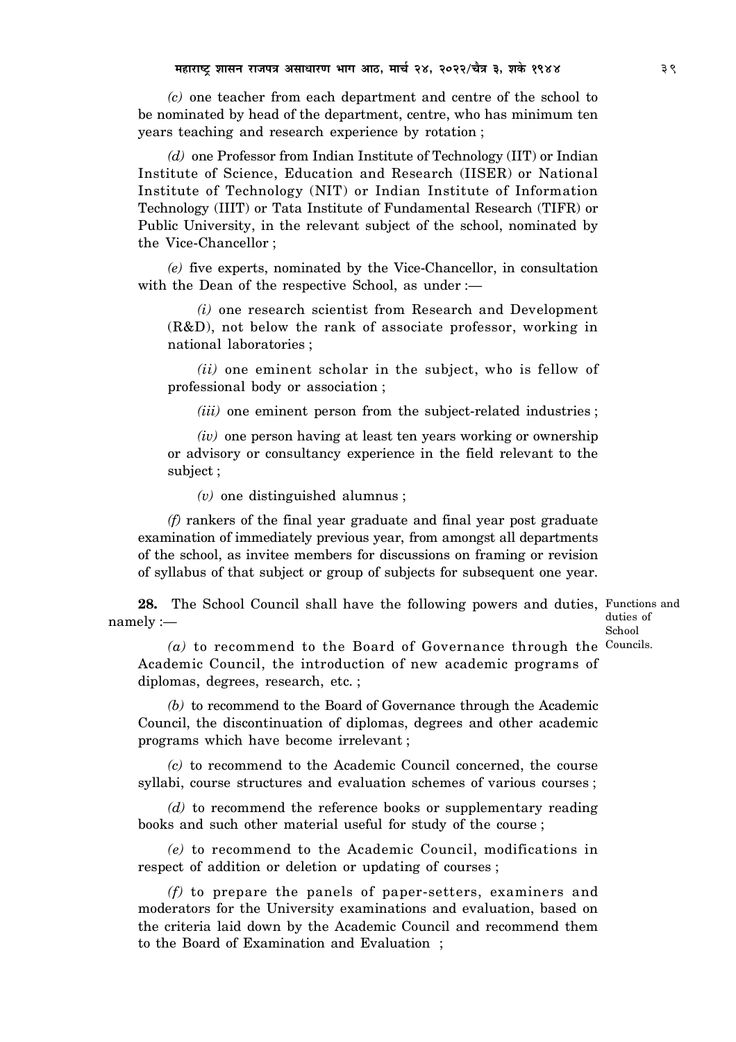*(c)* one teacher from each department and centre of the school to be nominated by head of the department, centre, who has minimum ten years teaching and research experience by rotation ;

*(d)* one Professor from Indian Institute of Technology (IIT) or Indian Institute of Science, Education and Research (IISER) or National Institute of Technology (NIT) or Indian Institute of Information Technology (IIIT) or Tata Institute of Fundamental Research (TIFR) or Public University, in the relevant subject of the school, nominated by the Vice-Chancellor ;

*(e)* five experts, nominated by the Vice-Chancellor, in consultation with the Dean of the respective School, as under :—

*(i)* one research scientist from Research and Development (R&D), not below the rank of associate professor, working in national laboratories ;

*(ii)* one eminent scholar in the subject, who is fellow of professional body or association ;

*(iii)* one eminent person from the subject-related industries ;

*(iv)* one person having at least ten years working or ownership or advisory or consultancy experience in the field relevant to the subject ;

*(v)* one distinguished alumnus ;

*(f)* rankers of the final year graduate and final year post graduate examination of immediately previous year, from amongst all departments of the school, as invitee members for discussions on framing or revision of syllabus of that subject or group of subjects for subsequent one year.

Functions and duties of School Councils.

**28.** The School Council shall have the following powers and duties, namely :—

*(a)* to recommend to the Board of Governance through the Academic Council, the introduction of new academic programs of diplomas, degrees, research, etc. ;

*(b)* to recommend to the Board of Governance through the Academic Council, the discontinuation of diplomas, degrees and other academic programs which have become irrelevant ;

*(c)* to recommend to the Academic Council concerned, the course syllabi, course structures and evaluation schemes of various courses ;

*(d)* to recommend the reference books or supplementary reading books and such other material useful for study of the course ;

*(e)* to recommend to the Academic Council, modifications in respect of addition or deletion or updating of courses ;

*(f)* to prepare the panels of paper-setters, examiners and moderators for the University examinations and evaluation, based on the criteria laid down by the Academic Council and recommend them to the Board of Examination and Evaluation ;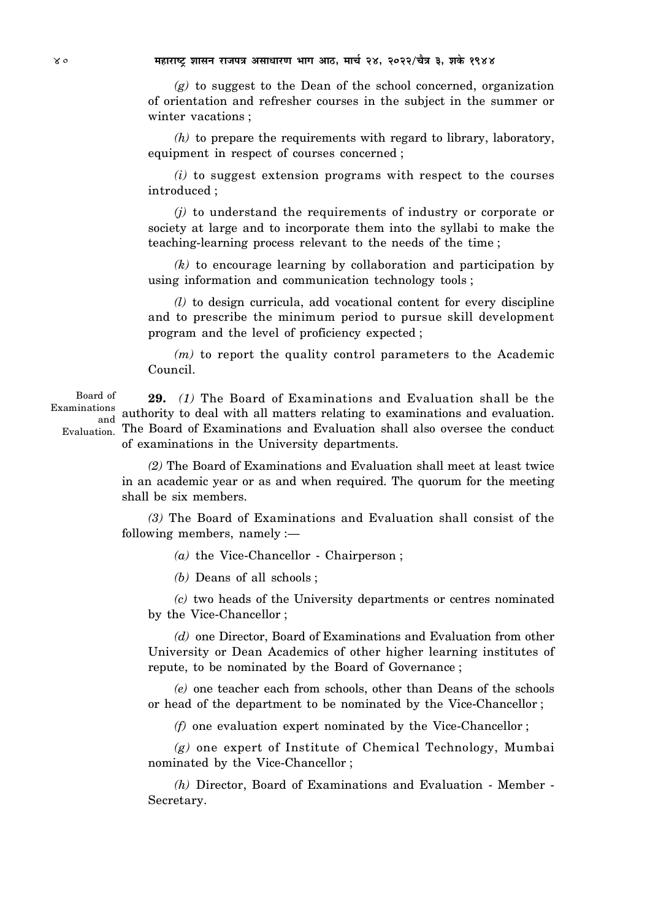*(g)* to suggest to the Dean of the school concerned, organization of orientation and refresher courses in the subject in the summer or winter vacations ;

*(h)* to prepare the requirements with regard to library, laboratory, equipment in respect of courses concerned ;

*(i)* to suggest extension programs with respect to the courses introduced ;

*(j)* to understand the requirements of industry or corporate or society at large and to incorporate them into the syllabi to make the teaching-learning process relevant to the needs of the time ;

*(k)* to encourage learning by collaboration and participation by using information and communication technology tools ;

*(l)* to design curricula, add vocational content for every discipline and to prescribe the minimum period to pursue skill development program and the level of proficiency expected ;

*(m)* to report the quality control parameters to the Academic Council.

Board of Examinations and Evaluation.

**29.** *(1)* The Board of Examinations and Evaluation shall be the authority to deal with all matters relating to examinations and evaluation. The Board of Examinations and Evaluation shall also oversee the conduct of examinations in the University departments.

*(2)* The Board of Examinations and Evaluation shall meet at least twice in an academic year or as and when required. The quorum for the meeting shall be six members.

*(3)* The Board of Examinations and Evaluation shall consist of the following members, namely :—

*(a)* the Vice-Chancellor - Chairperson ;

*(b)* Deans of all schools ;

*(c)* two heads of the University departments or centres nominated by the Vice-Chancellor ;

*(d)* one Director, Board of Examinations and Evaluation from other University or Dean Academics of other higher learning institutes of repute, to be nominated by the Board of Governance ;

*(e)* one teacher each from schools, other than Deans of the schools or head of the department to be nominated by the Vice-Chancellor ;

*(f)* one evaluation expert nominated by the Vice-Chancellor ;

*(g)* one expert of Institute of Chemical Technology, Mumbai nominated by the Vice-Chancellor ;

*(h)* Director, Board of Examinations and Evaluation - Member - Secretary.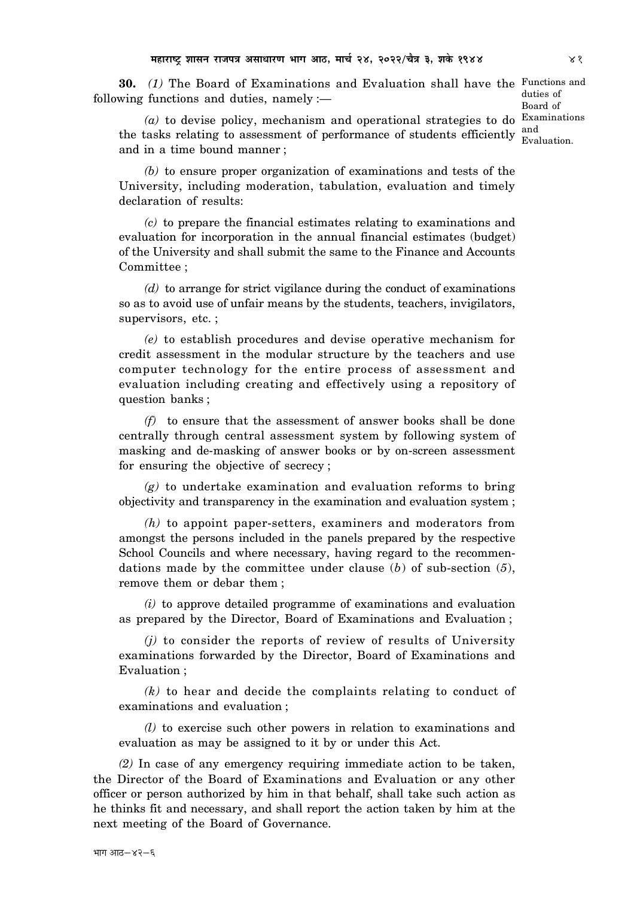**30.** *(1)* The Board of Examinations and Evaluation shall have the following functions and duties, namely :—

Functions and duties of Board of Examinations and Evaluation.

*(a)* to devise policy, mechanism and operational strategies to do the tasks relating to assessment of performance of students efficiently and in a time bound manner ;

*(b)* to ensure proper organization of examinations and tests of the University, including moderation, tabulation, evaluation and timely declaration of results:

*(c)* to prepare the financial estimates relating to examinations and evaluation for incorporation in the annual financial estimates (budget) of the University and shall submit the same to the Finance and Accounts Committee ;

*(d)* to arrange for strict vigilance during the conduct of examinations so as to avoid use of unfair means by the students, teachers, invigilators, supervisors, etc. ;

*(e)* to establish procedures and devise operative mechanism for credit assessment in the modular structure by the teachers and use computer technology for the entire process of assessment and evaluation including creating and effectively using a repository of question banks ;

*(f)* to ensure that the assessment of answer books shall be done centrally through central assessment system by following system of masking and de-masking of answer books or by on-screen assessment for ensuring the objective of secrecy ;

*(g)* to undertake examination and evaluation reforms to bring objectivity and transparency in the examination and evaluation system ;

*(h)* to appoint paper-setters, examiners and moderators from amongst the persons included in the panels prepared by the respective School Councils and where necessary, having regard to the recommendations made by the committee under clause (*b*) of sub-section (*5*), remove them or debar them ;

*(i)* to approve detailed programme of examinations and evaluation as prepared by the Director, Board of Examinations and Evaluation ;

*(j)* to consider the reports of review of results of University examinations forwarded by the Director, Board of Examinations and Evaluation ;

*(k)* to hear and decide the complaints relating to conduct of examinations and evaluation ;

*(l)* to exercise such other powers in relation to examinations and evaluation as may be assigned to it by or under this Act.

*(2)* In case of any emergency requiring immediate action to be taken, the Director of the Board of Examinations and Evaluation or any other officer or person authorized by him in that behalf, shall take such action as he thinks fit and necessary, and shall report the action taken by him at the next meeting of the Board of Governance.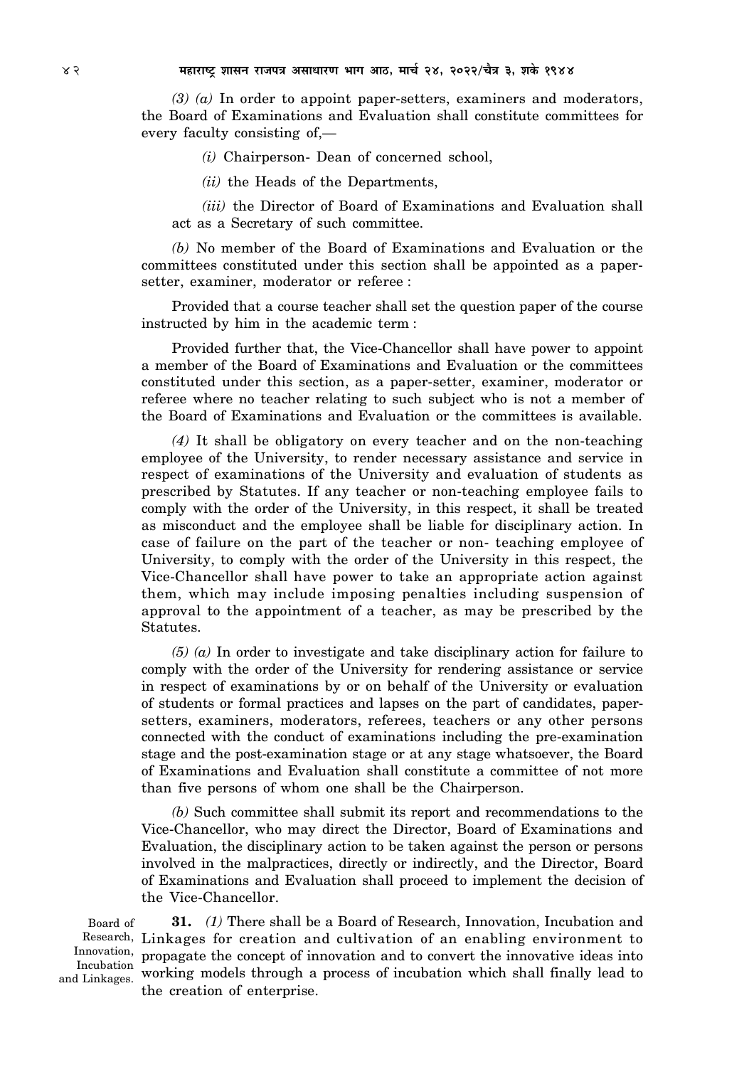*(3) (a)* In order to appoint paper-setters, examiners and moderators, the Board of Examinations and Evaluation shall constitute committees for every faculty consisting of,—

*(i)* Chairperson- Dean of concerned school,

*(ii)* the Heads of the Departments,

*(iii)* the Director of Board of Examinations and Evaluation shall act as a Secretary of such committee.

*(b)* No member of the Board of Examinations and Evaluation or the committees constituted under this section shall be appointed as a paper-setter, examiner, moderator or referee :

Provided that a course teacher shall set the question paper of the course instructed by him in the academic term :

Provided further that, the Vice-Chancellor shall have power to appoint a member of the Board of Examinations and Evaluation or the committees constituted under this section, as a paper-setter, examiner, moderator or referee where no teacher relating to such subject who is not a member of the Board of Examinations and Evaluation or the committees is available.

*(4)* It shall be obligatory on every teacher and on the non-teaching employee of the University, to render necessary assistance and service in respect of examinations of the University and evaluation of students as prescribed by Statutes. If any teacher or non-teaching employee fails to comply with the order of the University, in this respect, it shall be treated as misconduct and the employee shall be liable for disciplinary action. In case of failure on the part of the teacher or non- teaching employee of University, to comply with the order of the University in this respect, the Vice-Chancellor shall have power to take an appropriate action against them, which may include imposing penalties including suspension of approval to the appointment of a teacher, as may be prescribed by the Statutes.

*(5) (a)* In order to investigate and take disciplinary action for failure to comply with the order of the University for rendering assistance or service in respect of examinations by or on behalf of the University or evaluation of students or formal practices and lapses on the part of candidates, paper-setters, examiners, moderators, referees, teachers or any other persons connected with the conduct of examinations including the pre-examination stage and the post-examination stage or at any stage whatsoever, the Board of Examinations and Evaluation shall constitute a committee of not more than five persons of whom one shall be the Chairperson.

*(b)* Such committee shall submit its report and recommendations to the Vice-Chancellor, who may direct the Director, Board of Examinations and Evaluation, the disciplinary action to be taken against the person or persons involved in the malpractices, directly or indirectly, and the Director, Board of Examinations and Evaluation shall proceed to implement the decision of the Vice-Chancellor.

Board of Research, Innovation, Incubation and Linkages.

**31.** *(1)* There shall be a Board of Research, Innovation, Incubation and Linkages for creation and cultivation of an enabling environment to propagate the concept of innovation and to convert the innovative ideas into working models through a process of incubation which shall finally lead to the creation of enterprise.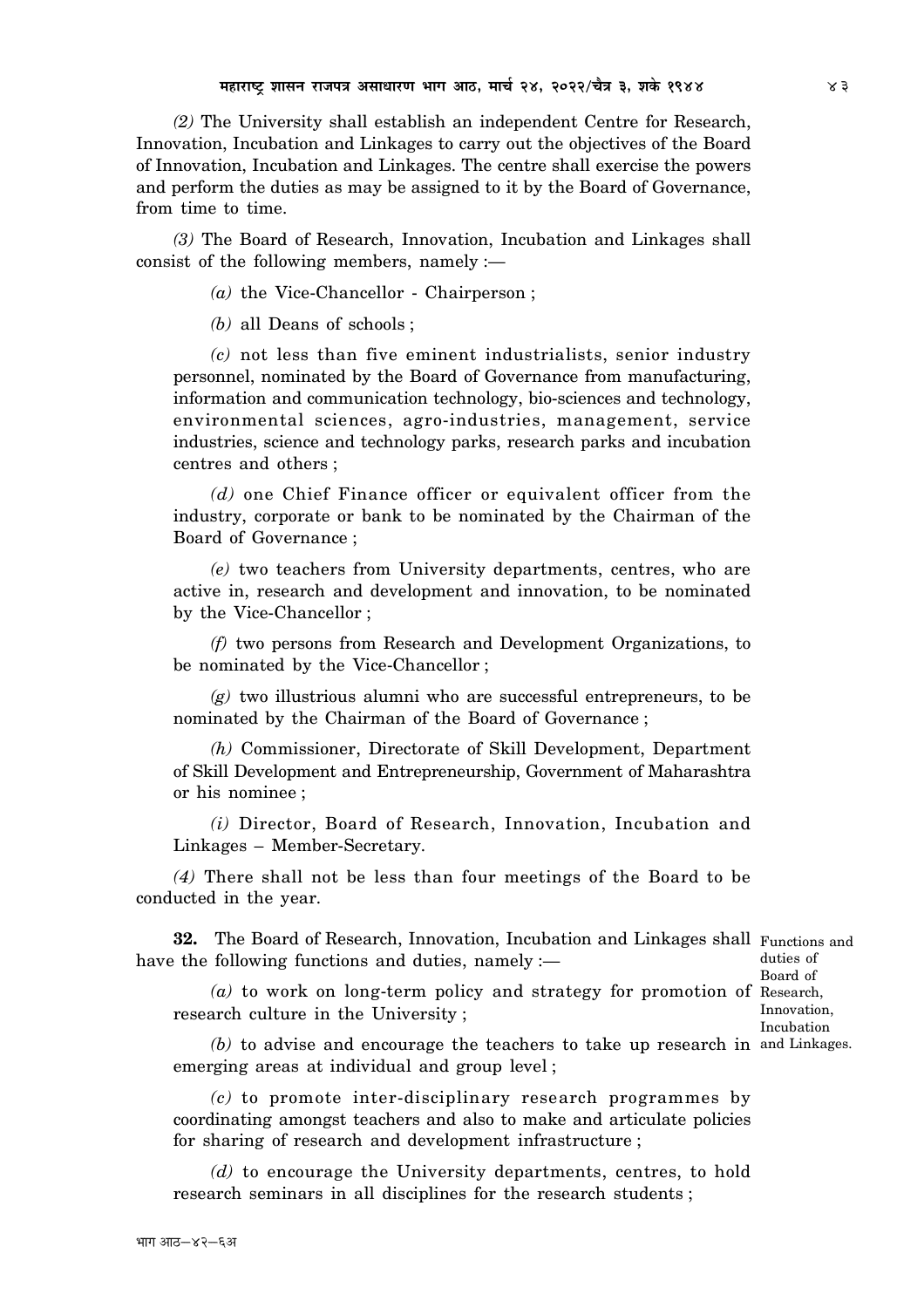*(2)* The University shall establish an independent Centre for Research, Innovation, Incubation and Linkages to carry out the objectives of the Board of Innovation, Incubation and Linkages. The centre shall exercise the powers and perform the duties as may be assigned to it by the Board of Governance, from time to time.

*(3)* The Board of Research, Innovation, Incubation and Linkages shall consist of the following members, namely :—

*(a)* the Vice-Chancellor - Chairperson ;

*(b)* all Deans of schools ;

*(c)* not less than five eminent industrialists, senior industry personnel, nominated by the Board of Governance from manufacturing, information and communication technology, bio-sciences and technology, environmental sciences, agro-industries, management, service industries, science and technology parks, research parks and incubation centres and others ;

*(d)* one Chief Finance officer or equivalent officer from the industry, corporate or bank to be nominated by the Chairman of the Board of Governance ;

*(e)* two teachers from University departments, centres, who are active in, research and development and innovation, to be nominated by the Vice-Chancellor ;

*(f)* two persons from Research and Development Organizations, to be nominated by the Vice-Chancellor ;

*(g)* two illustrious alumni who are successful entrepreneurs, to be nominated by the Chairman of the Board of Governance ;

*(h)* Commissioner, Directorate of Skill Development, Department of Skill Development and Entrepreneurship, Government of Maharashtra or his nominee ;

*(i)* Director, Board of Research, Innovation, Incubation and Linkages – Member-Secretary.

*(4)* There shall not be less than four meetings of the Board to be conducted in the year.

Functions and duties of Board of Research, Innovation, Incubation and Linkages.

**32.** The Board of Research, Innovation, Incubation and Linkages shall have the following functions and duties, namely :—

*(a)* to work on long-term policy and strategy for promotion of research culture in the University ;

*(b)* to advise and encourage the teachers to take up research in emerging areas at individual and group level ;

*(c)* to promote inter-disciplinary research programmes by coordinating amongst teachers and also to make and articulate policies for sharing of research and development infrastructure ;

*(d)* to encourage the University departments, centres, to hold research seminars in all disciplines for the research students ;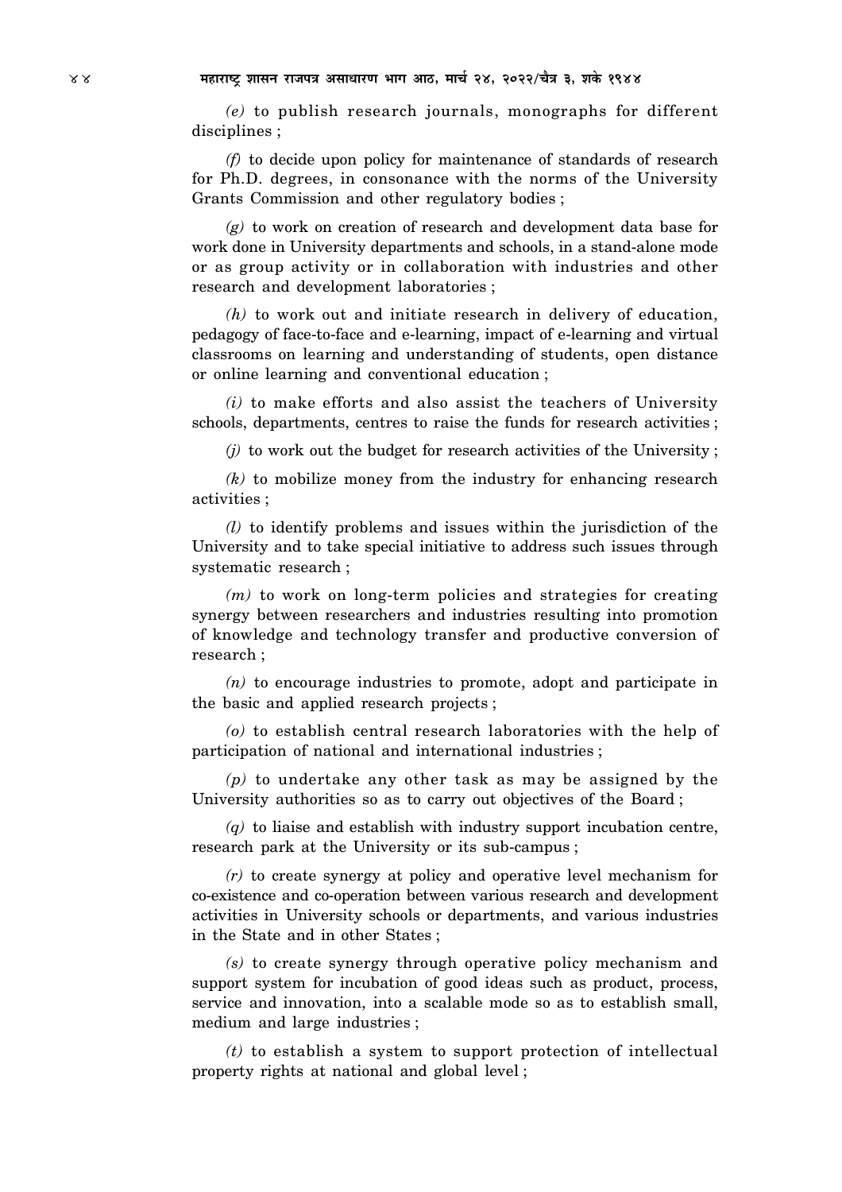*(e)* to publish research journals, monographs for different disciplines ;

*(f)* to decide upon policy for maintenance of standards of research for Ph.D. degrees, in consonance with the norms of the University Grants Commission and other regulatory bodies ;

*(g)* to work on creation of research and development data base for work done in University departments and schools, in a stand-alone mode or as group activity or in collaboration with industries and other research and development laboratories ;

*(h)* to work out and initiate research in delivery of education, pedagogy of face-to-face and e-learning, impact of e-learning and virtual classrooms on learning and understanding of students, open distance or online learning and conventional education ;

*(i)* to make efforts and also assist the teachers of University schools, departments, centres to raise the funds for research activities ;

*(j)* to work out the budget for research activities of the University ;

*(k)* to mobilize money from the industry for enhancing research activities ;

*(l)* to identify problems and issues within the jurisdiction of the University and to take special initiative to address such issues through systematic research ;

*(m)* to work on long-term policies and strategies for creating synergy between researchers and industries resulting into promotion of knowledge and technology transfer and productive conversion of research ;

*(n)* to encourage industries to promote, adopt and participate in the basic and applied research projects ;

*(o)* to establish central research laboratories with the help of participation of national and international industries ;

*(p)* to undertake any other task as may be assigned by the University authorities so as to carry out objectives of the Board ;

*(q)* to liaise and establish with industry support incubation centre, research park at the University or its sub-campus ;

*(r)* to create synergy at policy and operative level mechanism for co-existence and co-operation between various research and development activities in University schools or departments, and various industries in the State and in other States ;

*(s)* to create synergy through operative policy mechanism and support system for incubation of good ideas such as product, process, service and innovation, into a scalable mode so as to establish small, medium and large industries ;

*(t)* to establish a system to support protection of intellectual property rights at national and global level ;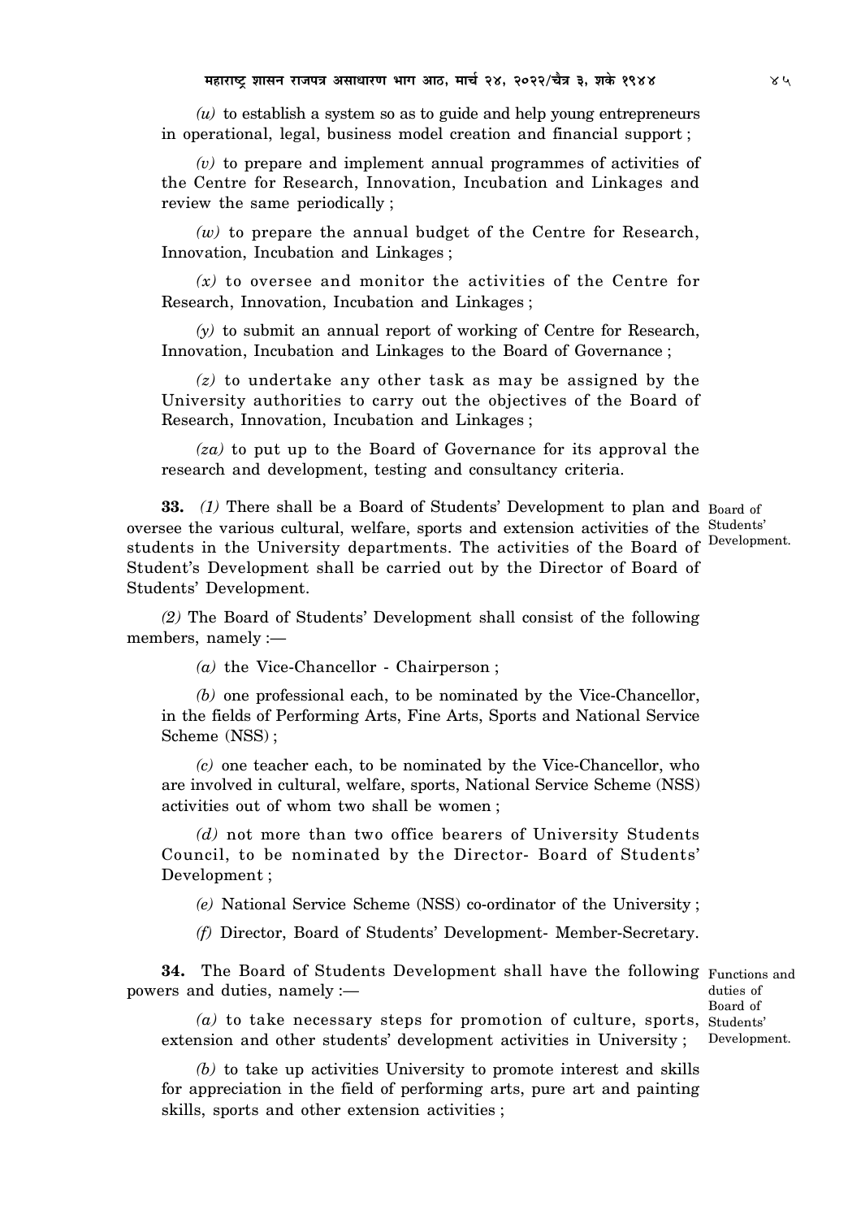*(u)* to establish a system so as to guide and help young entrepreneurs in operational, legal, business model creation and financial support ;

*(v)* to prepare and implement annual programmes of activities of the Centre for Research, Innovation, Incubation and Linkages and review the same periodically ;

*(w)* to prepare the annual budget of the Centre for Research, Innovation, Incubation and Linkages ;

*(x)* to oversee and monitor the activities of the Centre for Research, Innovation, Incubation and Linkages ;

*(y)* to submit an annual report of working of Centre for Research, Innovation, Incubation and Linkages to the Board of Governance ;

*(z)* to undertake any other task as may be assigned by the University authorities to carry out the objectives of the Board of Research, Innovation, Incubation and Linkages ;

*(za)* to put up to the Board of Governance for its approval the research and development, testing and consultancy criteria.

Board of Students' Development.

**33.** *(1)* There shall be a Board of Students' Development to plan and oversee the various cultural, welfare, sports and extension activities of the students in the University departments. The activities of the Board of Student's Development shall be carried out by the Director of Board of Students' Development.

*(2)* The Board of Students' Development shall consist of the following members, namely :—

*(a)* the Vice-Chancellor - Chairperson ;

*(b)* one professional each, to be nominated by the Vice-Chancellor, in the fields of Performing Arts, Fine Arts, Sports and National Service Scheme (NSS) ;

*(c)* one teacher each, to be nominated by the Vice-Chancellor, who are involved in cultural, welfare, sports, National Service Scheme (NSS) activities out of whom two shall be women ;

*(d)* not more than two office bearers of University Students Council, to be nominated by the Director- Board of Students' Development ;

*(e)* National Service Scheme (NSS) co-ordinator of the University ;

*(f)* Director, Board of Students' Development- Member-Secretary.

Functions and duties of Board of Students' Development.

**34.** The Board of Students Development shall have the following powers and duties, namely :—

*(a)* to take necessary steps for promotion of culture, sports, extension and other students' development activities in University ;

*(b)* to take up activities University to promote interest and skills for appreciation in the field of performing arts, pure art and painting skills, sports and other extension activities ;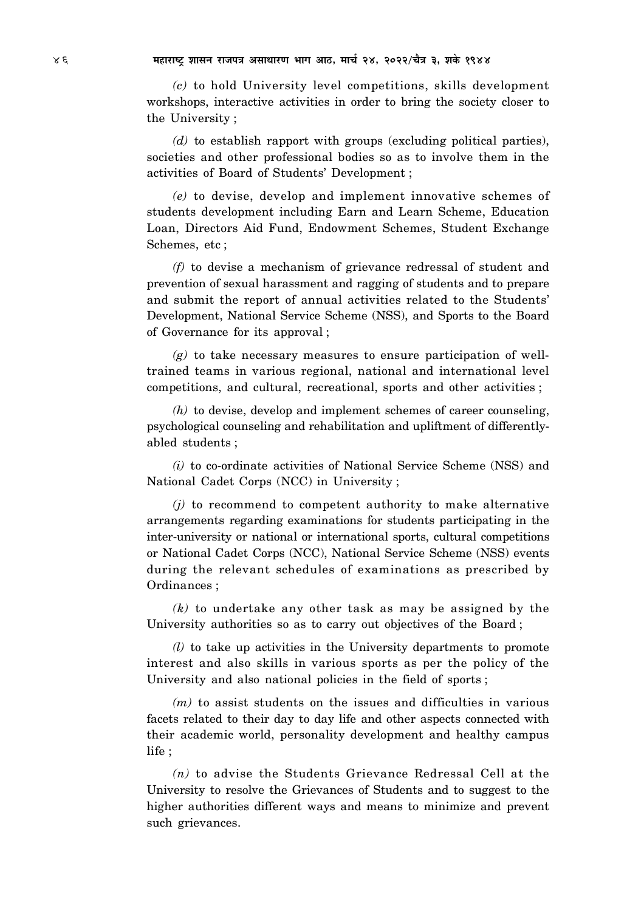*(c)* to hold University level competitions, skills development workshops, interactive activities in order to bring the society closer to the University ;

*(d)* to establish rapport with groups (excluding political parties), societies and other professional bodies so as to involve them in the activities of Board of Students' Development ;

*(e)* to devise, develop and implement innovative schemes of students development including Earn and Learn Scheme, Education Loan, Directors Aid Fund, Endowment Schemes, Student Exchange Schemes, etc ;

*(f)* to devise a mechanism of grievance redressal of student and prevention of sexual harassment and ragging of students and to prepare and submit the report of annual activities related to the Students' Development, National Service Scheme (NSS), and Sports to the Board of Governance for its approval ;

*(g)* to take necessary measures to ensure participation of well-trained teams in various regional, national and international level competitions, and cultural, recreational, sports and other activities ;

*(h)* to devise, develop and implement schemes of career counseling, psychological counseling and rehabilitation and upliftment of differently-abled students ;

*(i)* to co-ordinate activities of National Service Scheme (NSS) and National Cadet Corps (NCC) in University ;

*(j)* to recommend to competent authority to make alternative arrangements regarding examinations for students participating in the inter-university or national or international sports, cultural competitions or National Cadet Corps (NCC), National Service Scheme (NSS) events during the relevant schedules of examinations as prescribed by Ordinances ;

*(k)* to undertake any other task as may be assigned by the University authorities so as to carry out objectives of the Board ;

*(l)* to take up activities in the University departments to promote interest and also skills in various sports as per the policy of the University and also national policies in the field of sports ;

*(m)* to assist students on the issues and difficulties in various facets related to their day to day life and other aspects connected with their academic world, personality development and healthy campus life ;

*(n)* to advise the Students Grievance Redressal Cell at the University to resolve the Grievances of Students and to suggest to the higher authorities different ways and means to minimize and prevent such grievances.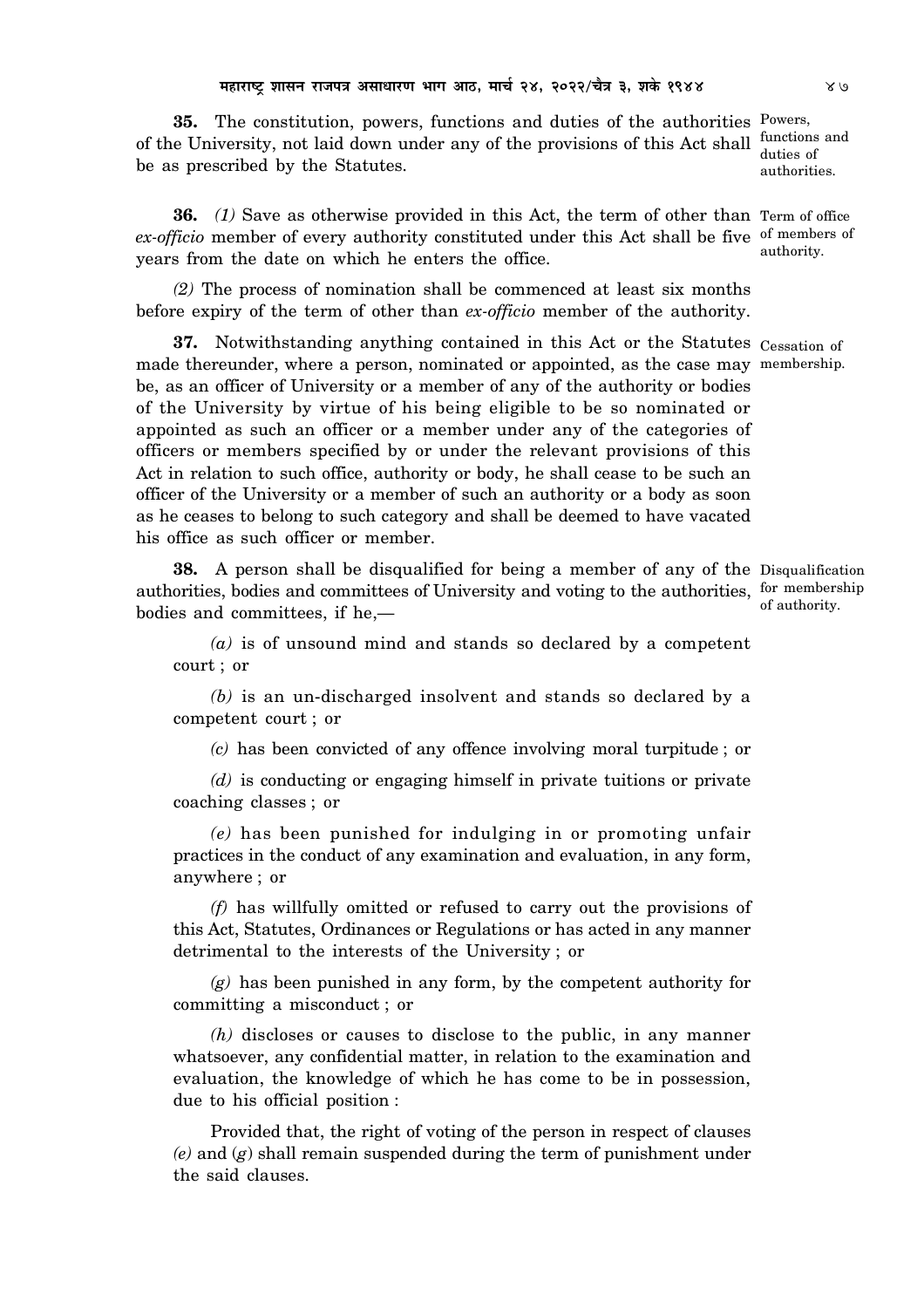**35.** The constitution, powers, functions and duties of the authorities of the University, not laid down under any of the provisions of this Act shall be as prescribed by the Statutes.

Powers, functions and duties of authorities.

**36.** *(1)* Save as otherwise provided in this Act, the term of other than *ex-officio* member of every authority constituted under this Act shall be five years from the date on which he enters the office.

Term of office of members of authority.

*(2)* The process of nomination shall be commenced at least six months before expiry of the term of other than *ex-officio* member of the authority.

**37.** Notwithstanding anything contained in this Act or the Statutes made thereunder, where a person, nominated or appointed, as the case may be, as an officer of University or a member of any of the authority or bodies of the University by virtue of his being eligible to be so nominated or appointed as such an officer or a member under any of the categories of officers or members specified by or under the relevant provisions of this Act in relation to such office, authority or body, he shall cease to be such an officer of the University or a member of such an authority or a body as soon as he ceases to belong to such category and shall be deemed to have vacated his office as such officer or member.

Cessation of membership.

**38.** A person shall be disqualified for being a member of any of the authorities, bodies and committees of University and voting to the authorities, bodies and committees, if he,—

Disqualification for membership of authority.

*(a)* is of unsound mind and stands so declared by a competent court ; or

*(b)* is an un-discharged insolvent and stands so declared by a competent court ; or

*(c)* has been convicted of any offence involving moral turpitude ; or

*(d)* is conducting or engaging himself in private tuitions or private coaching classes ; or

*(e)* has been punished for indulging in or promoting unfair practices in the conduct of any examination and evaluation, in any form, anywhere ; or

*(f)* has willfully omitted or refused to carry out the provisions of this Act, Statutes, Ordinances or Regulations or has acted in any manner detrimental to the interests of the University ; or

*(g)* has been punished in any form, by the competent authority for committing a misconduct ; or

*(h)* discloses or causes to disclose to the public, in any manner whatsoever, any confidential matter, in relation to the examination and evaluation, the knowledge of which he has come to be in possession, due to his official position :

Provided that, the right of voting of the person in respect of clauses *(e)* and *(g)* shall remain suspended during the term of punishment under the said clauses.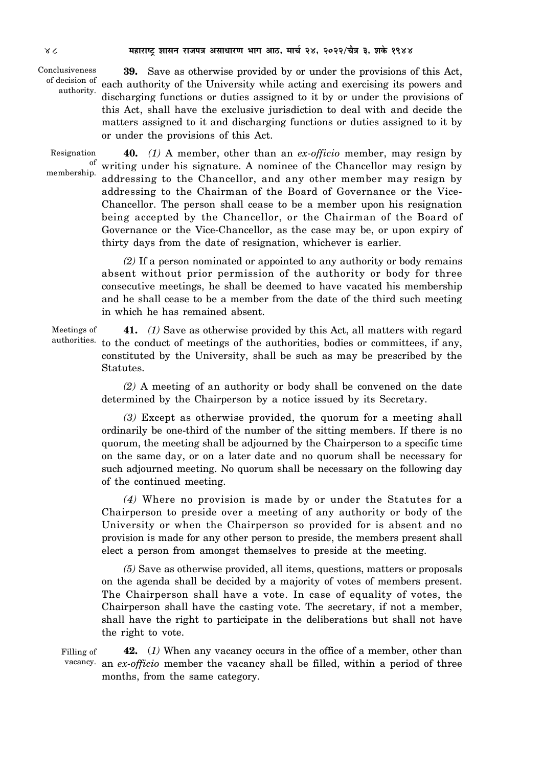**Conclusiveness of decision of authority.**

**39.** Save as otherwise provided by or under the provisions of this Act, each authority of the University while acting and exercising its powers and discharging functions or duties assigned to it by or under the provisions of this Act, shall have the exclusive jurisdiction to deal with and decide the matters assigned to it and discharging functions or duties assigned to it by or under the provisions of this Act.

**Resignation of membership.**

**40.** *(1)* A member, other than an *ex-officio* member, may resign by writing under his signature. A nominee of the Chancellor may resign by addressing to the Chancellor, and any other member may resign by addressing to the Chairman of the Board of Governance or the Vice-Chancellor. The person shall cease to be a member upon his resignation being accepted by the Chancellor, or the Chairman of the Board of Governance or the Vice-Chancellor, as the case may be, or upon expiry of thirty days from the date of resignation, whichever is earlier.

*(2)* If a person nominated or appointed to any authority or body remains absent without prior permission of the authority or body for three consecutive meetings, he shall be deemed to have vacated his membership and he shall cease to be a member from the date of the third such meeting in which he has remained absent.

**Meetings of authorities.**

**41.** *(1)* Save as otherwise provided by this Act, all matters with regard to the conduct of meetings of the authorities, bodies or committees, if any, constituted by the University, shall be such as may be prescribed by the Statutes.

*(2)* A meeting of an authority or body shall be convened on the date determined by the Chairperson by a notice issued by its Secretary.

*(3)* Except as otherwise provided, the quorum for a meeting shall ordinarily be one-third of the number of the sitting members. If there is no quorum, the meeting shall be adjourned by the Chairperson to a specific time on the same day, or on a later date and no quorum shall be necessary for such adjourned meeting. No quorum shall be necessary on the following day of the continued meeting.

*(4)* Where no provision is made by or under the Statutes for a Chairperson to preside over a meeting of any authority or body of the University or when the Chairperson so provided for is absent and no provision is made for any other person to preside, the members present shall elect a person from amongst themselves to preside at the meeting.

*(5)* Save as otherwise provided, all items, questions, matters or proposals on the agenda shall be decided by a majority of votes of members present. The Chairperson shall have a vote. In case of equality of votes, the Chairperson shall have the casting vote. The secretary, if not a member, shall have the right to participate in the deliberations but shall not have the right to vote.

**Filling of vacancy.**

**42.** (*1*) When any vacancy occurs in the office of a member, other than an *ex-officio* member the vacancy shall be filled, within a period of three months, from the same category.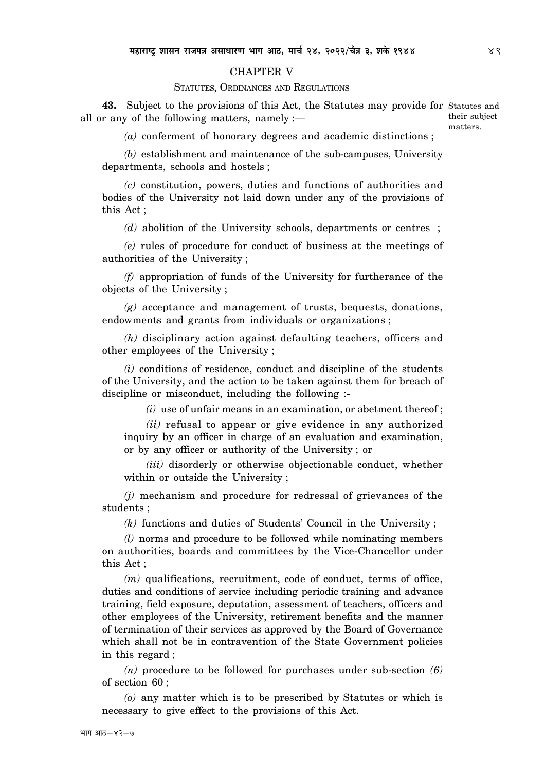## CHAPTER V

### Statutes, Ordinances and Regulations

**43.** Subject to the provisions of this Act, the Statutes may provide for all or any of the following matters, namely :—

Statutes and their subject matters.

*(a)* conferment of honorary degrees and academic distinctions ;

*(b)* establishment and maintenance of the sub-campuses, University departments, schools and hostels ;

*(c)* constitution, powers, duties and functions of authorities and bodies of the University not laid down under any of the provisions of this Act ;

*(d)* abolition of the University schools, departments or centres ;

*(e)* rules of procedure for conduct of business at the meetings of authorities of the University ;

*(f)* appropriation of funds of the University for furtherance of the objects of the University ;

*(g)* acceptance and management of trusts, bequests, donations, endowments and grants from individuals or organizations ;

*(h)* disciplinary action against defaulting teachers, officers and other employees of the University ;

*(i)* conditions of residence, conduct and discipline of the students of the University, and the action to be taken against them for breach of discipline or misconduct, including the following :-

*(i)* use of unfair means in an examination, or abetment thereof ;

*(ii)* refusal to appear or give evidence in any authorized inquiry by an officer in charge of an evaluation and examination, or by any officer or authority of the University ; or

*(iii)* disorderly or otherwise objectionable conduct, whether within or outside the University ;

*(j)* mechanism and procedure for redressal of grievances of the students ;

*(k)* functions and duties of Students' Council in the University ;

*(l)* norms and procedure to be followed while nominating members on authorities, boards and committees by the Vice-Chancellor under this Act ;

*(m)* qualifications, recruitment, code of conduct, terms of office, duties and conditions of service including periodic training and advance training, field exposure, deputation, assessment of teachers, officers and other employees of the University, retirement benefits and the manner of termination of their services as approved by the Board of Governance which shall not be in contravention of the State Government policies in this regard ;

*(n)* procedure to be followed for purchases under sub-section *(6)* of section 60 ;

*(o)* any matter which is to be prescribed by Statutes or which is necessary to give effect to the provisions of this Act.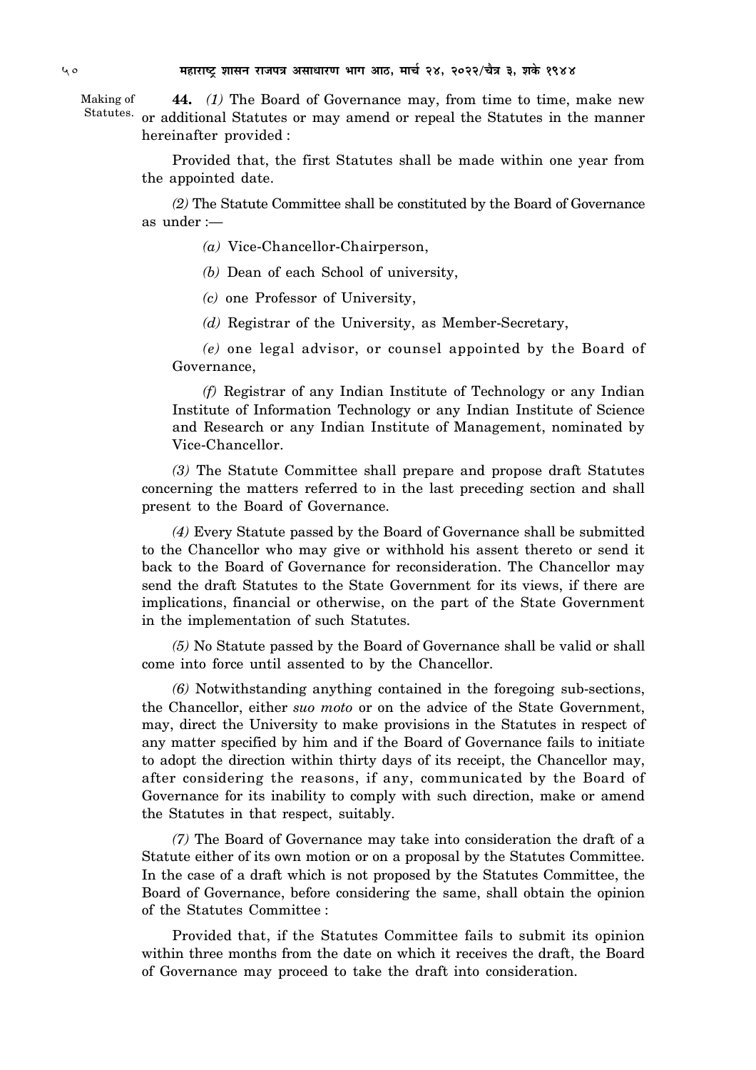Making of Statutes.

**44.** *(1)* The Board of Governance may, from time to time, make new or additional Statutes or may amend or repeal the Statutes in the manner hereinafter provided :

Provided that, the first Statutes shall be made within one year from the appointed date.

*(2)* The Statute Committee shall be constituted by the Board of Governance as under :—

*(a)* Vice-Chancellor-Chairperson,

*(b)* Dean of each School of university,

*(c)* one Professor of University,

*(d)* Registrar of the University, as Member-Secretary,

*(e)* one legal advisor, or counsel appointed by the Board of Governance,

*(f)* Registrar of any Indian Institute of Technology or any Indian Institute of Information Technology or any Indian Institute of Science and Research or any Indian Institute of Management, nominated by Vice-Chancellor.

*(3)* The Statute Committee shall prepare and propose draft Statutes concerning the matters referred to in the last preceding section and shall present to the Board of Governance.

*(4)* Every Statute passed by the Board of Governance shall be submitted to the Chancellor who may give or withhold his assent thereto or send it back to the Board of Governance for reconsideration. The Chancellor may send the draft Statutes to the State Government for its views, if there are implications, financial or otherwise, on the part of the State Government in the implementation of such Statutes.

*(5)* No Statute passed by the Board of Governance shall be valid or shall come into force until assented to by the Chancellor.

*(6)* Notwithstanding anything contained in the foregoing sub-sections, the Chancellor, either *suo moto* or on the advice of the State Government, may, direct the University to make provisions in the Statutes in respect of any matter specified by him and if the Board of Governance fails to initiate to adopt the direction within thirty days of its receipt, the Chancellor may, after considering the reasons, if any, communicated by the Board of Governance for its inability to comply with such direction, make or amend the Statutes in that respect, suitably.

*(7)* The Board of Governance may take into consideration the draft of a Statute either of its own motion or on a proposal by the Statutes Committee. In the case of a draft which is not proposed by the Statutes Committee, the Board of Governance, before considering the same, shall obtain the opinion of the Statutes Committee :

Provided that, if the Statutes Committee fails to submit its opinion within three months from the date on which it receives the draft, the Board of Governance may proceed to take the draft into consideration.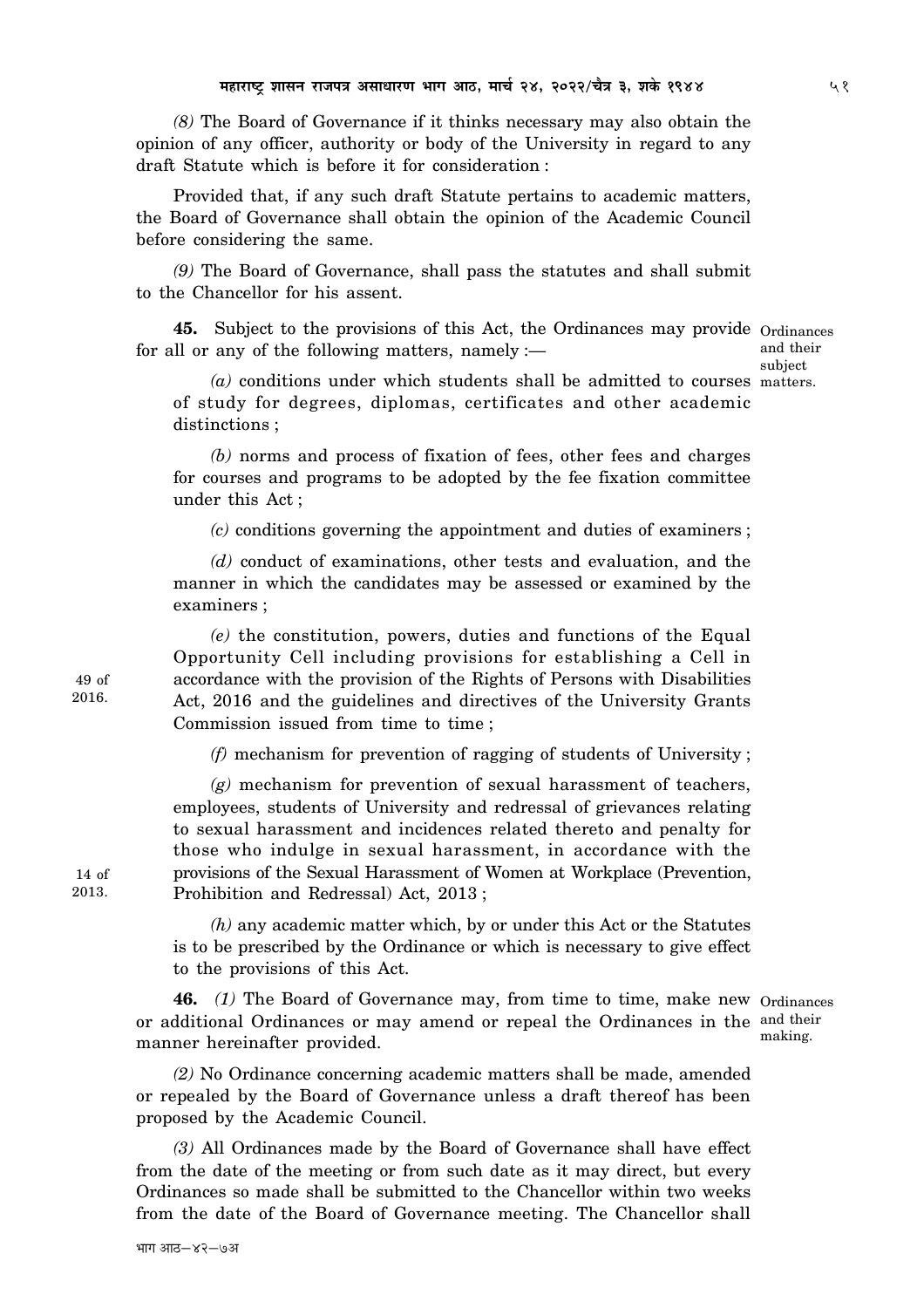*(8)* The Board of Governance if it thinks necessary may also obtain the opinion of any officer, authority or body of the University in regard to any draft Statute which is before it for consideration :

Provided that, if any such draft Statute pertains to academic matters, the Board of Governance shall obtain the opinion of the Academic Council before considering the same.

*(9)* The Board of Governance, shall pass the statutes and shall submit to the Chancellor for his assent.

Ordinances and their subject matters.

**45.** Subject to the provisions of this Act, the Ordinances may provide for all or any of the following matters, namely :—

*(a)* conditions under which students shall be admitted to courses of study for degrees, diplomas, certificates and other academic distinctions ;

*(b)* norms and process of fixation of fees, other fees and charges for courses and programs to be adopted by the fee fixation committee under this Act ;

*(c)* conditions governing the appointment and duties of examiners ;

*(d)* conduct of examinations, other tests and evaluation, and the manner in which the candidates may be assessed or examined by the examiners ;

*(e)* the constitution, powers, duties and functions of the Equal Opportunity Cell including provisions for establishing a Cell in accordance with the provision of the Rights of Persons with Disabilities Act, 2016 and the guidelines and directives of the University Grants Commission issued from time to time ;

49 of 2016.

*(f)* mechanism for prevention of ragging of students of University ;

*(g)* mechanism for prevention of sexual harassment of teachers, employees, students of University and redressal of grievances relating to sexual harassment and incidences related thereto and penalty for those who indulge in sexual harassment, in accordance with the provisions of the Sexual Harassment of Women at Workplace (Prevention, Prohibition and Redressal) Act, 2013 ;

14 of 2013.

*(h)* any academic matter which, by or under this Act or the Statutes is to be prescribed by the Ordinance or which is necessary to give effect to the provisions of this Act.

Ordinances and their making.

**46.** *(1)* The Board of Governance may, from time to time, make new or additional Ordinances or may amend or repeal the Ordinances in the manner hereinafter provided.

*(2)* No Ordinance concerning academic matters shall be made, amended or repealed by the Board of Governance unless a draft thereof has been proposed by the Academic Council.

*(3)* All Ordinances made by the Board of Governance shall have effect from the date of the meeting or from such date as it may direct, but every Ordinances so made shall be submitted to the Chancellor within two weeks from the date of the Board of Governance meeting. The Chancellor shall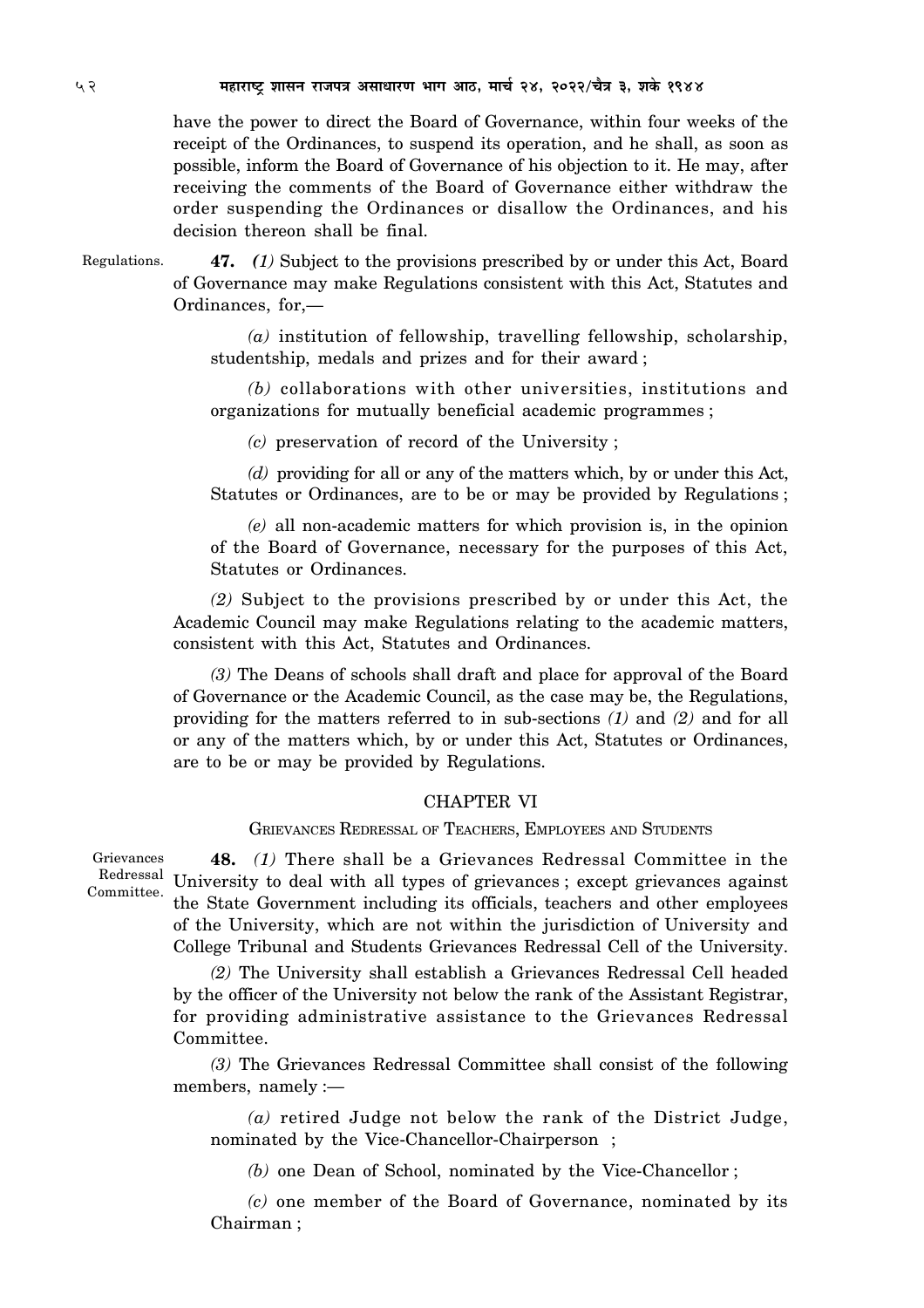have the power to direct the Board of Governance, within four weeks of the receipt of the Ordinances, to suspend its operation, and he shall, as soon as possible, inform the Board of Governance of his objection to it. He may, after receiving the comments of the Board of Governance either withdraw the order suspending the Ordinances or disallow the Ordinances, and his decision thereon shall be final.

Regulations.

**47.** *(1)* Subject to the provisions prescribed by or under this Act, Board of Governance may make Regulations consistent with this Act, Statutes and Ordinances, for,—

*(a)* institution of fellowship, travelling fellowship, scholarship, studentship, medals and prizes and for their award ;

*(b)* collaborations with other universities, institutions and organizations for mutually beneficial academic programmes ;

*(c)* preservation of record of the University ;

*(d)* providing for all or any of the matters which, by or under this Act, Statutes or Ordinances, are to be or may be provided by Regulations ;

*(e)* all non-academic matters for which provision is, in the opinion of the Board of Governance, necessary for the purposes of this Act, Statutes or Ordinances.

*(2)* Subject to the provisions prescribed by or under this Act, the Academic Council may make Regulations relating to the academic matters, consistent with this Act, Statutes and Ordinances.

*(3)* The Deans of schools shall draft and place for approval of the Board of Governance or the Academic Council, as the case may be, the Regulations, providing for the matters referred to in sub-sections *(1)* and *(2)* and for all or any of the matters which, by or under this Act, Statutes or Ordinances, are to be or may be provided by Regulations.

## CHAPTER VI

### GRIEVANCES REDRESSAL OF TEACHERS, EMPLOYEES AND STUDENTS

Grievances Redressal Committee.

**48.** *(1)* There shall be a Grievances Redressal Committee in the University to deal with all types of grievances ; except grievances against the State Government including its officials, teachers and other employees of the University, which are not within the jurisdiction of University and College Tribunal and Students Grievances Redressal Cell of the University.

*(2)* The University shall establish a Grievances Redressal Cell headed by the officer of the University not below the rank of the Assistant Registrar, for providing administrative assistance to the Grievances Redressal Committee.

*(3)* The Grievances Redressal Committee shall consist of the following members, namely :—

*(a)* retired Judge not below the rank of the District Judge, nominated by the Vice-Chancellor-Chairperson ;

*(b)* one Dean of School, nominated by the Vice-Chancellor ;

*(c)* one member of the Board of Governance, nominated by its Chairman ;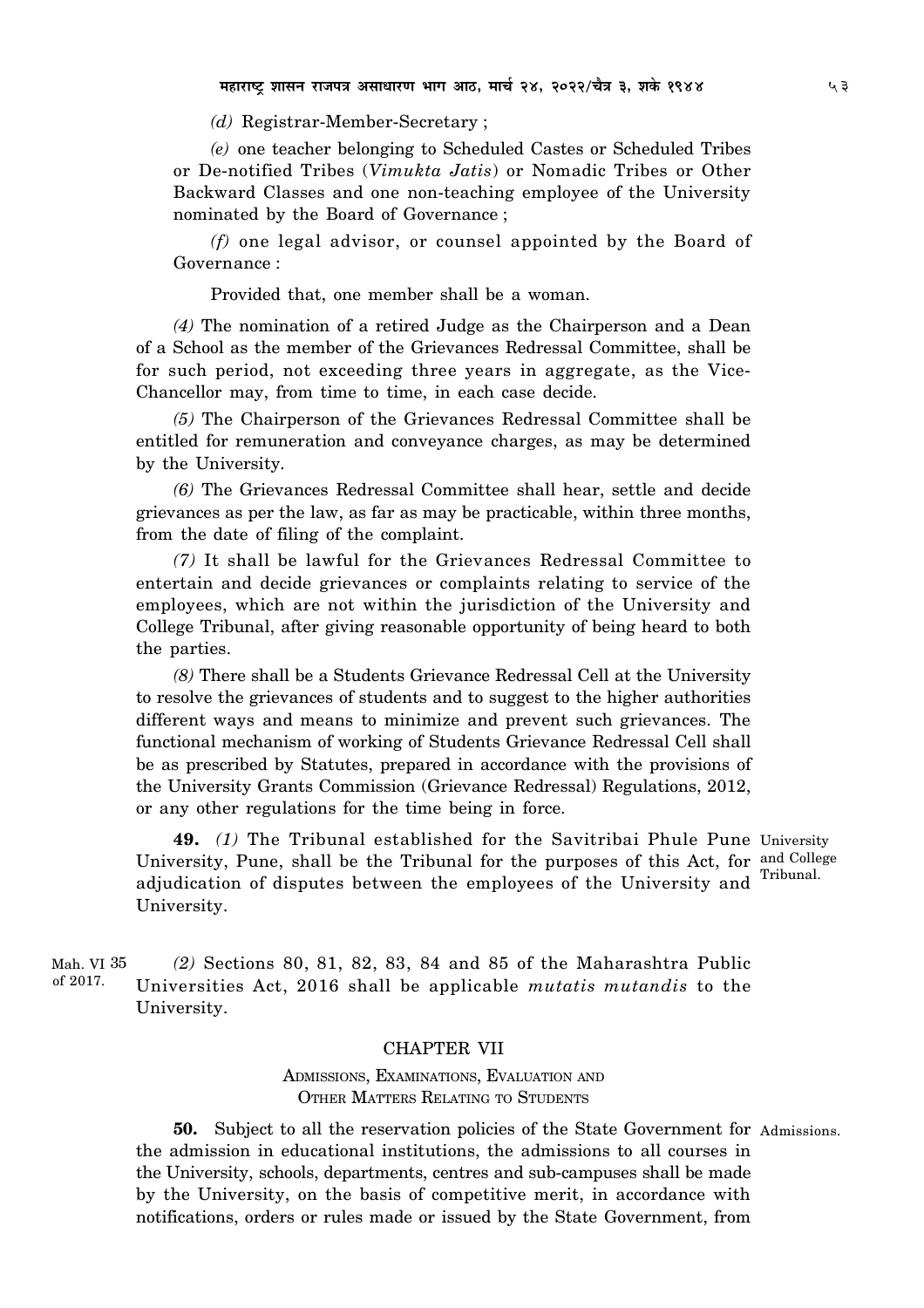*(d)* Registrar-Member-Secretary ;

*(e)* one teacher belonging to Scheduled Castes or Scheduled Tribes or De-notified Tribes (*Vimukta Jatis*) or Nomadic Tribes or Other Backward Classes and one non-teaching employee of the University nominated by the Board of Governance ;

*(f)* one legal advisor, or counsel appointed by the Board of Governance :

Provided that, one member shall be a woman.

*(4)* The nomination of a retired Judge as the Chairperson and a Dean of a School as the member of the Grievances Redressal Committee, shall be for such period, not exceeding three years in aggregate, as the Vice-Chancellor may, from time to time, in each case decide.

*(5)* The Chairperson of the Grievances Redressal Committee shall be entitled for remuneration and conveyance charges, as may be determined by the University.

*(6)* The Grievances Redressal Committee shall hear, settle and decide grievances as per the law, as far as may be practicable, within three months, from the date of filing of the complaint.

*(7)* It shall be lawful for the Grievances Redressal Committee to entertain and decide grievances or complaints relating to service of the employees, which are not within the jurisdiction of the University and College Tribunal, after giving reasonable opportunity of being heard to both the parties.

*(8)* There shall be a Students Grievance Redressal Cell at the University to resolve the grievances of students and to suggest to the higher authorities different ways and means to minimize and prevent such grievances. The functional mechanism of working of Students Grievance Redressal Cell shall be as prescribed by Statutes, prepared in accordance with the provisions of the University Grants Commission (Grievance Redressal) Regulations, 2012, or any other regulations for the time being in force.

University and College Tribunal.

**49.** *(1)* The Tribunal established for the Savitribai Phule Pune University, Pune, shall be the Tribunal for the purposes of this Act, for adjudication of disputes between the employees of the University and University.

Mah. VI of 2017.

*(2)* Sections 80, 81, 82, 83, 84 and 85 of the Maharashtra Public Universities Act, 2016 shall be applicable *mutatis mutandis* to the University.

## CHAPTER VII

### ADMISSIONS, EXAMINATIONS, EVALUATION AND OTHER MATTERS RELATING TO STUDENTS

Admissions.

**50.** Subject to all the reservation policies of the State Government for the admission in educational institutions, the admissions to all courses in the University, schools, departments, centres and sub-campuses shall be made by the University, on the basis of competitive merit, in accordance with notifications, orders or rules made or issued by the State Government, from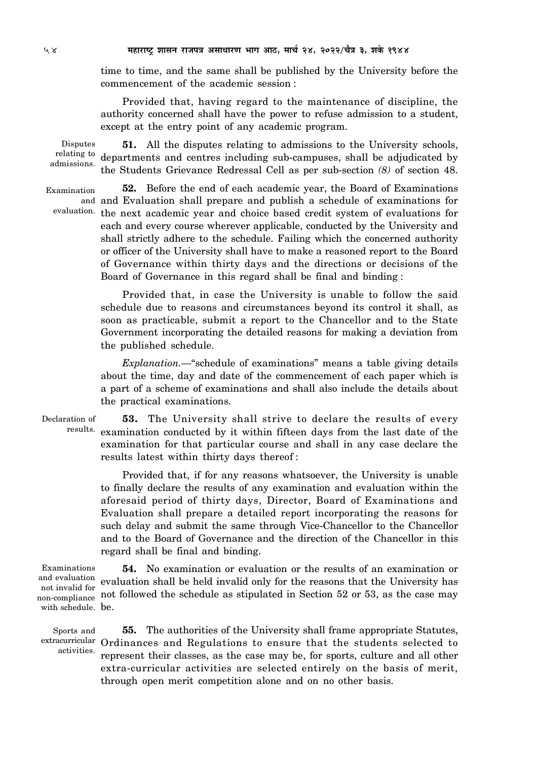time to time, and the same shall be published by the University before the commencement of the academic session :

Provided that, having regard to the maintenance of discipline, the authority concerned shall have the power to refuse admission to a student, except at the entry point of any academic program.

Disputes relating to admissions.

**51.** All the disputes relating to admissions to the University schools, departments and centres including sub-campuses, shall be adjudicated by the Students Grievance Redressal Cell as per sub-section *(8)* of section 48.

Examination and evaluation.

**52.** Before the end of each academic year, the Board of Examinations and Evaluation shall prepare and publish a schedule of examinations for the next academic year and choice based credit system of evaluations for each and every course wherever applicable, conducted by the University and shall strictly adhere to the schedule. Failing which the concerned authority or officer of the University shall have to make a reasoned report to the Board of Governance within thirty days and the directions or decisions of the Board of Governance in this regard shall be final and binding :

Provided that, in case the University is unable to follow the said schedule due to reasons and circumstances beyond its control it shall, as soon as practicable, submit a report to the Chancellor and to the State Government incorporating the detailed reasons for making a deviation from the published schedule.

*Explanation.*—"schedule of examinations" means a table giving details about the time, day and date of the commencement of each paper which is a part of a scheme of examinations and shall also include the details about the practical examinations.

Declaration of results.

**53.** The University shall strive to declare the results of every examination conducted by it within fifteen days from the last date of the examination for that particular course and shall in any case declare the results latest within thirty days thereof :

Provided that, if for any reasons whatsoever, the University is unable to finally declare the results of any examination and evaluation within the aforesaid period of thirty days, Director, Board of Examinations and Evaluation shall prepare a detailed report incorporating the reasons for such delay and submit the same through Vice-Chancellor to the Chancellor and to the Board of Governance and the direction of the Chancellor in this regard shall be final and binding.

Examinations and evaluation not invalid for non-compliance with schedule.

**54.** No examination or evaluation or the results of an examination or evaluation shall be held invalid only for the reasons that the University has not followed the schedule as stipulated in Section 52 or 53, as the case may be.

Sports and extracurricular activities.

**55.** The authorities of the University shall frame appropriate Statutes, Ordinances and Regulations to ensure that the students selected to represent their classes, as the case may be, for sports, culture and all other extra-curricular activities are selected entirely on the basis of merit, through open merit competition alone and on no other basis.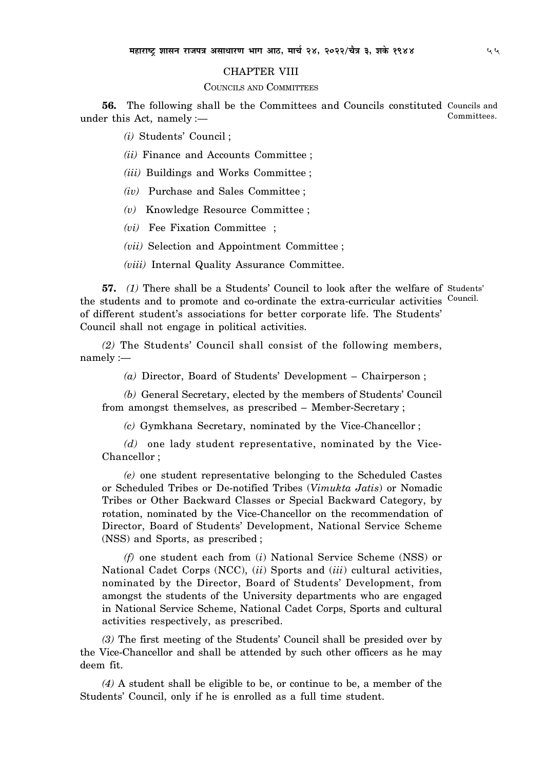## CHAPTER VIII

### COUNCILS AND COMMITTEES

**56.** The following shall be the Committees and Councils constituted under this Act, namely :— Councils and Committees.

*(i)* Students' Council ;

*(ii)* Finance and Accounts Committee ;

*(iii)* Buildings and Works Committee ;

*(iv)* Purchase and Sales Committee ;

*(v)* Knowledge Resource Committee ;

*(vi)* Fee Fixation Committee ;

*(vii)* Selection and Appointment Committee ;

*(viii)* Internal Quality Assurance Committee.

**57.** *(1)* There shall be a Students' Council to look after the welfare of the students and to promote and co-ordinate the extra-curricular activities of different student's associations for better corporate life. The Students' Council shall not engage in political activities. Students' Council.

*(2)* The Students' Council shall consist of the following members, namely :—

*(a)* Director, Board of Students' Development – Chairperson ;

*(b)* General Secretary, elected by the members of Students' Council from amongst themselves, as prescribed – Member-Secretary ;

*(c)* Gymkhana Secretary, nominated by the Vice-Chancellor ;

*(d)* one lady student representative, nominated by the Vice-Chancellor ;

*(e)* one student representative belonging to the Scheduled Castes or Scheduled Tribes or De-notified Tribes (*Vimukta Jatis*) or Nomadic Tribes or Other Backward Classes or Special Backward Category, by rotation, nominated by the Vice-Chancellor on the recommendation of Director, Board of Students' Development, National Service Scheme (NSS) and Sports, as prescribed ;

*(f)* one student each from (*i*) National Service Scheme (NSS) or National Cadet Corps (NCC), (*ii*) Sports and (*iii*) cultural activities, nominated by the Director, Board of Students' Development, from amongst the students of the University departments who are engaged in National Service Scheme, National Cadet Corps, Sports and cultural activities respectively, as prescribed.

*(3)* The first meeting of the Students' Council shall be presided over by the Vice-Chancellor and shall be attended by such other officers as he may deem fit.

*(4)* A student shall be eligible to be, or continue to be, a member of the Students' Council, only if he is enrolled as a full time student.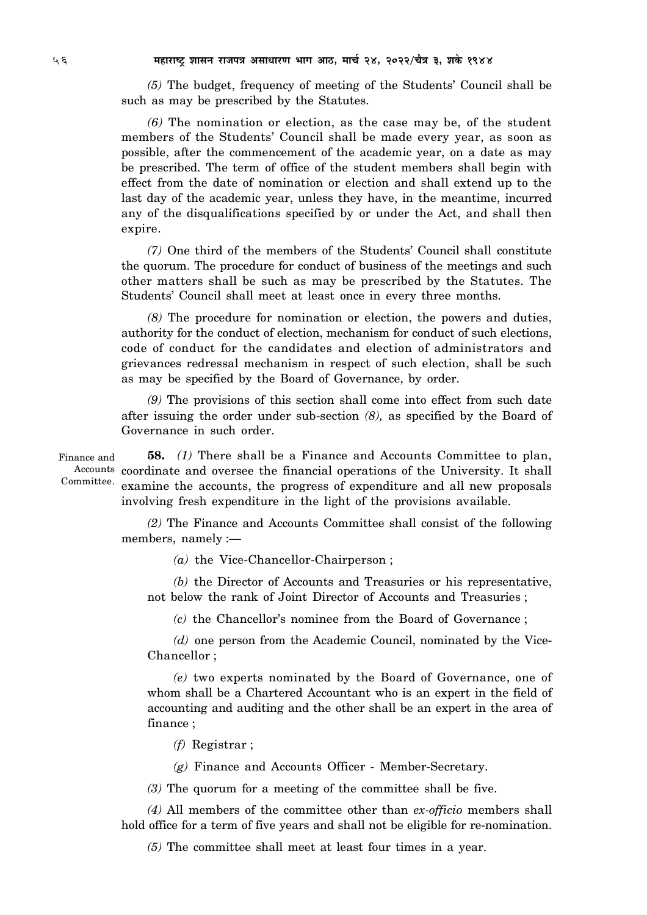*(5)* The budget, frequency of meeting of the Students' Council shall be such as may be prescribed by the Statutes.

*(6)* The nomination or election, as the case may be, of the student members of the Students' Council shall be made every year, as soon as possible, after the commencement of the academic year, on a date as may be prescribed. The term of office of the student members shall begin with effect from the date of nomination or election and shall extend up to the last day of the academic year, unless they have, in the meantime, incurred any of the disqualifications specified by or under the Act, and shall then expire.

*(7)* One third of the members of the Students' Council shall constitute the quorum. The procedure for conduct of business of the meetings and such other matters shall be such as may be prescribed by the Statutes. The Students' Council shall meet at least once in every three months.

*(8)* The procedure for nomination or election, the powers and duties, authority for the conduct of election, mechanism for conduct of such elections, code of conduct for the candidates and election of administrators and grievances redressal mechanism in respect of such election, shall be such as may be specified by the Board of Governance, by order.

*(9)* The provisions of this section shall come into effect from such date after issuing the order under sub-section *(8),* as specified by the Board of Governance in such order.

Finance and Accounts Committee.

**58.** *(1)* There shall be a Finance and Accounts Committee to plan, coordinate and oversee the financial operations of the University. It shall examine the accounts, the progress of expenditure and all new proposals involving fresh expenditure in the light of the provisions available.

*(2)* The Finance and Accounts Committee shall consist of the following members, namely :—

*(a)* the Vice-Chancellor-Chairperson ;

*(b)* the Director of Accounts and Treasuries or his representative, not below the rank of Joint Director of Accounts and Treasuries ;

*(c)* the Chancellor's nominee from the Board of Governance ;

*(d)* one person from the Academic Council, nominated by the Vice-Chancellor ;

*(e)* two experts nominated by the Board of Governance, one of whom shall be a Chartered Accountant who is an expert in the field of accounting and auditing and the other shall be an expert in the area of finance ;

*(f)* Registrar ;

*(g)* Finance and Accounts Officer - Member-Secretary.

*(3)* The quorum for a meeting of the committee shall be five.

*(4)* All members of the committee other than *ex-officio* members shall hold office for a term of five years and shall not be eligible for re-nomination.

*(5)* The committee shall meet at least four times in a year.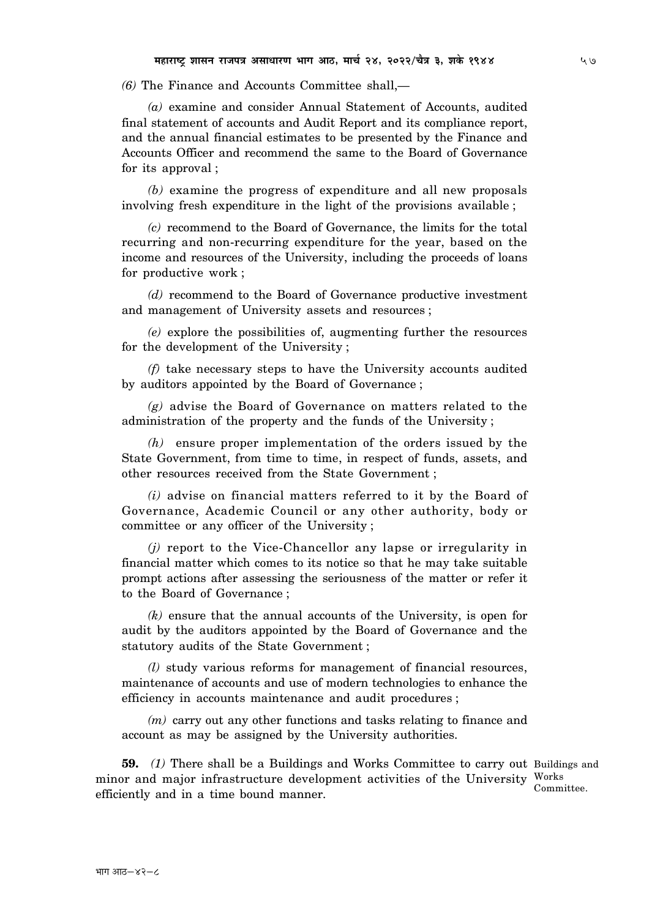*(6)* The Finance and Accounts Committee shall,—

*(a)* examine and consider Annual Statement of Accounts, audited final statement of accounts and Audit Report and its compliance report, and the annual financial estimates to be presented by the Finance and Accounts Officer and recommend the same to the Board of Governance for its approval ;

*(b)* examine the progress of expenditure and all new proposals involving fresh expenditure in the light of the provisions available ;

*(c)* recommend to the Board of Governance, the limits for the total recurring and non-recurring expenditure for the year, based on the income and resources of the University, including the proceeds of loans for productive work ;

*(d)* recommend to the Board of Governance productive investment and management of University assets and resources ;

*(e)* explore the possibilities of, augmenting further the resources for the development of the University ;

*(f)* take necessary steps to have the University accounts audited by auditors appointed by the Board of Governance ;

*(g)* advise the Board of Governance on matters related to the administration of the property and the funds of the University ;

*(h)* ensure proper implementation of the orders issued by the State Government, from time to time, in respect of funds, assets, and other resources received from the State Government ;

*(i)* advise on financial matters referred to it by the Board of Governance, Academic Council or any other authority, body or committee or any officer of the University ;

*(j)* report to the Vice-Chancellor any lapse or irregularity in financial matter which comes to its notice so that he may take suitable prompt actions after assessing the seriousness of the matter or refer it to the Board of Governance ;

*(k)* ensure that the annual accounts of the University, is open for audit by the auditors appointed by the Board of Governance and the statutory audits of the State Government ;

*(l)* study various reforms for management of financial resources, maintenance of accounts and use of modern technologies to enhance the efficiency in accounts maintenance and audit procedures ;

*(m)* carry out any other functions and tasks relating to finance and account as may be assigned by the University authorities.

Buildings and Works Committee.

**59.** *(1)* There shall be a Buildings and Works Committee to carry out minor and major infrastructure development activities of the University efficiently and in a time bound manner.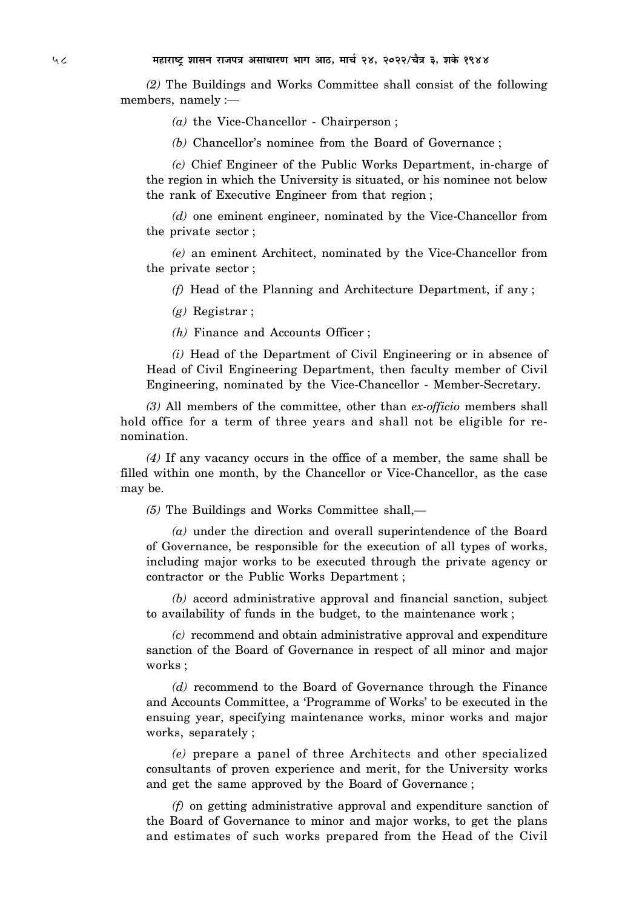*(2)* The Buildings and Works Committee shall consist of the following members, namely :—

*(a)* the Vice-Chancellor - Chairperson ;

*(b)* Chancellor's nominee from the Board of Governance ;

*(c)* Chief Engineer of the Public Works Department, in-charge of the region in which the University is situated, or his nominee not below the rank of Executive Engineer from that region ;

*(d)* one eminent engineer, nominated by the Vice-Chancellor from the private sector ;

*(e)* an eminent Architect, nominated by the Vice-Chancellor from the private sector ;

*(f)* Head of the Planning and Architecture Department, if any ;

*(g)* Registrar ;

*(h)* Finance and Accounts Officer ;

*(i)* Head of the Department of Civil Engineering or in absence of Head of Civil Engineering Department, then faculty member of Civil Engineering, nominated by the Vice-Chancellor - Member-Secretary.

*(3)* All members of the committee, other than *ex-officio* members shall hold office for a term of three years and shall not be eligible for re-nomination.

*(4)* If any vacancy occurs in the office of a member, the same shall be filled within one month, by the Chancellor or Vice-Chancellor, as the case may be.

*(5)* The Buildings and Works Committee shall,—

*(a)* under the direction and overall superintendence of the Board of Governance, be responsible for the execution of all types of works, including major works to be executed through the private agency or contractor or the Public Works Department ;

*(b)* accord administrative approval and financial sanction, subject to availability of funds in the budget, to the maintenance work ;

*(c)* recommend and obtain administrative approval and expenditure sanction of the Board of Governance in respect of all minor and major works ;

*(d)* recommend to the Board of Governance through the Finance and Accounts Committee, a 'Programme of Works' to be executed in the ensuing year, specifying maintenance works, minor works and major works, separately ;

*(e)* prepare a panel of three Architects and other specialized consultants of proven experience and merit, for the University works and get the same approved by the Board of Governance ;

*(f)* on getting administrative approval and expenditure sanction of the Board of Governance to minor and major works, to get the plans and estimates of such works prepared from the Head of the Civil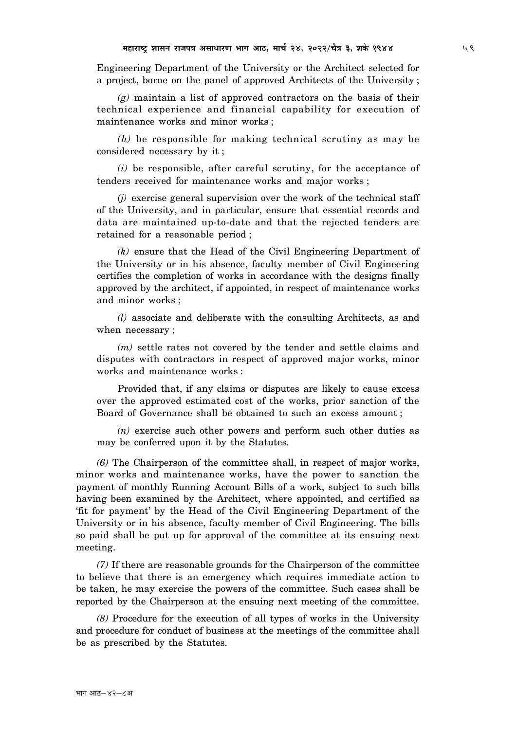Engineering Department of the University or the Architect selected for a project, borne on the panel of approved Architects of the University ;

*(g)* maintain a list of approved contractors on the basis of their technical experience and financial capability for execution of maintenance works and minor works ;

*(h)* be responsible for making technical scrutiny as may be considered necessary by it ;

*(i)* be responsible, after careful scrutiny, for the acceptance of tenders received for maintenance works and major works ;

*(j)* exercise general supervision over the work of the technical staff of the University, and in particular, ensure that essential records and data are maintained up-to-date and that the rejected tenders are retained for a reasonable period ;

*(k)* ensure that the Head of the Civil Engineering Department of the University or in his absence, faculty member of Civil Engineering certifies the completion of works in accordance with the designs finally approved by the architect, if appointed, in respect of maintenance works and minor works ;

*(l)* associate and deliberate with the consulting Architects, as and when necessary ;

*(m)* settle rates not covered by the tender and settle claims and disputes with contractors in respect of approved major works, minor works and maintenance works :

Provided that, if any claims or disputes are likely to cause excess over the approved estimated cost of the works, prior sanction of the Board of Governance shall be obtained to such an excess amount ;

*(n)* exercise such other powers and perform such other duties as may be conferred upon it by the Statutes.

*(6)* The Chairperson of the committee shall, in respect of major works, minor works and maintenance works, have the power to sanction the payment of monthly Running Account Bills of a work, subject to such bills having been examined by the Architect, where appointed, and certified as 'fit for payment' by the Head of the Civil Engineering Department of the University or in his absence, faculty member of Civil Engineering. The bills so paid shall be put up for approval of the committee at its ensuing next meeting.

*(7)* If there are reasonable grounds for the Chairperson of the committee to believe that there is an emergency which requires immediate action to be taken, he may exercise the powers of the committee. Such cases shall be reported by the Chairperson at the ensuing next meeting of the committee.

*(8)* Procedure for the execution of all types of works in the University and procedure for conduct of business at the meetings of the committee shall be as prescribed by the Statutes.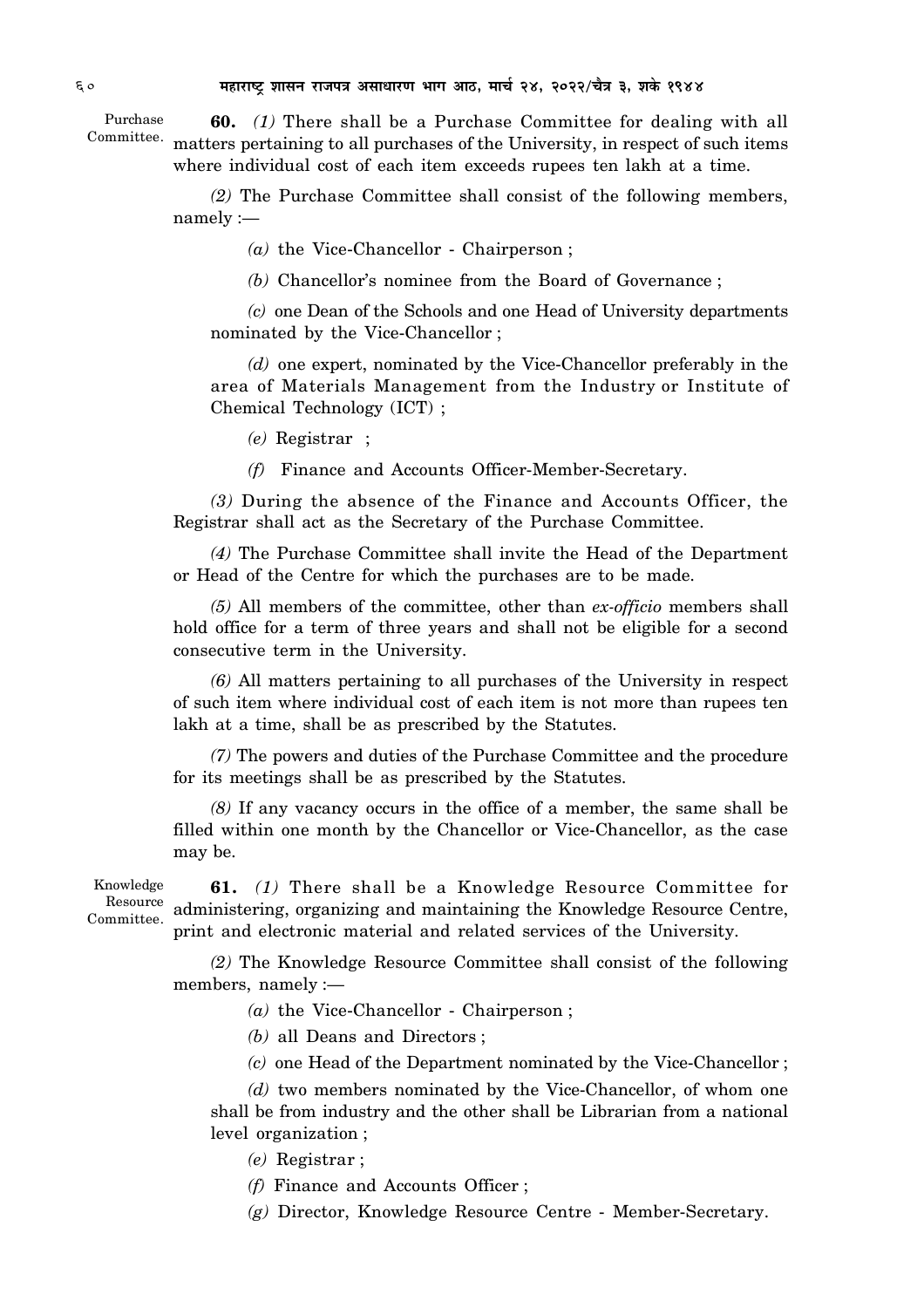**Purchase Committee.**

**60.** *(1)* There shall be a Purchase Committee for dealing with all matters pertaining to all purchases of the University, in respect of such items where individual cost of each item exceeds rupees ten lakh at a time.

*(2)* The Purchase Committee shall consist of the following members, namely :—

*(a)* the Vice-Chancellor - Chairperson ;

*(b)* Chancellor's nominee from the Board of Governance ;

*(c)* one Dean of the Schools and one Head of University departments nominated by the Vice-Chancellor ;

*(d)* one expert, nominated by the Vice-Chancellor preferably in the area of Materials Management from the Industry or Institute of Chemical Technology (ICT) ;

*(e)* Registrar ;

*(f)* Finance and Accounts Officer-Member-Secretary.

*(3)* During the absence of the Finance and Accounts Officer, the Registrar shall act as the Secretary of the Purchase Committee.

*(4)* The Purchase Committee shall invite the Head of the Department or Head of the Centre for which the purchases are to be made.

*(5)* All members of the committee, other than *ex-officio* members shall hold office for a term of three years and shall not be eligible for a second consecutive term in the University.

*(6)* All matters pertaining to all purchases of the University in respect of such item where individual cost of each item is not more than rupees ten lakh at a time, shall be as prescribed by the Statutes.

*(7)* The powers and duties of the Purchase Committee and the procedure for its meetings shall be as prescribed by the Statutes.

*(8)* If any vacancy occurs in the office of a member, the same shall be filled within one month by the Chancellor or Vice-Chancellor, as the case may be.

**Knowledge Resource Committee.**

**61.** *(1)* There shall be a Knowledge Resource Committee for administering, organizing and maintaining the Knowledge Resource Centre, print and electronic material and related services of the University.

*(2)* The Knowledge Resource Committee shall consist of the following members, namely :—

*(a)* the Vice-Chancellor - Chairperson ;

*(b)* all Deans and Directors ;

*(c)* one Head of the Department nominated by the Vice-Chancellor ;

*(d)* two members nominated by the Vice-Chancellor, of whom one shall be from industry and the other shall be Librarian from a national level organization ;

*(e)* Registrar ;

*(f)* Finance and Accounts Officer ;

*(g)* Director, Knowledge Resource Centre - Member-Secretary.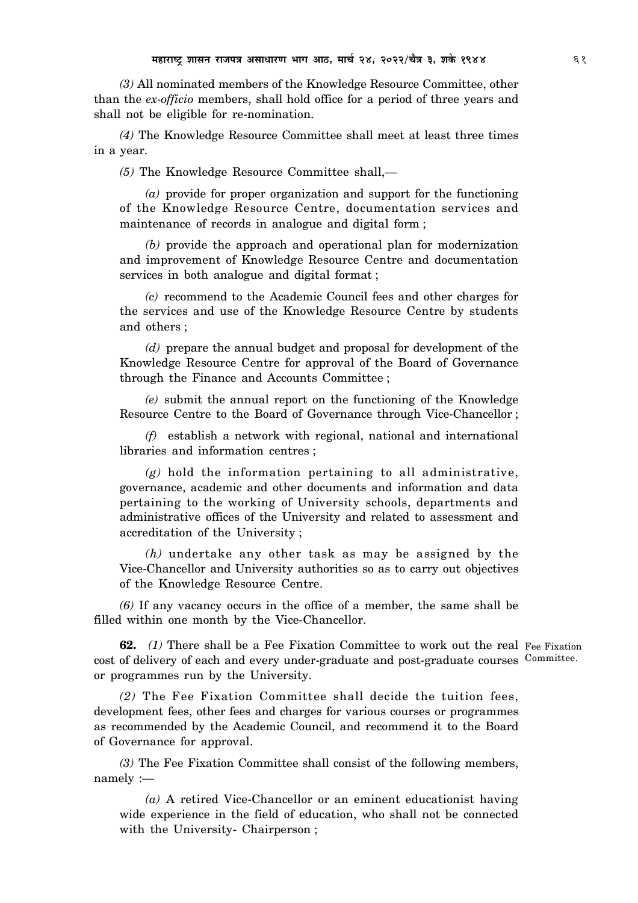*(3)* All nominated members of the Knowledge Resource Committee, other than the *ex-officio* members, shall hold office for a period of three years and shall not be eligible for re-nomination.

*(4)* The Knowledge Resource Committee shall meet at least three times in a year.

*(5)* The Knowledge Resource Committee shall,—

*(a)* provide for proper organization and support for the functioning of the Knowledge Resource Centre, documentation services and maintenance of records in analogue and digital form ;

*(b)* provide the approach and operational plan for modernization and improvement of Knowledge Resource Centre and documentation services in both analogue and digital format ;

*(c)* recommend to the Academic Council fees and other charges for the services and use of the Knowledge Resource Centre by students and others ;

*(d)* prepare the annual budget and proposal for development of the Knowledge Resource Centre for approval of the Board of Governance through the Finance and Accounts Committee ;

*(e)* submit the annual report on the functioning of the Knowledge Resource Centre to the Board of Governance through Vice-Chancellor ;

*(f)* establish a network with regional, national and international libraries and information centres ;

*(g)* hold the information pertaining to all administrative, governance, academic and other documents and information and data pertaining to the working of University schools, departments and administrative offices of the University and related to assessment and accreditation of the University ;

*(h)* undertake any other task as may be assigned by the Vice-Chancellor and University authorities so as to carry out objectives of the Knowledge Resource Centre.

*(6)* If any vacancy occurs in the office of a member, the same shall be filled within one month by the Vice-Chancellor.

Fee Fixation Committee.

**62.** *(1)* There shall be a Fee Fixation Committee to work out the real cost of delivery of each and every under-graduate and post-graduate courses or programmes run by the University.

*(2)* The Fee Fixation Committee shall decide the tuition fees, development fees, other fees and charges for various courses or programmes as recommended by the Academic Council, and recommend it to the Board of Governance for approval.

*(3)* The Fee Fixation Committee shall consist of the following members, namely :—

*(a)* A retired Vice-Chancellor or an eminent educationist having wide experience in the field of education, who shall not be connected with the University- Chairperson ;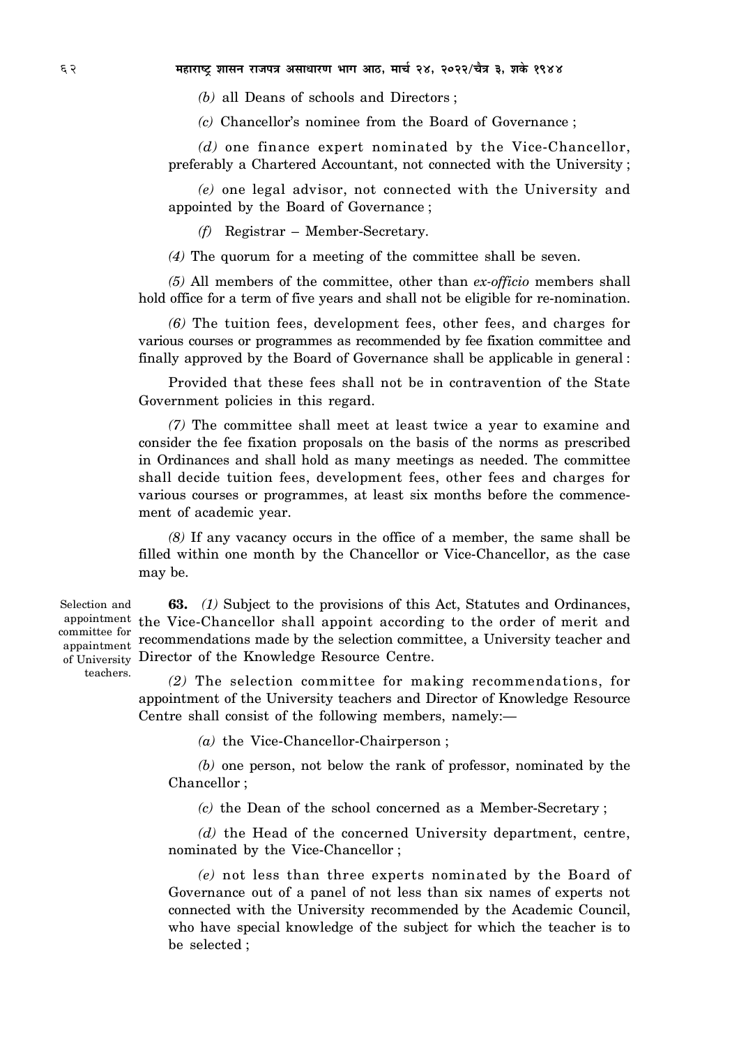*(b)* all Deans of schools and Directors ;

*(c)* Chancellor's nominee from the Board of Governance ;

*(d)* one finance expert nominated by the Vice-Chancellor, preferably a Chartered Accountant, not connected with the University ;

*(e)* one legal advisor, not connected with the University and appointed by the Board of Governance ;

*(f)* Registrar – Member-Secretary.

*(4)* The quorum for a meeting of the committee shall be seven.

*(5)* All members of the committee, other than *ex-officio* members shall hold office for a term of five years and shall not be eligible for re-nomination.

*(6)* The tuition fees, development fees, other fees, and charges for various courses or programmes as recommended by fee fixation committee and finally approved by the Board of Governance shall be applicable in general :

Provided that these fees shall not be in contravention of the State Government policies in this regard.

*(7)* The committee shall meet at least twice a year to examine and consider the fee fixation proposals on the basis of the norms as prescribed in Ordinances and shall hold as many meetings as needed. The committee shall decide tuition fees, development fees, other fees and charges for various courses or programmes, at least six months before the commencement of academic year.

*(8)* If any vacancy occurs in the office of a member, the same shall be filled within one month by the Chancellor or Vice-Chancellor, as the case may be.

Selection and appointment committee for appointment of University teachers.

**63.** *(1)* Subject to the provisions of this Act, Statutes and Ordinances, the Vice-Chancellor shall appoint according to the order of merit and recommendations made by the selection committee, a University teacher and Director of the Knowledge Resource Centre.

*(2)* The selection committee for making recommendations, for appointment of the University teachers and Director of Knowledge Resource Centre shall consist of the following members, namely:—

*(a)* the Vice-Chancellor-Chairperson ;

*(b)* one person, not below the rank of professor, nominated by the Chancellor ;

*(c)* the Dean of the school concerned as a Member-Secretary ;

*(d)* the Head of the concerned University department, centre, nominated by the Vice-Chancellor ;

*(e)* not less than three experts nominated by the Board of Governance out of a panel of not less than six names of experts not connected with the University recommended by the Academic Council, who have special knowledge of the subject for which the teacher is to be selected ;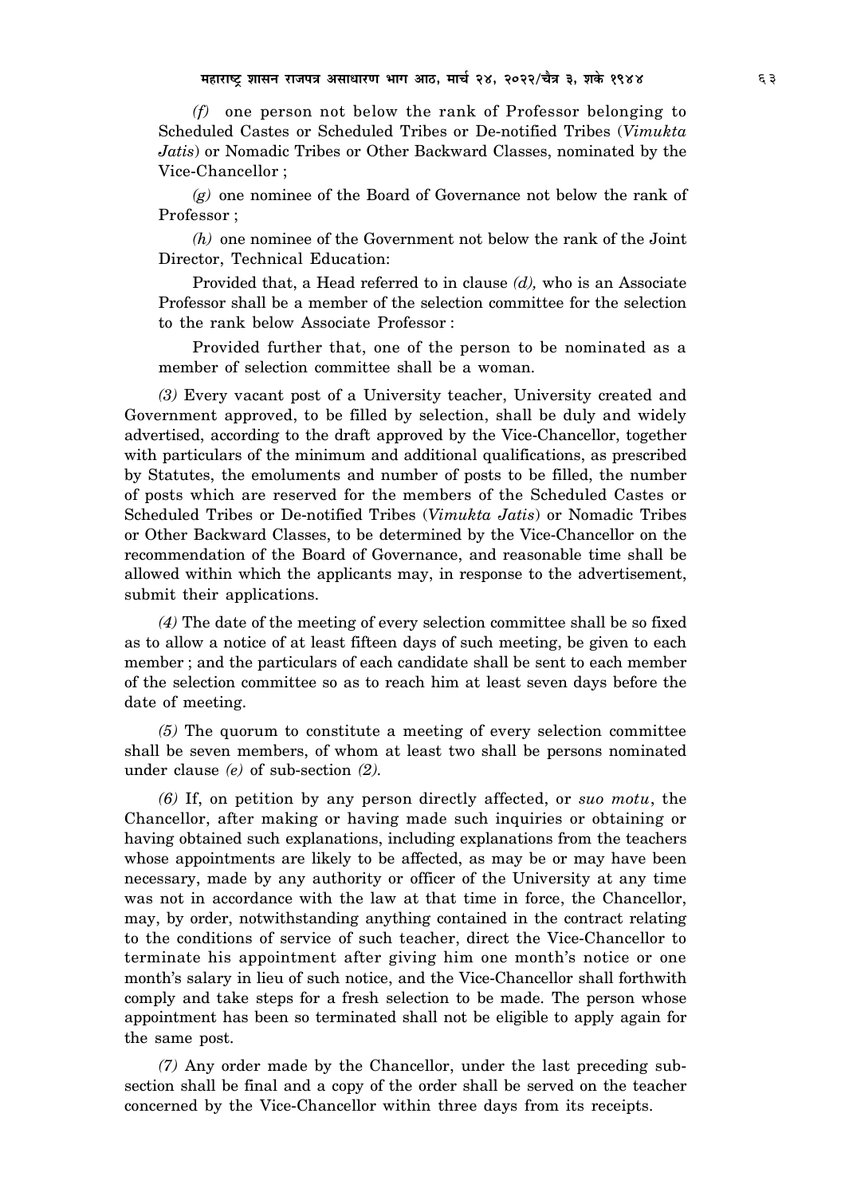*(f)* one person not below the rank of Professor belonging to Scheduled Castes or Scheduled Tribes or De-notified Tribes (*Vimukta Jatis*) or Nomadic Tribes or Other Backward Classes, nominated by the Vice-Chancellor ;

*(g)* one nominee of the Board of Governance not below the rank of Professor ;

*(h)* one nominee of the Government not below the rank of the Joint Director, Technical Education:

Provided that, a Head referred to in clause *(d),* who is an Associate Professor shall be a member of the selection committee for the selection to the rank below Associate Professor :

Provided further that, one of the person to be nominated as a member of selection committee shall be a woman.

*(3)* Every vacant post of a University teacher, University created and Government approved, to be filled by selection, shall be duly and widely advertised, according to the draft approved by the Vice-Chancellor, together with particulars of the minimum and additional qualifications, as prescribed by Statutes, the emoluments and number of posts to be filled, the number of posts which are reserved for the members of the Scheduled Castes or Scheduled Tribes or De-notified Tribes (*Vimukta Jatis*) or Nomadic Tribes or Other Backward Classes, to be determined by the Vice-Chancellor on the recommendation of the Board of Governance, and reasonable time shall be allowed within which the applicants may, in response to the advertisement, submit their applications.

*(4)* The date of the meeting of every selection committee shall be so fixed as to allow a notice of at least fifteen days of such meeting, be given to each member ; and the particulars of each candidate shall be sent to each member of the selection committee so as to reach him at least seven days before the date of meeting.

*(5)* The quorum to constitute a meeting of every selection committee shall be seven members, of whom at least two shall be persons nominated under clause *(e)* of sub-section *(2).*

*(6)* If, on petition by any person directly affected, or *suo motu*, the Chancellor, after making or having made such inquiries or obtaining or having obtained such explanations, including explanations from the teachers whose appointments are likely to be affected, as may be or may have been necessary, made by any authority or officer of the University at any time was not in accordance with the law at that time in force, the Chancellor, may, by order, notwithstanding anything contained in the contract relating to the conditions of service of such teacher, direct the Vice-Chancellor to terminate his appointment after giving him one month's notice or one month's salary in lieu of such notice, and the Vice-Chancellor shall forthwith comply and take steps for a fresh selection to be made. The person whose appointment has been so terminated shall not be eligible to apply again for the same post.

*(7)* Any order made by the Chancellor, under the last preceding sub-section shall be final and a copy of the order shall be served on the teacher concerned by the Vice-Chancellor within three days from its receipts.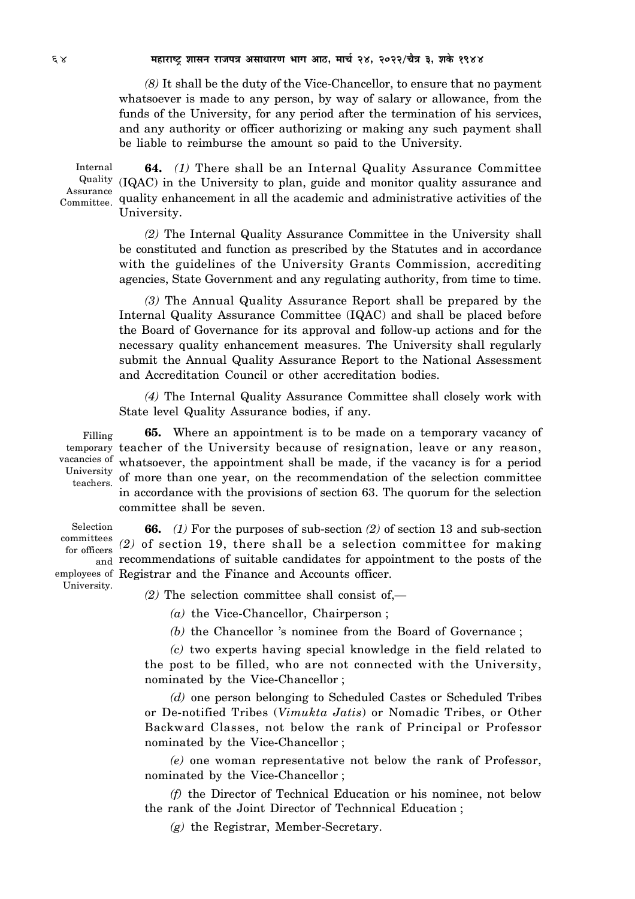*(8)* It shall be the duty of the Vice-Chancellor, to ensure that no payment whatsoever is made to any person, by way of salary or allowance, from the funds of the University, for any period after the termination of his services, and any authority or officer authorizing or making any such payment shall be liable to reimburse the amount so paid to the University.

Internal Quality Assurance Committee.

**64.** *(1)* There shall be an Internal Quality Assurance Committee (IQAC) in the University to plan, guide and monitor quality assurance and quality enhancement in all the academic and administrative activities of the University.

*(2)* The Internal Quality Assurance Committee in the University shall be constituted and function as prescribed by the Statutes and in accordance with the guidelines of the University Grants Commission, accrediting agencies, State Government and any regulating authority, from time to time.

*(3)* The Annual Quality Assurance Report shall be prepared by the Internal Quality Assurance Committee (IQAC) and shall be placed before the Board of Governance for its approval and follow-up actions and for the necessary quality enhancement measures. The University shall regularly submit the Annual Quality Assurance Report to the National Assessment and Accreditation Council or other accreditation bodies.

*(4)* The Internal Quality Assurance Committee shall closely work with State level Quality Assurance bodies, if any.

Filling temporary vacancies of University teachers.

**65.** Where an appointment is to be made on a temporary vacancy of teacher of the University because of resignation, leave or any reason, whatsoever, the appointment shall be made, if the vacancy is for a period of more than one year, on the recommendation of the selection committee in accordance with the provisions of section 63. The quorum for the selection committee shall be seven.

Selection committees for officers and employees of University.

**66.** *(1)* For the purposes of sub-section *(2)* of section 13 and sub-section *(2)* of section 19, there shall be a selection committee for making recommendations of suitable candidates for appointment to the posts of the Registrar and the Finance and Accounts officer.

*(2)* The selection committee shall consist of,—

*(a)* the Vice-Chancellor, Chairperson ;

*(b)* the Chancellor 's nominee from the Board of Governance ;

*(c)* two experts having special knowledge in the field related to the post to be filled, who are not connected with the University, nominated by the Vice-Chancellor ;

*(d)* one person belonging to Scheduled Castes or Scheduled Tribes or De-notified Tribes (*Vimukta Jatis*) or Nomadic Tribes, or Other Backward Classes, not below the rank of Principal or Professor nominated by the Vice-Chancellor ;

*(e)* one woman representative not below the rank of Professor, nominated by the Vice-Chancellor ;

*(f)* the Director of Technical Education or his nominee, not below the rank of the Joint Director of Technnical Education ;

*(g)* the Registrar, Member-Secretary.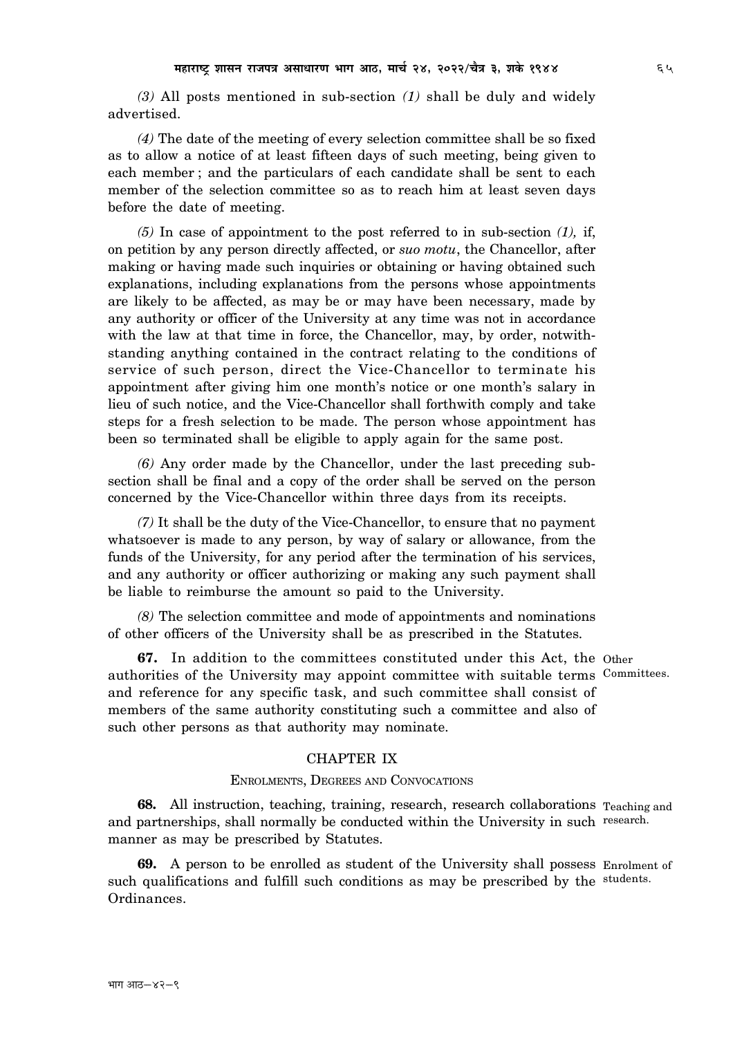*(3)* All posts mentioned in sub-section *(1)* shall be duly and widely advertised.

*(4)* The date of the meeting of every selection committee shall be so fixed as to allow a notice of at least fifteen days of such meeting, being given to each member ; and the particulars of each candidate shall be sent to each member of the selection committee so as to reach him at least seven days before the date of meeting.

*(5)* In case of appointment to the post referred to in sub-section *(1),* if, on petition by any person directly affected, or *suo motu*, the Chancellor, after making or having made such inquiries or obtaining or having obtained such explanations, including explanations from the persons whose appointments are likely to be affected, as may be or may have been necessary, made by any authority or officer of the University at any time was not in accordance with the law at that time in force, the Chancellor, may, by order, notwithstanding anything contained in the contract relating to the conditions of service of such person, direct the Vice-Chancellor to terminate his appointment after giving him one month's notice or one month's salary in lieu of such notice, and the Vice-Chancellor shall forthwith comply and take steps for a fresh selection to be made. The person whose appointment has been so terminated shall be eligible to apply again for the same post.

*(6)* Any order made by the Chancellor, under the last preceding sub-section shall be final and a copy of the order shall be served on the person concerned by the Vice-Chancellor within three days from its receipts.

*(7)* It shall be the duty of the Vice-Chancellor, to ensure that no payment whatsoever is made to any person, by way of salary or allowance, from the funds of the University, for any period after the termination of his services, and any authority or officer authorizing or making any such payment shall be liable to reimburse the amount so paid to the University.

*(8)* The selection committee and mode of appointments and nominations of other officers of the University shall be as prescribed in the Statutes.

Other Committees.

**67.** In addition to the committees constituted under this Act, the authorities of the University may appoint committee with suitable terms and reference for any specific task, and such committee shall consist of members of the same authority constituting such a committee and also of such other persons as that authority may nominate.

## CHAPTER IX

### ENROLMENTS, DEGREES AND CONVOCATIONS

Teaching and research.

**68.** All instruction, teaching, training, research, research collaborations and partnerships, shall normally be conducted within the University in such manner as may be prescribed by Statutes.

Enrolment of students.

**69.** A person to be enrolled as student of the University shall possess such qualifications and fulfill such conditions as may be prescribed by the Ordinances.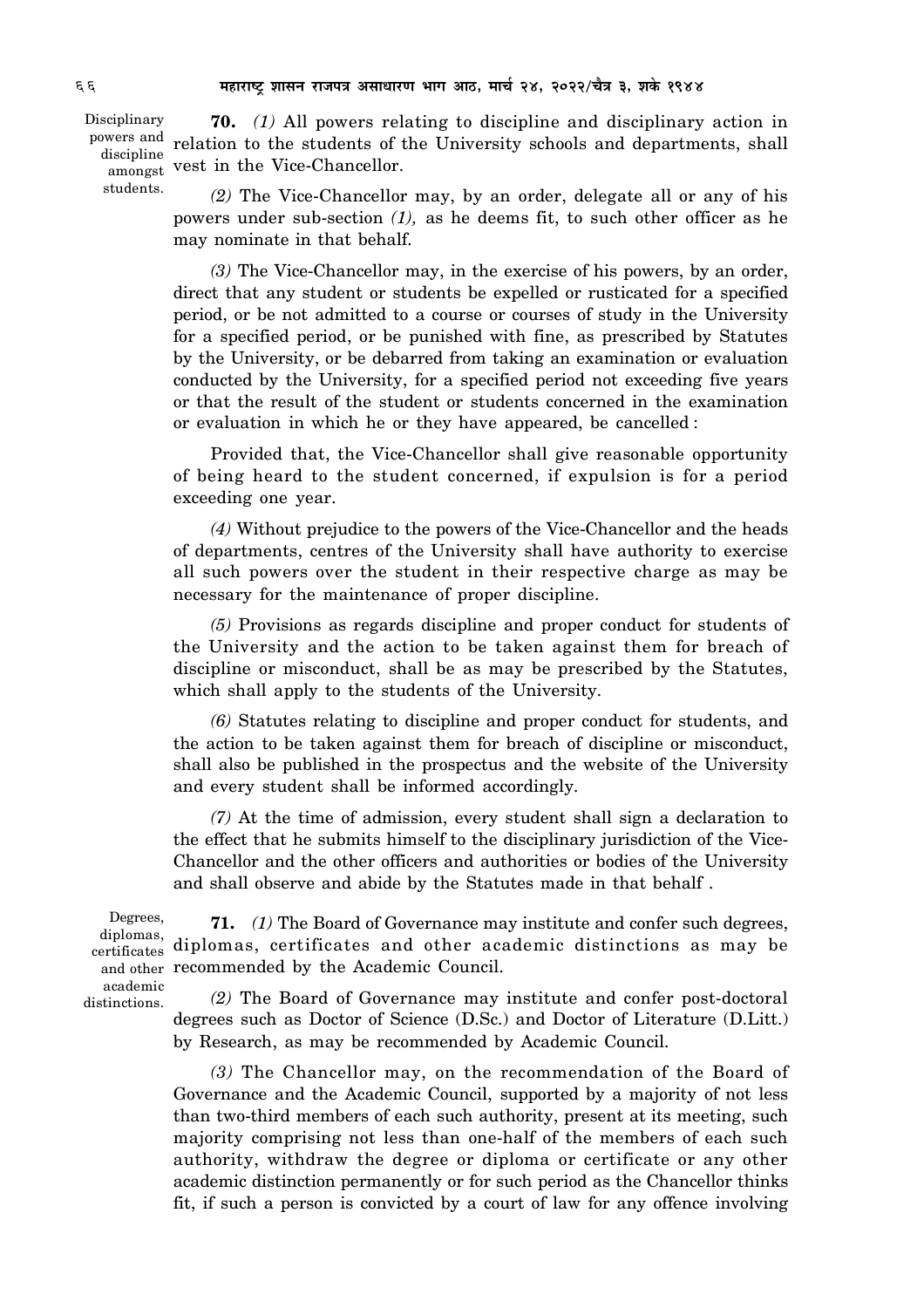**70.** *(1)* All powers relating to discipline and disciplinary action in relation to the students of the University schools and departments, shall vest in the Vice-Chancellor.

Disciplinary powers and discipline amongst students.

*(2)* The Vice-Chancellor may, by an order, delegate all or any of his powers under sub-section *(1),* as he deems fit, to such other officer as he may nominate in that behalf.

*(3)* The Vice-Chancellor may, in the exercise of his powers, by an order, direct that any student or students be expelled or rusticated for a specified period, or be not admitted to a course or courses of study in the University for a specified period, or be punished with fine, as prescribed by Statutes by the University, or be debarred from taking an examination or evaluation conducted by the University, for a specified period not exceeding five years or that the result of the student or students concerned in the examination or evaluation in which he or they have appeared, be cancelled :

Provided that, the Vice-Chancellor shall give reasonable opportunity of being heard to the student concerned, if expulsion is for a period exceeding one year.

*(4)* Without prejudice to the powers of the Vice-Chancellor and the heads of departments, centres of the University shall have authority to exercise all such powers over the student in their respective charge as may be necessary for the maintenance of proper discipline.

*(5)* Provisions as regards discipline and proper conduct for students of the University and the action to be taken against them for breach of discipline or misconduct, shall be as may be prescribed by the Statutes, which shall apply to the students of the University.

*(6)* Statutes relating to discipline and proper conduct for students, and the action to be taken against them for breach of discipline or misconduct, shall also be published in the prospectus and the website of the University and every student shall be informed accordingly.

*(7)* At the time of admission, every student shall sign a declaration to the effect that he submits himself to the disciplinary jurisdiction of the Vice-Chancellor and the other officers and authorities or bodies of the University and shall observe and abide by the Statutes made in that behalf .

**71.** *(1)* The Board of Governance may institute and confer such degrees, diplomas, certificates and other academic distinctions as may be recommended by the Academic Council.

Degrees, diplomas, certificates and other academic distinctions.

*(2)* The Board of Governance may institute and confer post-doctoral degrees such as Doctor of Science (D.Sc.) and Doctor of Literature (D.Litt.) by Research, as may be recommended by Academic Council.

*(3)* The Chancellor may, on the recommendation of the Board of Governance and the Academic Council, supported by a majority of not less than two-third members of each such authority, present at its meeting, such majority comprising not less than one-half of the members of each such authority, withdraw the degree or diploma or certificate or any other academic distinction permanently or for such period as the Chancellor thinks fit, if such a person is convicted by a court of law for any offence involving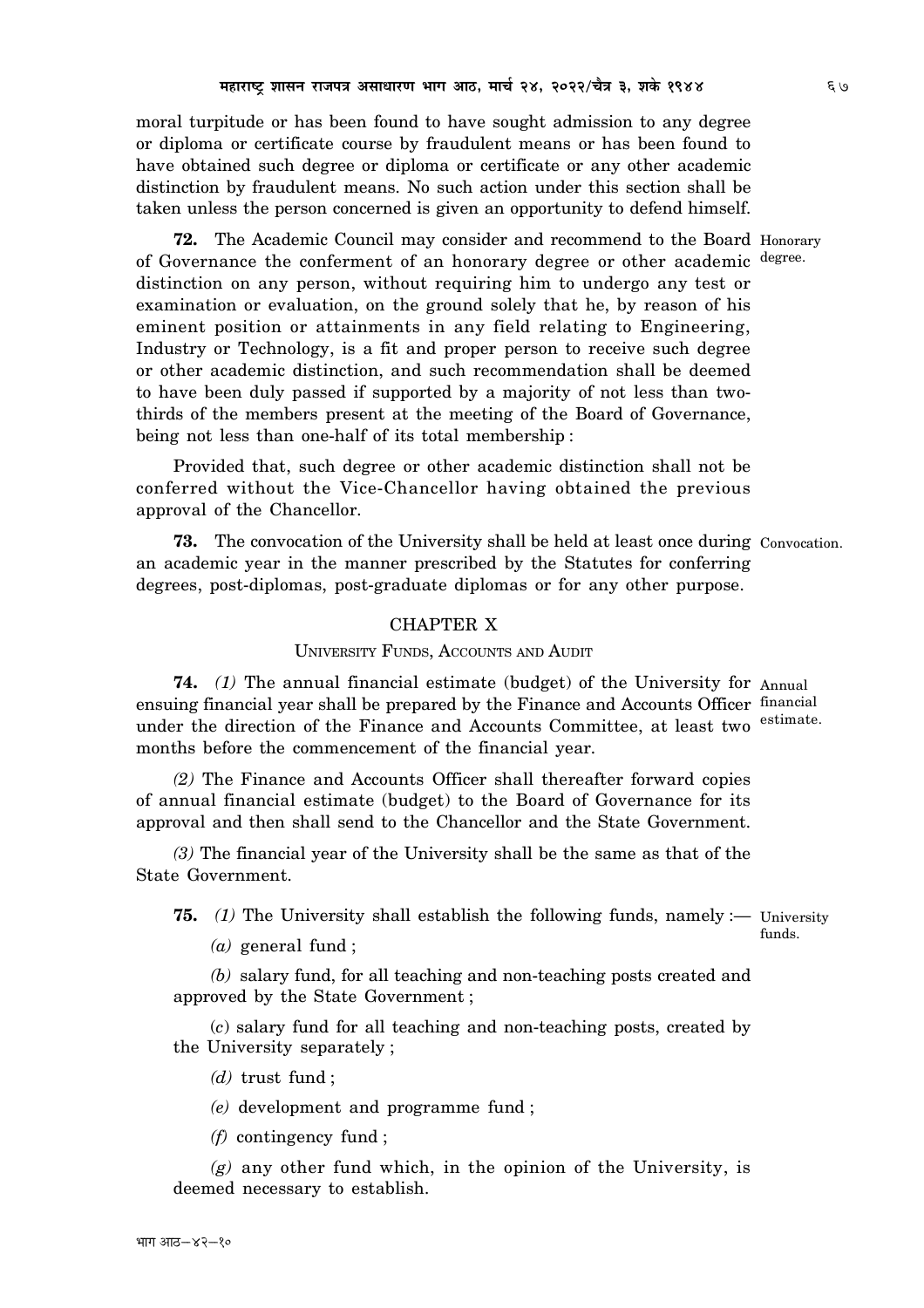moral turpitude or has been found to have sought admission to any degree or diploma or certificate course by fraudulent means or has been found to have obtained such degree or diploma or certificate or any other academic distinction by fraudulent means. No such action under this section shall be taken unless the person concerned is given an opportunity to defend himself.

**72.** The Academic Council may consider and recommend to the Board of Governance the conferment of an honorary degree or other academic distinction on any person, without requiring him to undergo any test or examination or evaluation, on the ground solely that he, by reason of his eminent position or attainments in any field relating to Engineering, Industry or Technology, is a fit and proper person to receive such degree or other academic distinction, and such recommendation shall be deemed to have been duly passed if supported by a majority of not less than two-thirds of the members present at the meeting of the Board of Governance, being not less than one-half of its total membership : *Honorary degree.*

Provided that, such degree or other academic distinction shall not be conferred without the Vice-Chancellor having obtained the previous approval of the Chancellor.

**73.** The convocation of the University shall be held at least once during an academic year in the manner prescribed by the Statutes for conferring degrees, post-diplomas, post-graduate diplomas or for any other purpose. *Convocation.*

## CHAPTER X

### UNIVERSITY FUNDS, ACCOUNTS AND AUDIT

**74.** *(1)* The annual financial estimate (budget) of the University for ensuing financial year shall be prepared by the Finance and Accounts Officer under the direction of the Finance and Accounts Committee, at least two months before the commencement of the financial year. *Annual financial estimate.*

*(2)* The Finance and Accounts Officer shall thereafter forward copies of annual financial estimate (budget) to the Board of Governance for its approval and then shall send to the Chancellor and the State Government.

*(3)* The financial year of the University shall be the same as that of the State Government.

**75.** *(1)* The University shall establish the following funds, namely :— *University funds.*

*(a)* general fund ;

*(b)* salary fund, for all teaching and non-teaching posts created and approved by the State Government ;

*(c)* salary fund for all teaching and non-teaching posts, created by the University separately ;

*(d)* trust fund ;

*(e)* development and programme fund ;

*(f)* contingency fund ;

*(g)* any other fund which, in the opinion of the University, is deemed necessary to establish.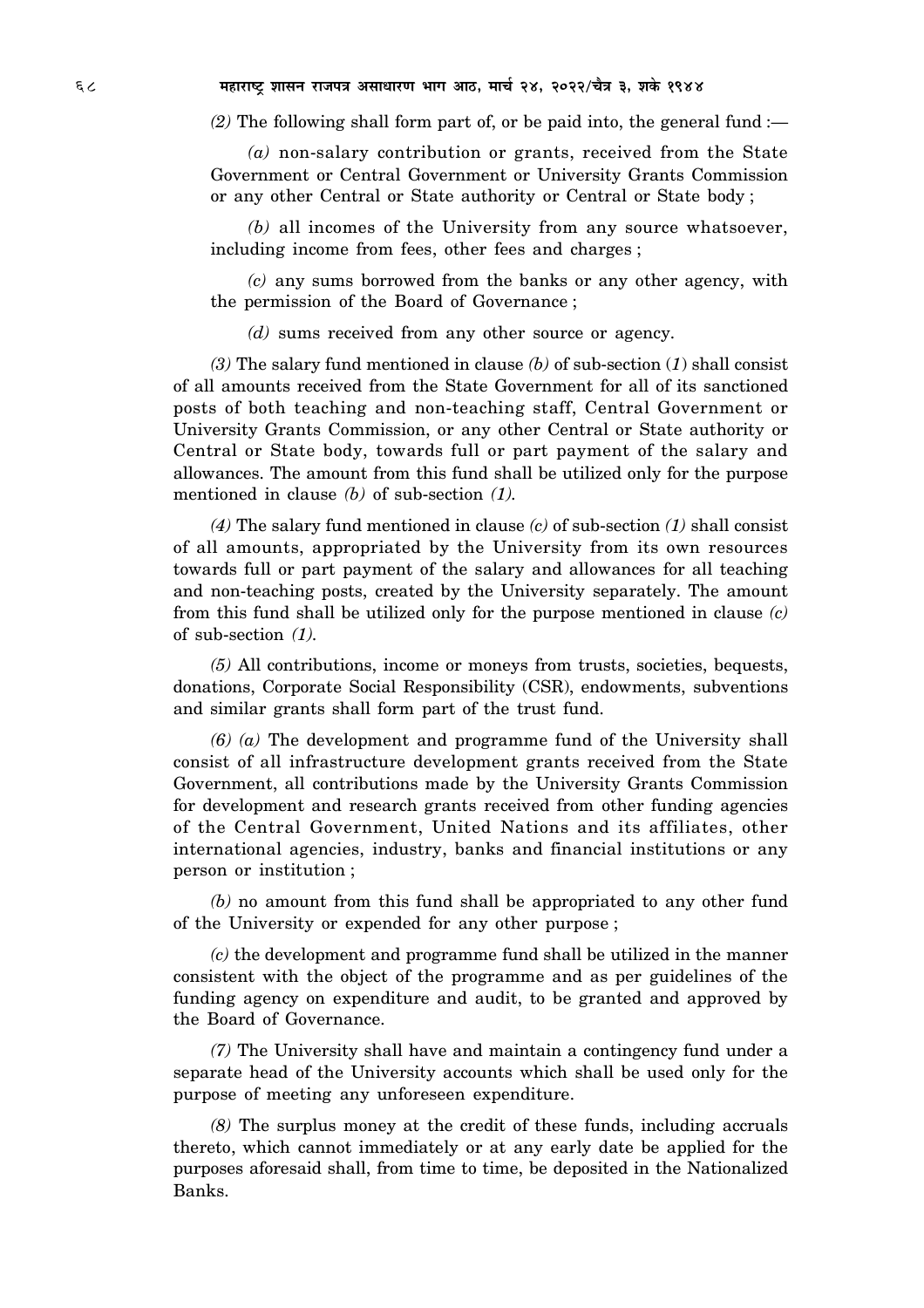*(2)* The following shall form part of, or be paid into, the general fund :—

*(a)* non-salary contribution or grants, received from the State Government or Central Government or University Grants Commission or any other Central or State authority or Central or State body ;

*(b)* all incomes of the University from any source whatsoever, including income from fees, other fees and charges ;

*(c)* any sums borrowed from the banks or any other agency, with the permission of the Board of Governance ;

*(d)* sums received from any other source or agency.

*(3)* The salary fund mentioned in clause *(b)* of sub-section (*1*) shall consist of all amounts received from the State Government for all of its sanctioned posts of both teaching and non-teaching staff, Central Government or University Grants Commission, or any other Central or State authority or Central or State body, towards full or part payment of the salary and allowances. The amount from this fund shall be utilized only for the purpose mentioned in clause *(b)* of sub-section *(1)*.

*(4)* The salary fund mentioned in clause *(c)* of sub-section *(1)* shall consist of all amounts, appropriated by the University from its own resources towards full or part payment of the salary and allowances for all teaching and non-teaching posts, created by the University separately. The amount from this fund shall be utilized only for the purpose mentioned in clause *(c)* of sub-section *(1)*.

*(5)* All contributions, income or moneys from trusts, societies, bequests, donations, Corporate Social Responsibility (CSR), endowments, subventions and similar grants shall form part of the trust fund.

*(6) (a)* The development and programme fund of the University shall consist of all infrastructure development grants received from the State Government, all contributions made by the University Grants Commission for development and research grants received from other funding agencies of the Central Government, United Nations and its affiliates, other international agencies, industry, banks and financial institutions or any person or institution ;

*(b)* no amount from this fund shall be appropriated to any other fund of the University or expended for any other purpose ;

*(c)* the development and programme fund shall be utilized in the manner consistent with the object of the programme and as per guidelines of the funding agency on expenditure and audit, to be granted and approved by the Board of Governance.

*(7)* The University shall have and maintain a contingency fund under a separate head of the University accounts which shall be used only for the purpose of meeting any unforeseen expenditure.

*(8)* The surplus money at the credit of these funds, including accruals thereto, which cannot immediately or at any early date be applied for the purposes aforesaid shall, from time to time, be deposited in the Nationalized Banks.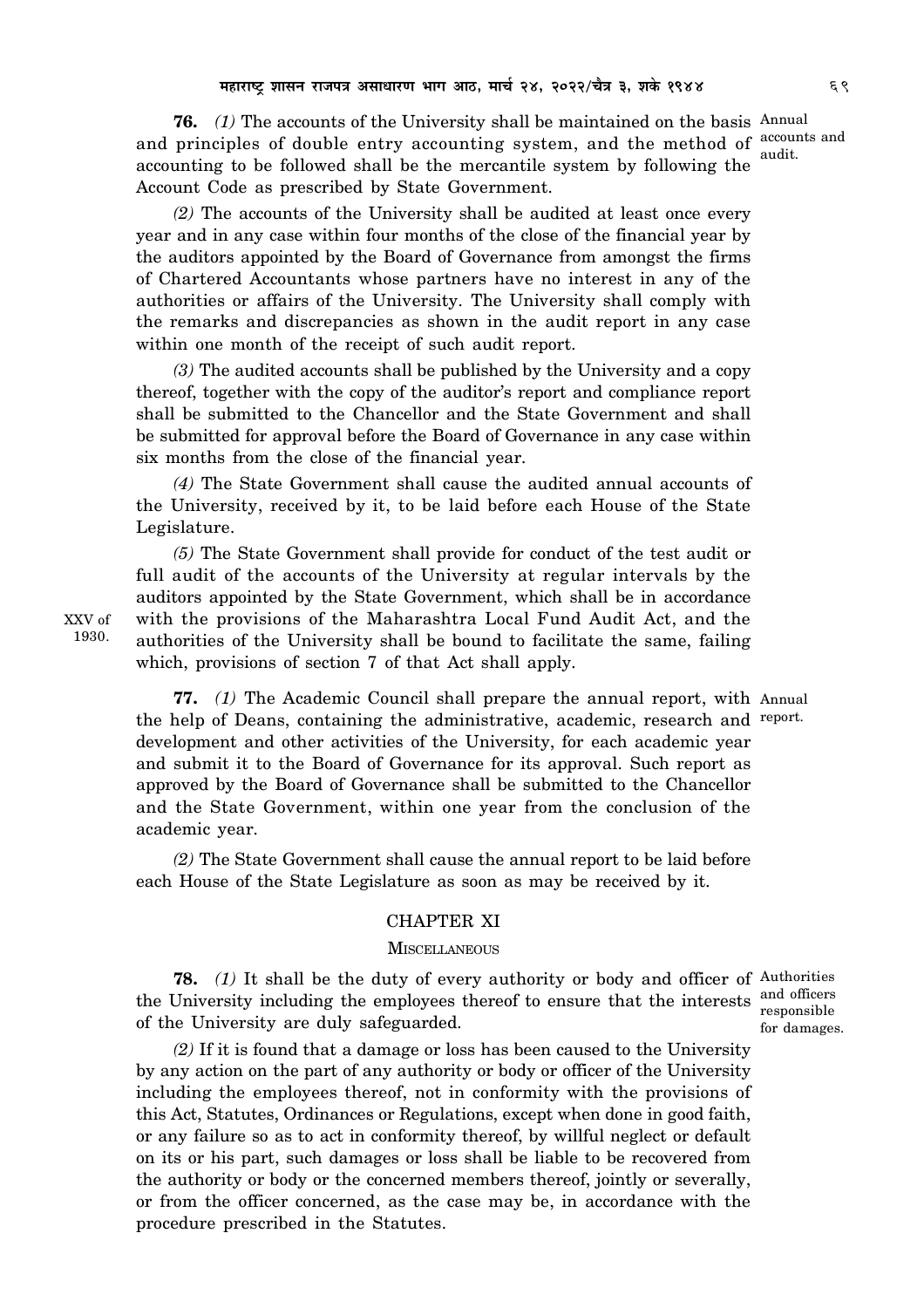**76.** *(1)* The accounts of the University shall be maintained on the basis and principles of double entry accounting system, and the method of accounting to be followed shall be the mercantile system by following the Account Code as prescribed by State Government.

Annual accounts and audit.

*(2)* The accounts of the University shall be audited at least once every year and in any case within four months of the close of the financial year by the auditors appointed by the Board of Governance from amongst the firms of Chartered Accountants whose partners have no interest in any of the authorities or affairs of the University. The University shall comply with the remarks and discrepancies as shown in the audit report in any case within one month of the receipt of such audit report.

*(3)* The audited accounts shall be published by the University and a copy thereof, together with the copy of the auditor's report and compliance report shall be submitted to the Chancellor and the State Government and shall be submitted for approval before the Board of Governance in any case within six months from the close of the financial year.

*(4)* The State Government shall cause the audited annual accounts of the University, received by it, to be laid before each House of the State Legislature.

*(5)* The State Government shall provide for conduct of the test audit or full audit of the accounts of the University at regular intervals by the auditors appointed by the State Government, which shall be in accordance with the provisions of the Maharashtra Local Fund Audit Act, and the authorities of the University shall be bound to facilitate the same, failing which, provisions of section 7 of that Act shall apply.

XXV of 1930.

**77.** *(1)* The Academic Council shall prepare the annual report, with the help of Deans, containing the administrative, academic, research and development and other activities of the University, for each academic year and submit it to the Board of Governance for its approval. Such report as approved by the Board of Governance shall be submitted to the Chancellor and the State Government, within one year from the conclusion of the academic year.

Annual report.

*(2)* The State Government shall cause the annual report to be laid before each House of the State Legislature as soon as may be received by it.

## CHAPTER XI

### MISCELLANEOUS

**78.** *(1)* It shall be the duty of every authority or body and officer of the University including the employees thereof to ensure that the interests of the University are duly safeguarded.

Authorities and officers responsible for damages.

*(2)* If it is found that a damage or loss has been caused to the University by any action on the part of any authority or body or officer of the University including the employees thereof, not in conformity with the provisions of this Act, Statutes, Ordinances or Regulations, except when done in good faith, or any failure so as to act in conformity thereof, by willful neglect or default on its or his part, such damages or loss shall be liable to be recovered from the authority or body or the concerned members thereof, jointly or severally, or from the officer concerned, as the case may be, in accordance with the procedure prescribed in the Statutes.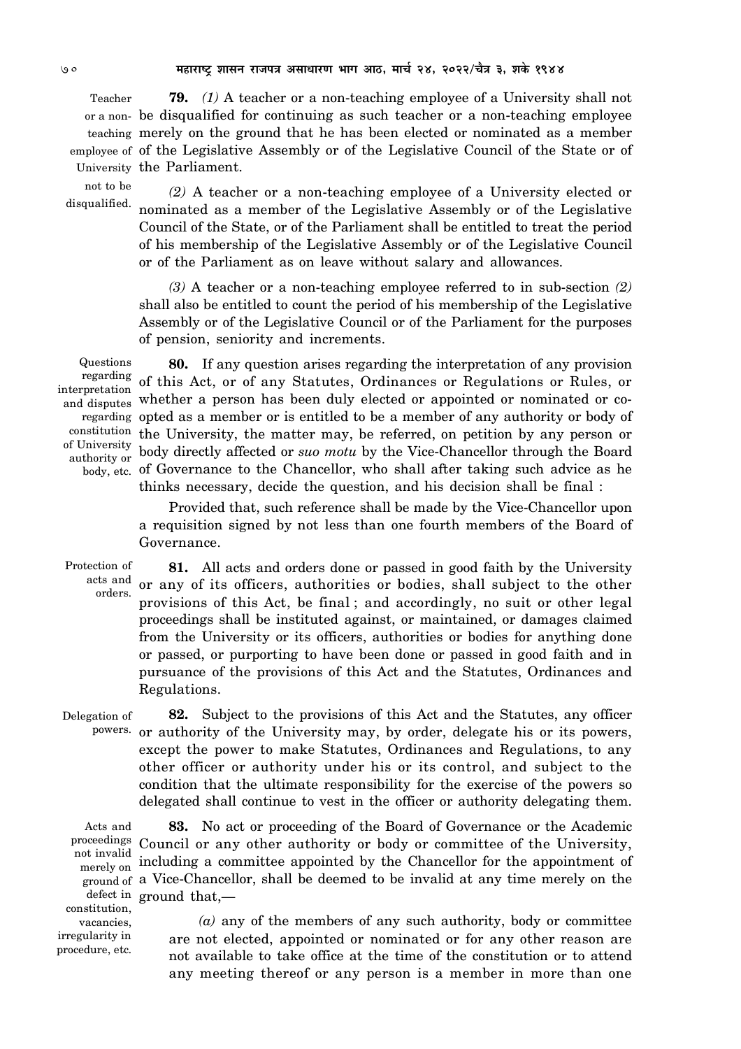**Teacher or a non-teaching employee of University not to be disqualified.**

**79.** *(1)* A teacher or a non-teaching employee of a University shall not be disqualified for continuing as such teacher or a non-teaching employee merely on the ground that he has been elected or nominated as a member of the Legislative Assembly or of the Legislative Council of the State or of the Parliament.

*(2)* A teacher or a non-teaching employee of a University elected or nominated as a member of the Legislative Assembly or of the Legislative Council of the State, or of the Parliament shall be entitled to treat the period of his membership of the Legislative Assembly or of the Legislative Council or of the Parliament as on leave without salary and allowances.

*(3)* A teacher or a non-teaching employee referred to in sub-section *(2)* shall also be entitled to count the period of his membership of the Legislative Assembly or of the Legislative Council or of the Parliament for the purposes of pension, seniority and increments.

**Questions regarding interpretation and disputes regarding constitution of University authority or body, etc.**

**80.** If any question arises regarding the interpretation of any provision of this Act, or of any Statutes, Ordinances or Regulations or Rules, or whether a person has been duly elected or appointed or nominated or co-opted as a member or is entitled to be a member of any authority or body of the University, the matter may, be referred, on petition by any person or body directly affected or *suo motu* by the Vice-Chancellor through the Board of Governance to the Chancellor, who shall after taking such advice as he thinks necessary, decide the question, and his decision shall be final :

Provided that, such reference shall be made by the Vice-Chancellor upon a requisition signed by not less than one fourth members of the Board of Governance.

**Protection of acts and orders.**

**81.** All acts and orders done or passed in good faith by the University or any of its officers, authorities or bodies, shall subject to the other provisions of this Act, be final ; and accordingly, no suit or other legal proceedings shall be instituted against, or maintained, or damages claimed from the University or its officers, authorities or bodies for anything done or passed, or purporting to have been done or passed in good faith and in pursuance of the provisions of this Act and the Statutes, Ordinances and Regulations.

**Delegation of powers.**

**82.** Subject to the provisions of this Act and the Statutes, any officer or authority of the University may, by order, delegate his or its powers, except the power to make Statutes, Ordinances and Regulations, to any other officer or authority under his or its control, and subject to the condition that the ultimate responsibility for the exercise of the powers so delegated shall continue to vest in the officer or authority delegating them.

**Acts and proceedings not invalid merely on ground of defect in constitution, vacancies, irregularity in procedure, etc.**

**83.** No act or proceeding of the Board of Governance or the Academic Council or any other authority or body or committee of the University, including a committee appointed by the Chancellor for the appointment of a Vice-Chancellor, shall be deemed to be invalid at any time merely on the ground that,—

*(a)* any of the members of any such authority, body or committee are not elected, appointed or nominated or for any other reason are not available to take office at the time of the constitution or to attend any meeting thereof or any person is a member in more than one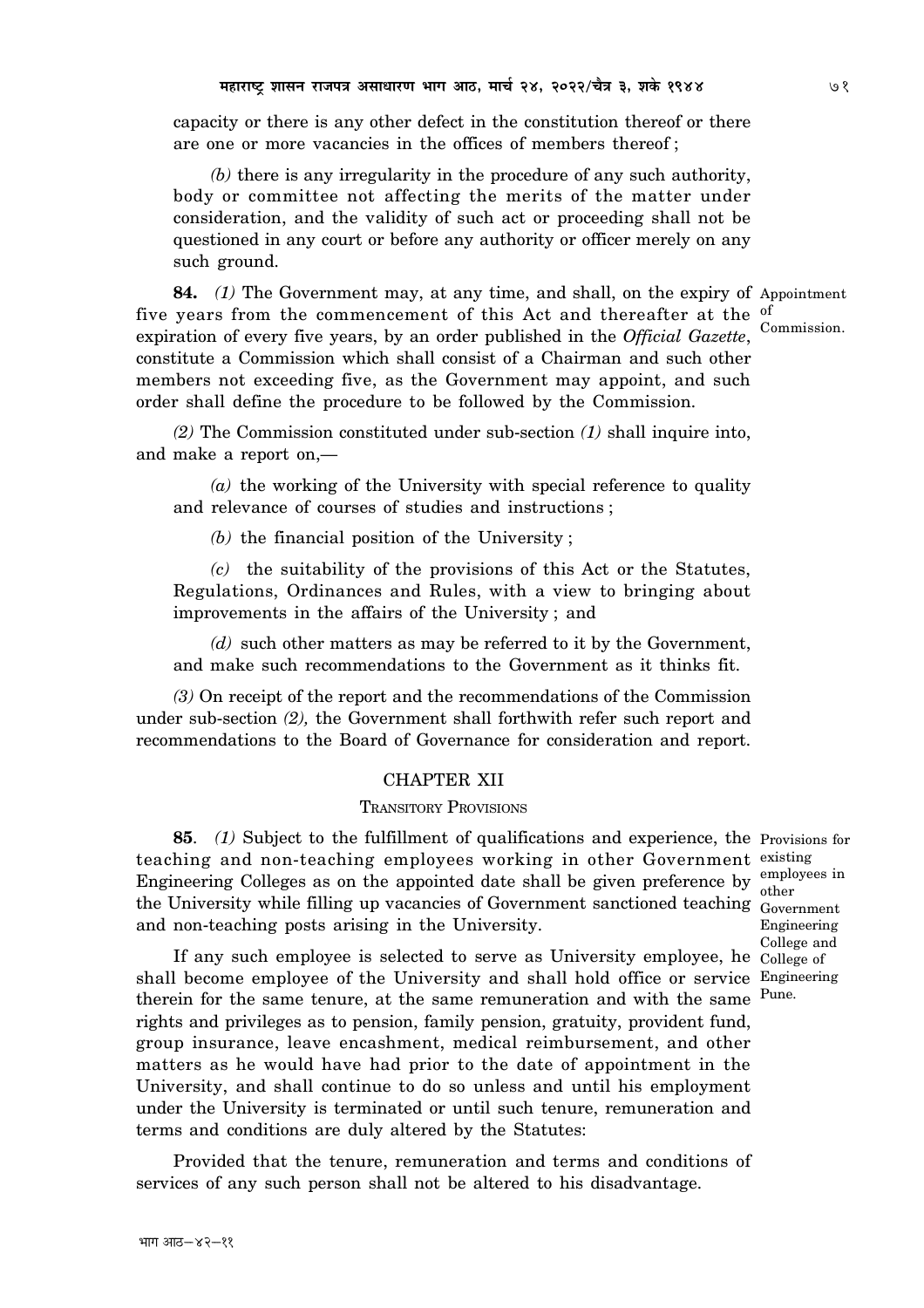capacity or there is any other defect in the constitution thereof or there are one or more vacancies in the offices of members thereof ;

*(b)* there is any irregularity in the procedure of any such authority, body or committee not affecting the merits of the matter under consideration, and the validity of such act or proceeding shall not be questioned in any court or before any authority or officer merely on any such ground.

Appointment of Commission.

**84.** *(1)* The Government may, at any time, and shall, on the expiry of five years from the commencement of this Act and thereafter at the expiration of every five years, by an order published in the *Official Gazette*, constitute a Commission which shall consist of a Chairman and such other members not exceeding five, as the Government may appoint, and such order shall define the procedure to be followed by the Commission.

*(2)* The Commission constituted under sub-section *(1)* shall inquire into, and make a report on,—

*(a)* the working of the University with special reference to quality and relevance of courses of studies and instructions ;

*(b)* the financial position of the University ;

*(c)* the suitability of the provisions of this Act or the Statutes, Regulations, Ordinances and Rules, with a view to bringing about improvements in the affairs of the University ; and

*(d)* such other matters as may be referred to it by the Government, and make such recommendations to the Government as it thinks fit.

*(3)* On receipt of the report and the recommendations of the Commission under sub-section *(2),* the Government shall forthwith refer such report and recommendations to the Board of Governance for consideration and report.

## CHAPTER XII

### TRANSITORY PROVISIONS

Provisions for existing employees in other Government Engineering College and College of Engineering Pune.

**85**. *(1)* Subject to the fulfillment of qualifications and experience, the teaching and non-teaching employees working in other Government Engineering Colleges as on the appointed date shall be given preference by the University while filling up vacancies of Government sanctioned teaching and non-teaching posts arising in the University.

If any such employee is selected to serve as University employee, he shall become employee of the University and shall hold office or service therein for the same tenure, at the same remuneration and with the same rights and privileges as to pension, family pension, gratuity, provident fund, group insurance, leave encashment, medical reimbursement, and other matters as he would have had prior to the date of appointment in the University, and shall continue to do so unless and until his employment under the University is terminated or until such tenure, remuneration and terms and conditions are duly altered by the Statutes:

Provided that the tenure, remuneration and terms and conditions of services of any such person shall not be altered to his disadvantage.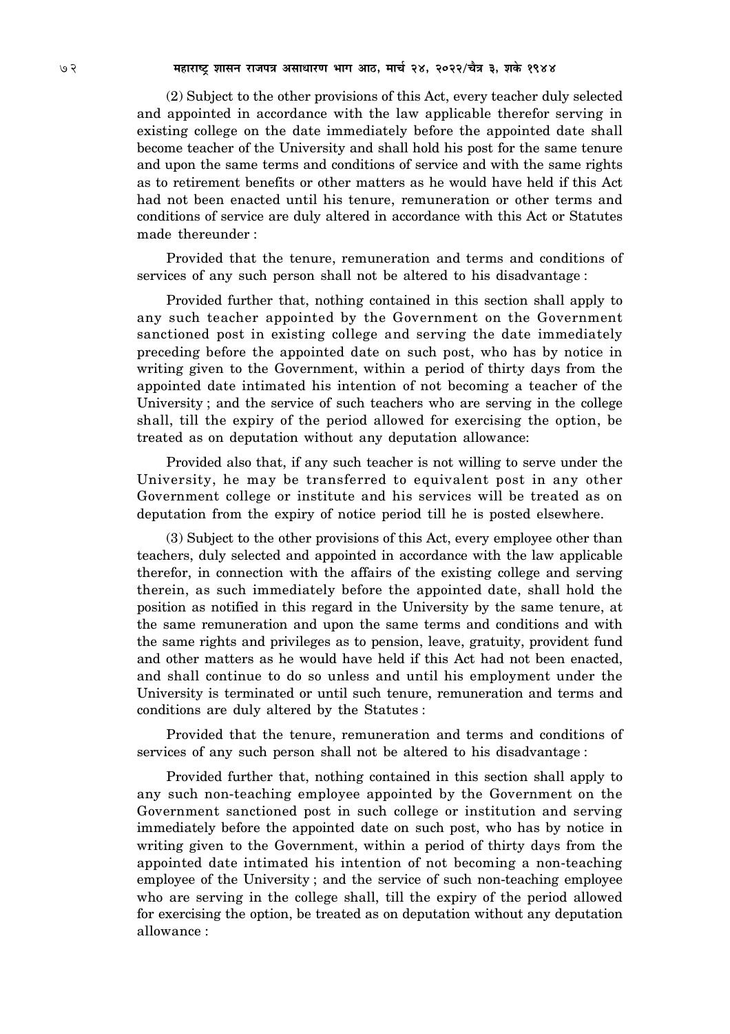(2) Subject to the other provisions of this Act, every teacher duly selected and appointed in accordance with the law applicable therefor serving in existing college on the date immediately before the appointed date shall become teacher of the University and shall hold his post for the same tenure and upon the same terms and conditions of service and with the same rights as to retirement benefits or other matters as he would have held if this Act had not been enacted until his tenure, remuneration or other terms and conditions of service are duly altered in accordance with this Act or Statutes made thereunder :

Provided that the tenure, remuneration and terms and conditions of services of any such person shall not be altered to his disadvantage :

Provided further that, nothing contained in this section shall apply to any such teacher appointed by the Government on the Government sanctioned post in existing college and serving the date immediately preceding before the appointed date on such post, who has by notice in writing given to the Government, within a period of thirty days from the appointed date intimated his intention of not becoming a teacher of the University ; and the service of such teachers who are serving in the college shall, till the expiry of the period allowed for exercising the option, be treated as on deputation without any deputation allowance:

Provided also that, if any such teacher is not willing to serve under the University, he may be transferred to equivalent post in any other Government college or institute and his services will be treated as on deputation from the expiry of notice period till he is posted elsewhere.

(3) Subject to the other provisions of this Act, every employee other than teachers, duly selected and appointed in accordance with the law applicable therefor, in connection with the affairs of the existing college and serving therein, as such immediately before the appointed date, shall hold the position as notified in this regard in the University by the same tenure, at the same remuneration and upon the same terms and conditions and with the same rights and privileges as to pension, leave, gratuity, provident fund and other matters as he would have held if this Act had not been enacted, and shall continue to do so unless and until his employment under the University is terminated or until such tenure, remuneration and terms and conditions are duly altered by the Statutes :

Provided that the tenure, remuneration and terms and conditions of services of any such person shall not be altered to his disadvantage :

Provided further that, nothing contained in this section shall apply to any such non-teaching employee appointed by the Government on the Government sanctioned post in such college or institution and serving immediately before the appointed date on such post, who has by notice in writing given to the Government, within a period of thirty days from the appointed date intimated his intention of not becoming a non-teaching employee of the University ; and the service of such non-teaching employee who are serving in the college shall, till the expiry of the period allowed for exercising the option, be treated as on deputation without any deputation allowance :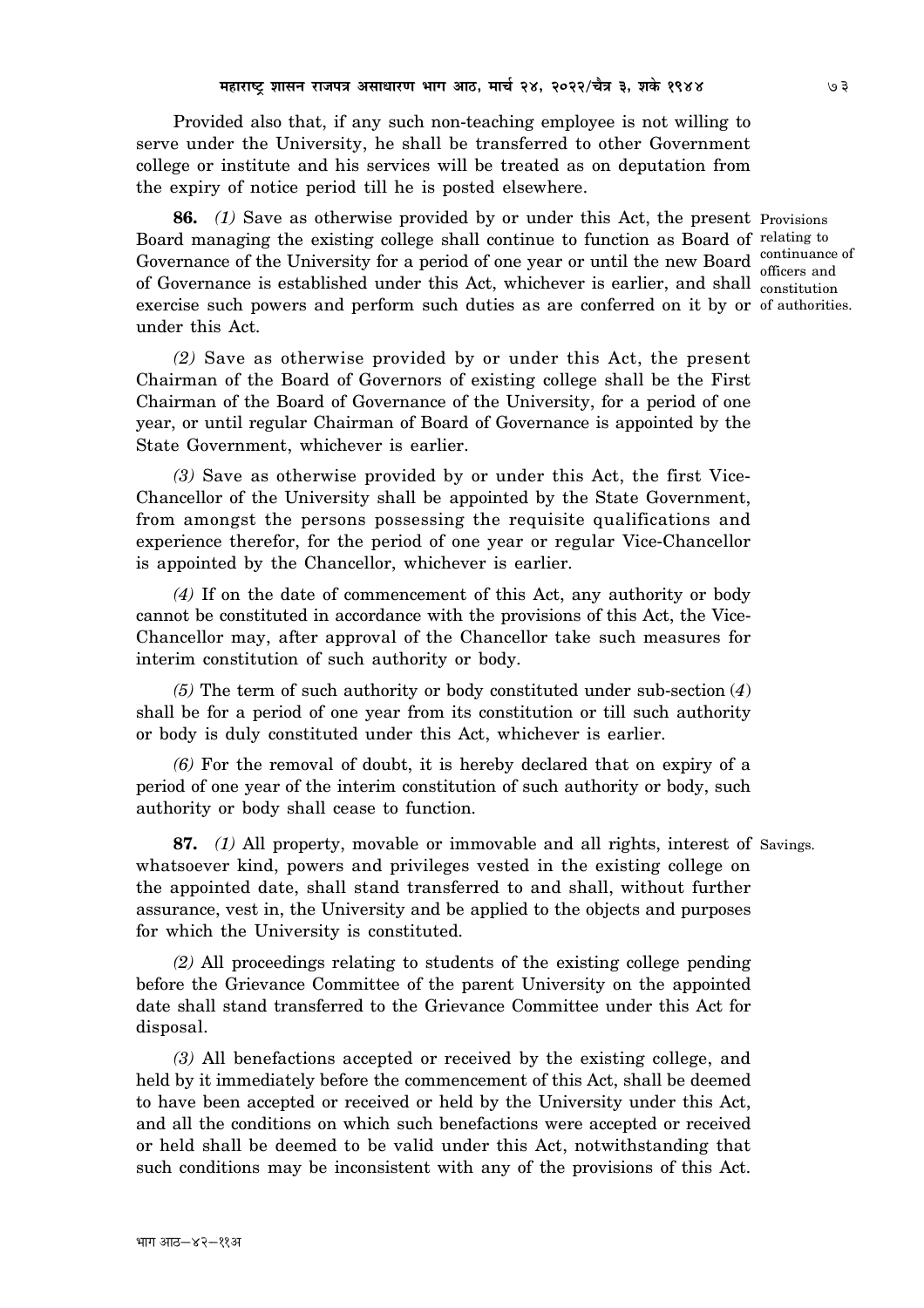Provided also that, if any such non-teaching employee is not willing to serve under the University, he shall be transferred to other Government college or institute and his services will be treated as on deputation from the expiry of notice period till he is posted elsewhere.

**86.** *(1)* Save as otherwise provided by or under this Act, the present Board managing the existing college shall continue to function as Board of Governance of the University for a period of one year or until the new Board of Governance is established under this Act, whichever is earlier, and shall exercise such powers and perform such duties as are conferred on it by or under this Act.

Provisions relating to continuance of officers and constitution of authorities.

*(2)* Save as otherwise provided by or under this Act, the present Chairman of the Board of Governors of existing college shall be the First Chairman of the Board of Governance of the University, for a period of one year, or until regular Chairman of Board of Governance is appointed by the State Government, whichever is earlier.

*(3)* Save as otherwise provided by or under this Act, the first Vice-Chancellor of the University shall be appointed by the State Government, from amongst the persons possessing the requisite qualifications and experience therefor, for the period of one year or regular Vice-Chancellor is appointed by the Chancellor, whichever is earlier.

*(4)* If on the date of commencement of this Act, any authority or body cannot be constituted in accordance with the provisions of this Act, the Vice-Chancellor may, after approval of the Chancellor take such measures for interim constitution of such authority or body.

*(5)* The term of such authority or body constituted under sub-section *(4)* shall be for a period of one year from its constitution or till such authority or body is duly constituted under this Act, whichever is earlier.

*(6)* For the removal of doubt, it is hereby declared that on expiry of a period of one year of the interim constitution of such authority or body, such authority or body shall cease to function.

**87.** *(1)* All property, movable or immovable and all rights, interest of whatsoever kind, powers and privileges vested in the existing college on the appointed date, shall stand transferred to and shall, without further assurance, vest in, the University and be applied to the objects and purposes for which the University is constituted.

Savings.

*(2)* All proceedings relating to students of the existing college pending before the Grievance Committee of the parent University on the appointed date shall stand transferred to the Grievance Committee under this Act for disposal.

*(3)* All benefactions accepted or received by the existing college, and held by it immediately before the commencement of this Act, shall be deemed to have been accepted or received or held by the University under this Act, and all the conditions on which such benefactions were accepted or received or held shall be deemed to be valid under this Act, notwithstanding that such conditions may be inconsistent with any of the provisions of this Act.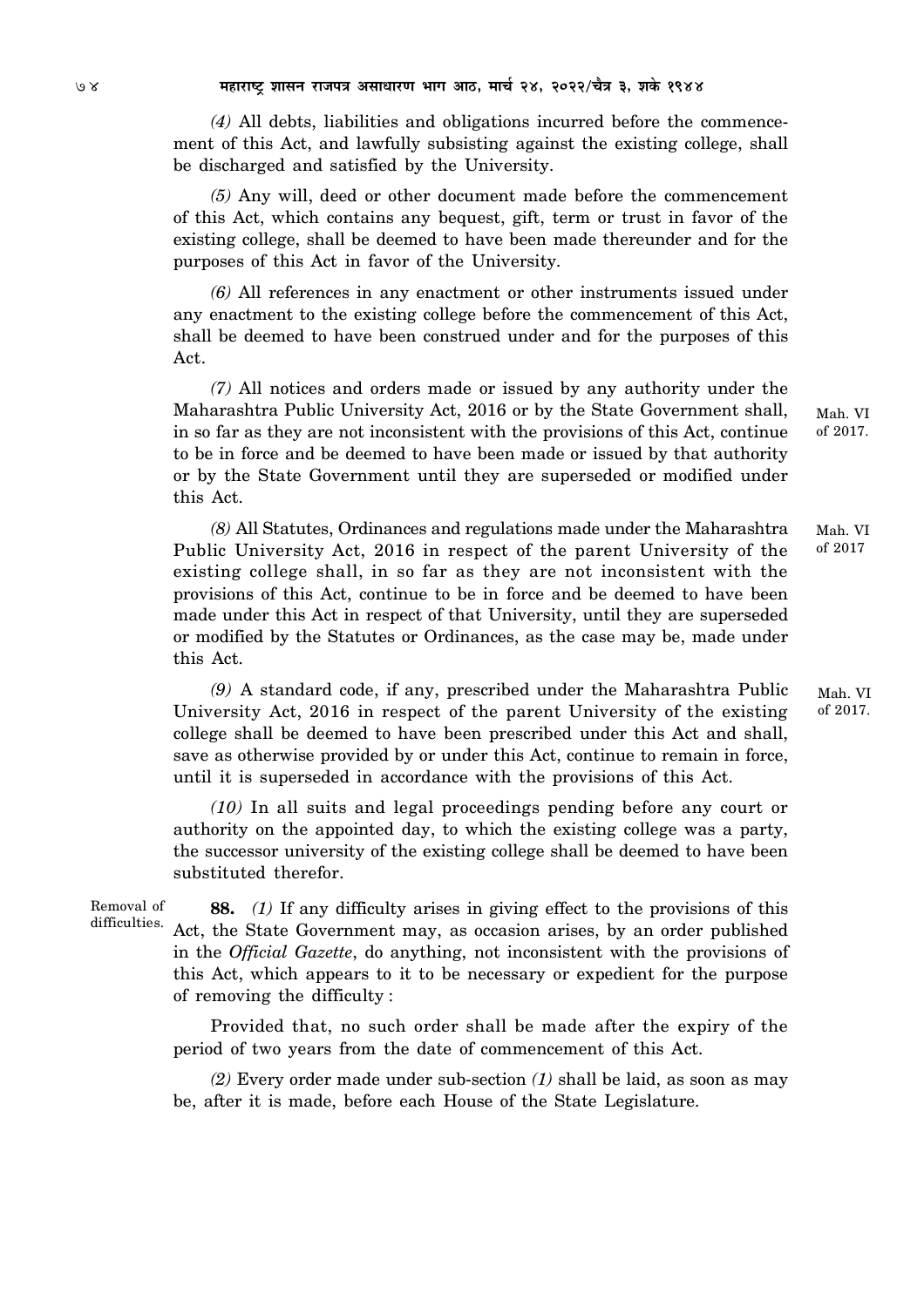*(4)* All debts, liabilities and obligations incurred before the commencement of this Act, and lawfully subsisting against the existing college, shall be discharged and satisfied by the University.

*(5)* Any will, deed or other document made before the commencement of this Act, which contains any bequest, gift, term or trust in favor of the existing college, shall be deemed to have been made thereunder and for the purposes of this Act in favor of the University.

*(6)* All references in any enactment or other instruments issued under any enactment to the existing college before the commencement of this Act, shall be deemed to have been construed under and for the purposes of this Act.

*(7)* All notices and orders made or issued by any authority under the Maharashtra Public University Act, 2016 or by the State Government shall, in so far as they are not inconsistent with the provisions of this Act, continue to be in force and be deemed to have been made or issued by that authority or by the State Government until they are superseded or modified under this Act. Mah. VI of 2017.

*(8)* All Statutes, Ordinances and regulations made under the Maharashtra Public University Act, 2016 in respect of the parent University of the existing college shall, in so far as they are not inconsistent with the provisions of this Act, continue to be in force and be deemed to have been made under this Act in respect of that University, until they are superseded or modified by the Statutes or Ordinances, as the case may be, made under this Act. Mah. VI of 2017

*(9)* A standard code, if any, prescribed under the Maharashtra Public University Act, 2016 in respect of the parent University of the existing college shall be deemed to have been prescribed under this Act and shall, save as otherwise provided by or under this Act, continue to remain in force, until it is superseded in accordance with the provisions of this Act. Mah. VI of 2017.

*(10)* In all suits and legal proceedings pending before any court or authority on the appointed day, to which the existing college was a party, the successor university of the existing college shall be deemed to have been substituted therefor.

Removal of difficulties.

**88.** *(1)* If any difficulty arises in giving effect to the provisions of this Act, the State Government may, as occasion arises, by an order published in the *Official Gazette*, do anything, not inconsistent with the provisions of this Act, which appears to it to be necessary or expedient for the purpose of removing the difficulty :

Provided that, no such order shall be made after the expiry of the period of two years from the date of commencement of this Act.

*(2)* Every order made under sub-section *(1)* shall be laid, as soon as may be, after it is made, before each House of the State Legislature.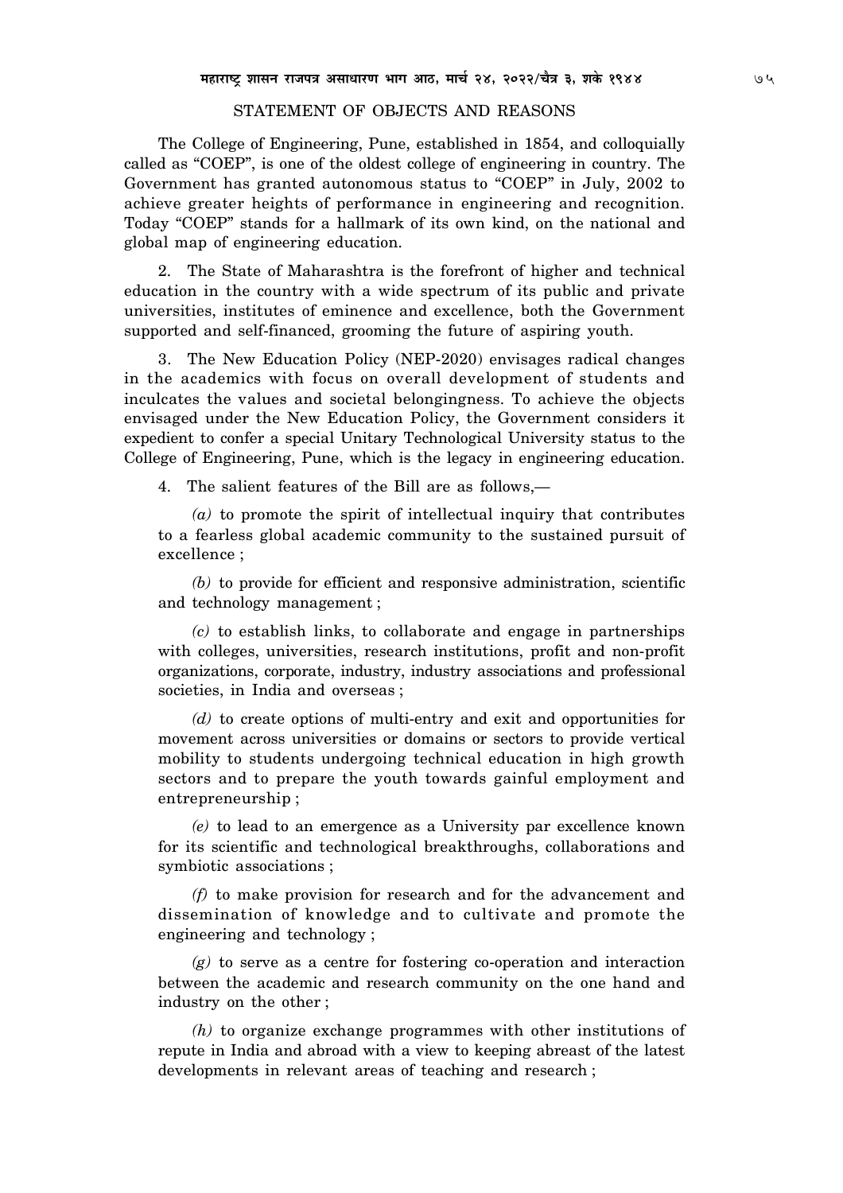## STATEMENT OF OBJECTS AND REASONS

The College of Engineering, Pune, established in 1854, and colloquially called as "COEP", is one of the oldest college of engineering in country. The Government has granted autonomous status to "COEP" in July, 2002 to achieve greater heights of performance in engineering and recognition. Today "COEP" stands for a hallmark of its own kind, on the national and global map of engineering education.

2. The State of Maharashtra is the forefront of higher and technical education in the country with a wide spectrum of its public and private universities, institutes of eminence and excellence, both the Government supported and self-financed, grooming the future of aspiring youth.

3. The New Education Policy (NEP-2020) envisages radical changes in the academics with focus on overall development of students and inculcates the values and societal belongingness. To achieve the objects envisaged under the New Education Policy, the Government considers it expedient to confer a special Unitary Technological University status to the College of Engineering, Pune, which is the legacy in engineering education.

4. The salient features of the Bill are as follows,—

*(a)* to promote the spirit of intellectual inquiry that contributes to a fearless global academic community to the sustained pursuit of excellence ;

*(b)* to provide for efficient and responsive administration, scientific and technology management ;

*(c)* to establish links, to collaborate and engage in partnerships with colleges, universities, research institutions, profit and non-profit organizations, corporate, industry, industry associations and professional societies, in India and overseas ;

*(d)* to create options of multi-entry and exit and opportunities for movement across universities or domains or sectors to provide vertical mobility to students undergoing technical education in high growth sectors and to prepare the youth towards gainful employment and entrepreneurship ;

*(e)* to lead to an emergence as a University par excellence known for its scientific and technological breakthroughs, collaborations and symbiotic associations ;

*(f)* to make provision for research and for the advancement and dissemination of knowledge and to cultivate and promote the engineering and technology ;

*(g)* to serve as a centre for fostering co-operation and interaction between the academic and research community on the one hand and industry on the other ;

*(h)* to organize exchange programmes with other institutions of repute in India and abroad with a view to keeping abreast of the latest developments in relevant areas of teaching and research ;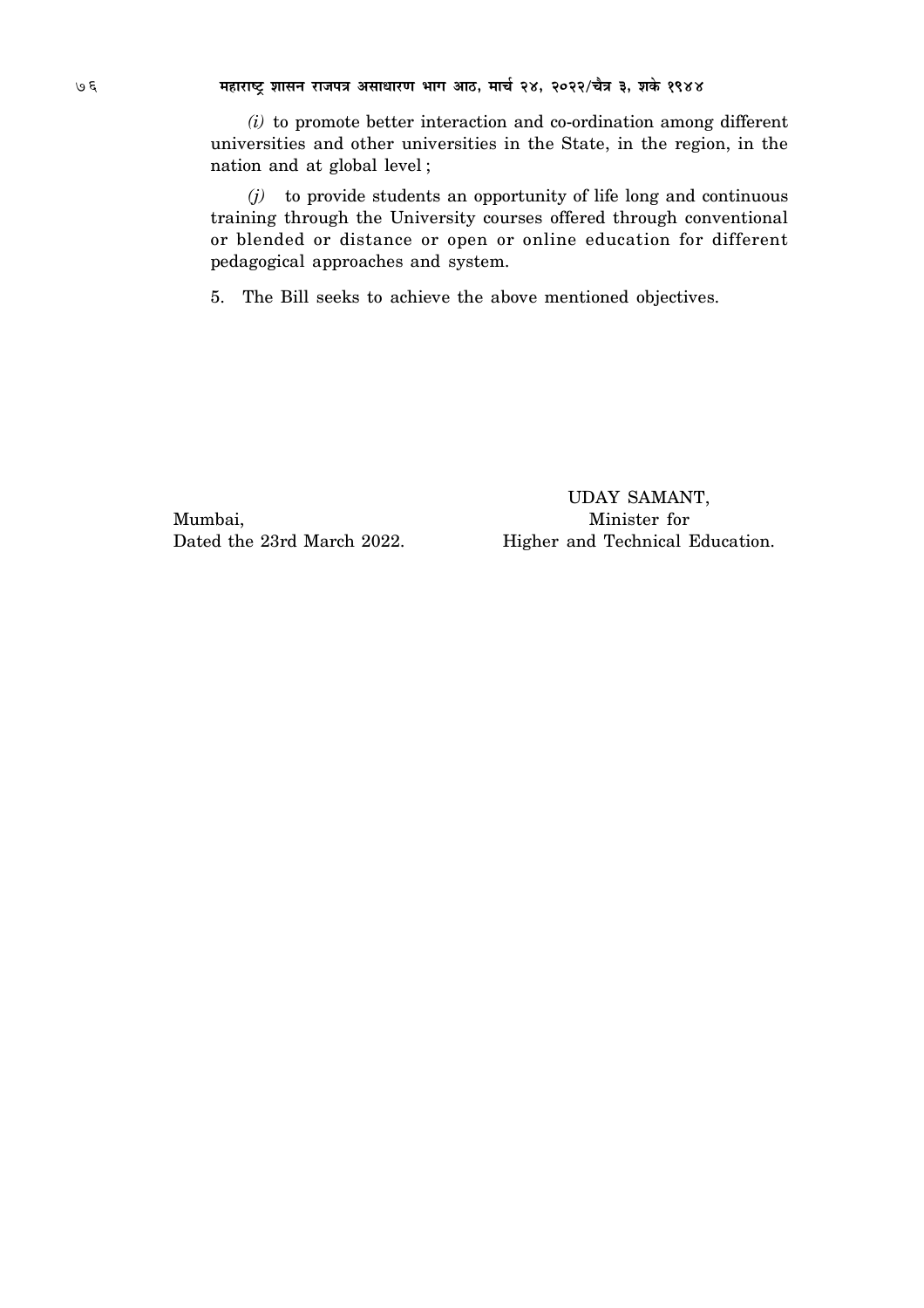*(i)* to promote better interaction and co-ordination among different universities and other universities in the State, in the region, in the nation and at global level ;

*(j)* to provide students an opportunity of life long and continuous training through the University courses offered through conventional or blended or distance or open or online education for different pedagogical approaches and system.

5. The Bill seeks to achieve the above mentioned objectives.

UDAY SAMANT,
Minister for
Higher and Technical Education.

Mumbai,
Dated the 23rd March 2022.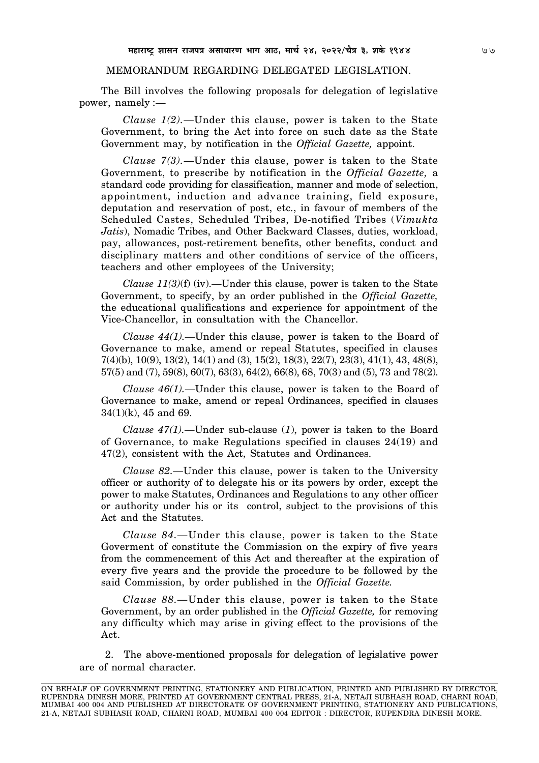MEMORANDUM REGARDING DELEGATED LEGISLATION.

The Bill involves the following proposals for delegation of legislative power, namely :—

*Clause 1(2).*—Under this clause, power is taken to the State Government, to bring the Act into force on such date as the State Government may, by notification in the *Official Gazette,* appoint.

*Clause 7(3).*—Under this clause, power is taken to the State Government, to prescribe by notification in the *Official Gazette,* a standard code providing for classification, manner and mode of selection, appointment, induction and advance training, field exposure, deputation and reservation of post, etc., in favour of members of the Scheduled Castes, Scheduled Tribes, De-notified Tribes (*Vimukta Jatis*), Nomadic Tribes, and Other Backward Classes, duties, workload, pay, allowances, post-retirement benefits, other benefits, conduct and disciplinary matters and other conditions of service of the officers, teachers and other employees of the University;

*Clause 11(3)*(f) (iv).—Under this clause, power is taken to the State Government, to specify, by an order published in the *Official Gazette,* the educational qualifications and experience for appointment of the Vice-Chancellor, in consultation with the Chancellor.

*Clause 44(1).*—Under this clause, power is taken to the Board of Governance to make, amend or repeal Statutes, specified in clauses 7(4)(b), 10(9), 13(2), 14(1) and (3), 15(2), 18(3), 22(7), 23(3), 41(1), 43, 48(8), 57(5) and (7), 59(8), 60(7), 63(3), 64(2), 66(8), 68, 70(3) and (5), 73 and 78(2).

*Clause 46(1).*—Under this clause, power is taken to the Board of Governance to make, amend or repeal Ordinances, specified in clauses 34(1)(k), 45 and 69.

*Clause 47(1).*—Under sub-clause (*1*), power is taken to the Board of Governance, to make Regulations specified in clauses 24(19) and 47(2), consistent with the Act, Statutes and Ordinances.

*Clause 82.*—Under this clause, power is taken to the University officer or authority of to delegate his or its powers by order, except the power to make Statutes, Ordinances and Regulations to any other officer or authority under his or its control, subject to the provisions of this Act and the Statutes.

*Clause 84.*—Under this clause, power is taken to the State Goverment of constitute the Commission on the expiry of five years from the commencement of this Act and thereafter at the expiration of every five years and the provide the procedure to be followed by the said Commission, by order published in the *Official Gazette.*

*Clause 88.*—Under this clause, power is taken to the State Government, by an order published in the *Official Gazette,* for removing any difficulty which may arise in giving effect to the provisions of the Act.

2. The above-mentioned proposals for delegation of legislative power are of normal character.

---

ON BEHALF OF GOVERNMENT PRINTING, STATIONERY AND PUBLICATION, PRINTED AND PUBLISHED BY DIRECTOR, RUPENDRA DINESH MORE, PRINTED AT GOVERNMENT CENTRAL PRESS, 21-A, NETAJI SUBHASH ROAD, CHARNI ROAD, MUMBAI 400 004 AND PUBLISHED AT DIRECTORATE OF GOVERNMENT PRINTING, STATIONERY AND PUBLICATIONS, 21-A, NETAJI SUBHASH ROAD, CHARNI ROAD, MUMBAI 400 004 EDITOR : DIRECTOR, RUPENDRA DINESH MORE.